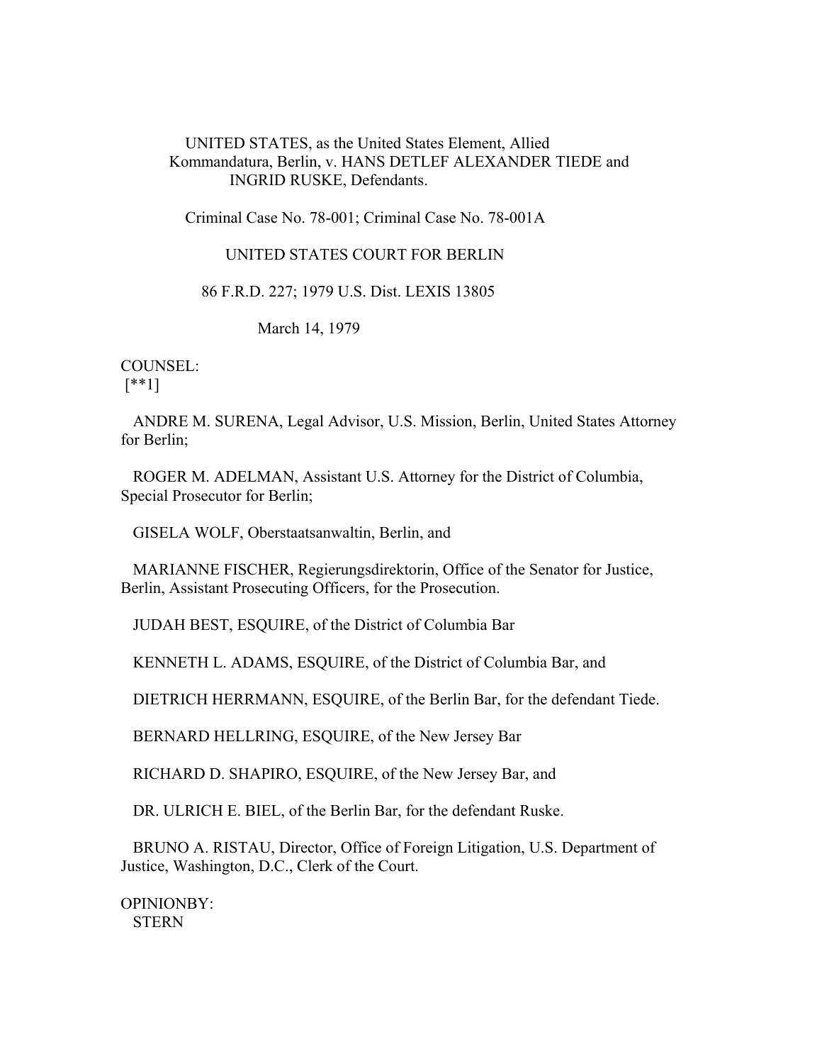UNITED STATES, as the United States Element, Allied Kommandatura, Berlin, v. HANS DETLEF ALEXANDER TIEDE and INGRID RUSKE, Defendants.

Criminal Case No. 78-001; Criminal Case No. 78-001A

UNITED STATES COURT FOR BERLIN

86 F.R.D. 227; 1979 U.S. Dist. LEXIS 13805

March 14, 1979

COUNSEL:
[**1]

ANDRE M. SURENA, Legal Advisor, U.S. Mission, Berlin, United States Attorney for Berlin;

ROGER M. ADELMAN, Assistant U.S. Attorney for the District of Columbia, Special Prosecutor for Berlin;

GISELA WOLF, Oberstaatsanwaltin, Berlin, and

MARIANNE FISCHER, Regierungsdirektorin, Office of the Senator for Justice, Berlin, Assistant Prosecuting Officers, for the Prosecution.

JUDAH BEST, ESQUIRE, of the District of Columbia Bar

KENNETH L. ADAMS, ESQUIRE, of the District of Columbia Bar, and

DIETRICH HERRMANN, ESQUIRE, of the Berlin Bar, for the defendant Tiede.

BERNARD HELLRING, ESQUIRE, of the New Jersey Bar

RICHARD D. SHAPIRO, ESQUIRE, of the New Jersey Bar, and

DR. ULRICH E. BIEL, of the Berlin Bar, for the defendant Ruske.

BRUNO A. RISTAU, Director, Office of Foreign Litigation, U.S. Department of Justice, Washington, D.C., Clerk of the Court.

OPINIONBY:
STERN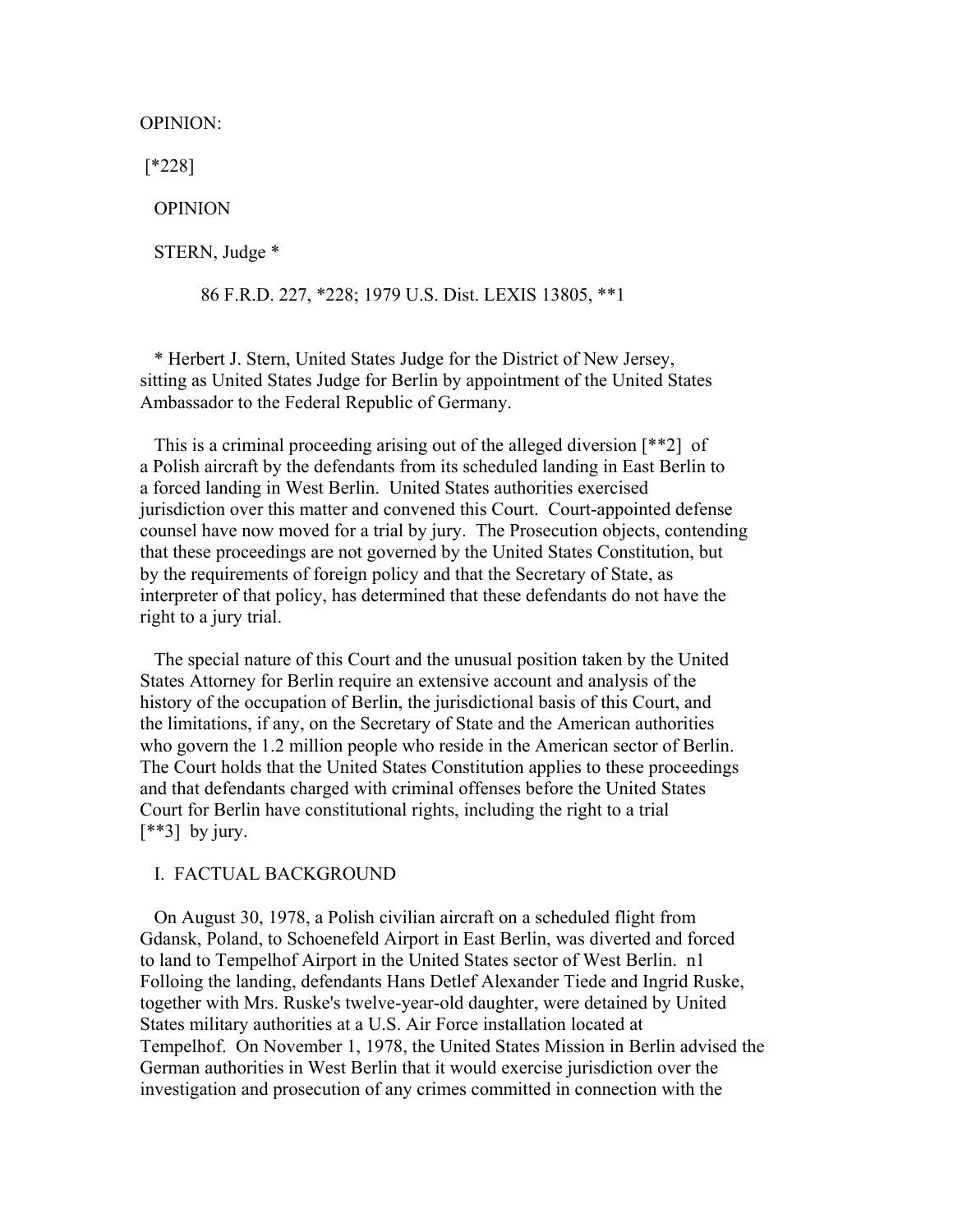OPINION:

[*228]

OPINION

STERN, Judge *

86 F.R.D. 227, *228; 1979 U.S. Dist. LEXIS 13805, **1

* Herbert J. Stern, United States Judge for the District of New Jersey, sitting as United States Judge for Berlin by appointment of the United States Ambassador to the Federal Republic of Germany.

This is a criminal proceeding arising out of the alleged diversion [**2] of a Polish aircraft by the defendants from its scheduled landing in East Berlin to a forced landing in West Berlin. United States authorities exercised jurisdiction over this matter and convened this Court. Court-appointed defense counsel have now moved for a trial by jury. The Prosecution objects, contending that these proceedings are not governed by the United States Constitution, but by the requirements of foreign policy and that the Secretary of State, as interpreter of that policy, has determined that these defendants do not have the right to a jury trial.

The special nature of this Court and the unusual position taken by the United States Attorney for Berlin require an extensive account and analysis of the history of the occupation of Berlin, the jurisdictional basis of this Court, and the limitations, if any, on the Secretary of State and the American authorities who govern the 1.2 million people who reside in the American sector of Berlin. The Court holds that the United States Constitution applies to these proceedings and that defendants charged with criminal offenses before the United States Court for Berlin have constitutional rights, including the right to a trial [**3] by jury.

## I. FACTUAL BACKGROUND

On August 30, 1978, a Polish civilian aircraft on a scheduled flight from Gdansk, Poland, to Schoenefeld Airport in East Berlin, was diverted and forced to land to Tempelhof Airport in the United States sector of West Berlin. n1 Folloing the landing, defendants Hans Detlef Alexander Tiede and Ingrid Ruske, together with Mrs. Ruske's twelve-year-old daughter, were detained by United States military authorities at a U.S. Air Force installation located at Tempelhof. On November 1, 1978, the United States Mission in Berlin advised the German authorities in West Berlin that it would exercise jurisdiction over the investigation and prosecution of any crimes committed in connection with the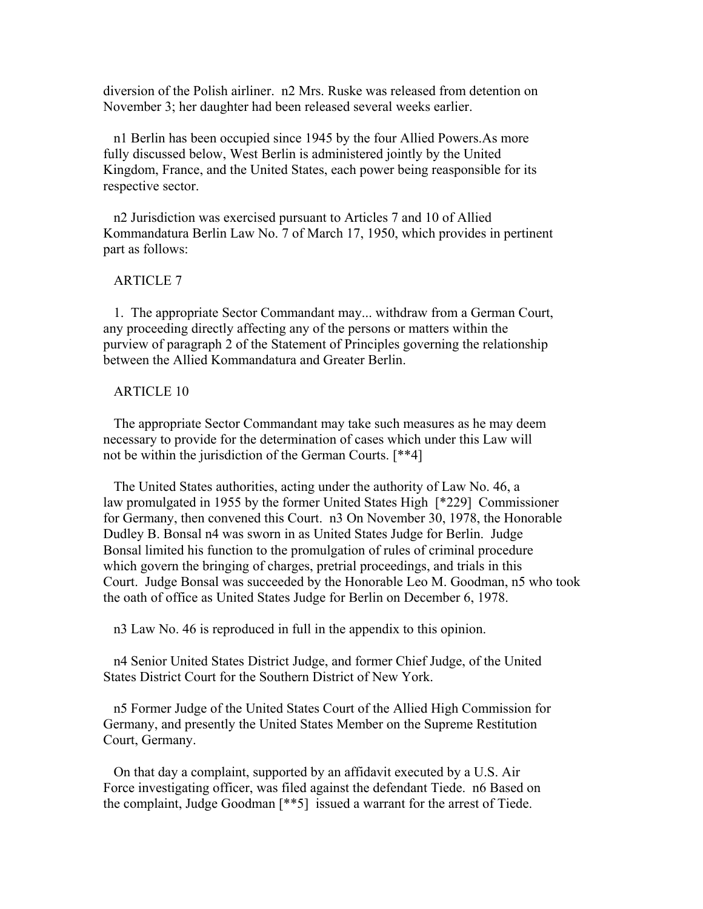diversion of the Polish airliner. n2 Mrs. Ruske was released from detention on November 3; her daughter had been released several weeks earlier.

n1 Berlin has been occupied since 1945 by the four Allied Powers.As more fully discussed below, West Berlin is administered jointly by the United Kingdom, France, and the United States, each power being reasponsible for its respective sector.

n2 Jurisdiction was exercised pursuant to Articles 7 and 10 of Allied Kommandatura Berlin Law No. 7 of March 17, 1950, which provides in pertinent part as follows:

ARTICLE 7

1. The appropriate Sector Commandant may... withdraw from a German Court, any proceeding directly affecting any of the persons or matters within the purview of paragraph 2 of the Statement of Principles governing the relationship between the Allied Kommandatura and Greater Berlin.

ARTICLE 10

The appropriate Sector Commandant may take such measures as he may deem necessary to provide for the determination of cases which under this Law will not be within the jurisdiction of the German Courts. [**4]

The United States authorities, acting under the authority of Law No. 46, a law promulgated in 1955 by the former United States High [*229] Commissioner for Germany, then convened this Court. n3 On November 30, 1978, the Honorable Dudley B. Bonsal n4 was sworn in as United States Judge for Berlin. Judge Bonsal limited his function to the promulgation of rules of criminal procedure which govern the bringing of charges, pretrial proceedings, and trials in this Court. Judge Bonsal was succeeded by the Honorable Leo M. Goodman, n5 who took the oath of office as United States Judge for Berlin on December 6, 1978.

n3 Law No. 46 is reproduced in full in the appendix to this opinion.

n4 Senior United States District Judge, and former Chief Judge, of the United States District Court for the Southern District of New York.

n5 Former Judge of the United States Court of the Allied High Commission for Germany, and presently the United States Member on the Supreme Restitution Court, Germany.

On that day a complaint, supported by an affidavit executed by a U.S. Air Force investigating officer, was filed against the defendant Tiede. n6 Based on the complaint, Judge Goodman [**5] issued a warrant for the arrest of Tiede.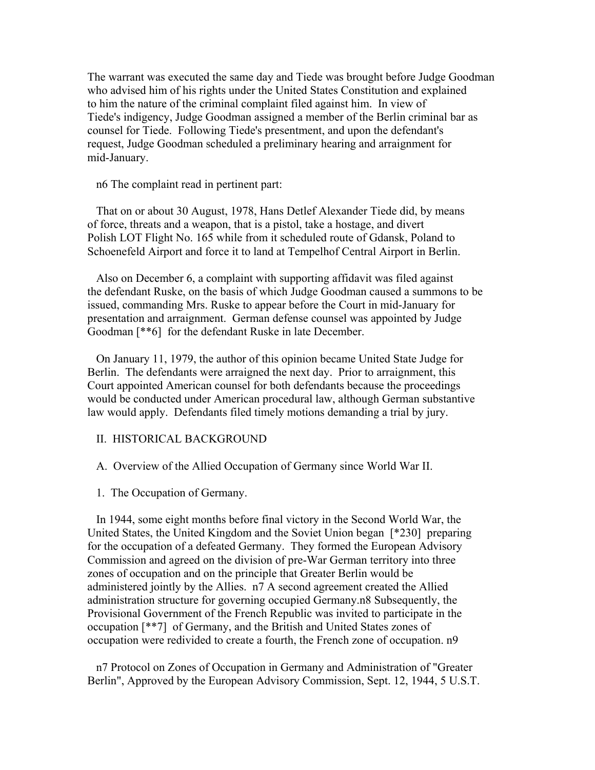The warrant was executed the same day and Tiede was brought before Judge Goodman who advised him of his rights under the United States Constitution and explained to him the nature of the criminal complaint filed against him. In view of Tiede's indigency, Judge Goodman assigned a member of the Berlin criminal bar as counsel for Tiede. Following Tiede's presentment, and upon the defendant's request, Judge Goodman scheduled a preliminary hearing and arraignment for mid-January.

n6 The complaint read in pertinent part:

That on or about 30 August, 1978, Hans Detlef Alexander Tiede did, by means of force, threats and a weapon, that is a pistol, take a hostage, and divert Polish LOT Flight No. 165 while from it scheduled route of Gdansk, Poland to Schoenefeld Airport and force it to land at Tempelhof Central Airport in Berlin.

Also on December 6, a complaint with supporting affidavit was filed against the defendant Ruske, on the basis of which Judge Goodman caused a summons to be issued, commanding Mrs. Ruske to appear before the Court in mid-January for presentation and arraignment. German defense counsel was appointed by Judge Goodman [**6] for the defendant Ruske in late December.

On January 11, 1979, the author of this opinion became United State Judge for Berlin. The defendants were arraigned the next day. Prior to arraignment, this Court appointed American counsel for both defendants because the proceedings would be conducted under American procedural law, although German substantive law would apply. Defendants filed timely motions demanding a trial by jury.

## II. HISTORICAL BACKGROUND

### A. Overview of the Allied Occupation of Germany since World War II.

#### 1. The Occupation of Germany.

In 1944, some eight months before final victory in the Second World War, the United States, the United Kingdom and the Soviet Union began [*230] preparing for the occupation of a defeated Germany. They formed the European Advisory Commission and agreed on the division of pre-War German territory into three zones of occupation and on the principle that Greater Berlin would be administered jointly by the Allies. n7 A second agreement created the Allied administration structure for governing occupied Germany.n8 Subsequently, the Provisional Government of the French Republic was invited to participate in the occupation [**7] of Germany, and the British and United States zones of occupation were redivided to create a fourth, the French zone of occupation. n9

n7 Protocol on Zones of Occupation in Germany and Administration of "Greater Berlin", Approved by the European Advisory Commission, Sept. 12, 1944, 5 U.S.T.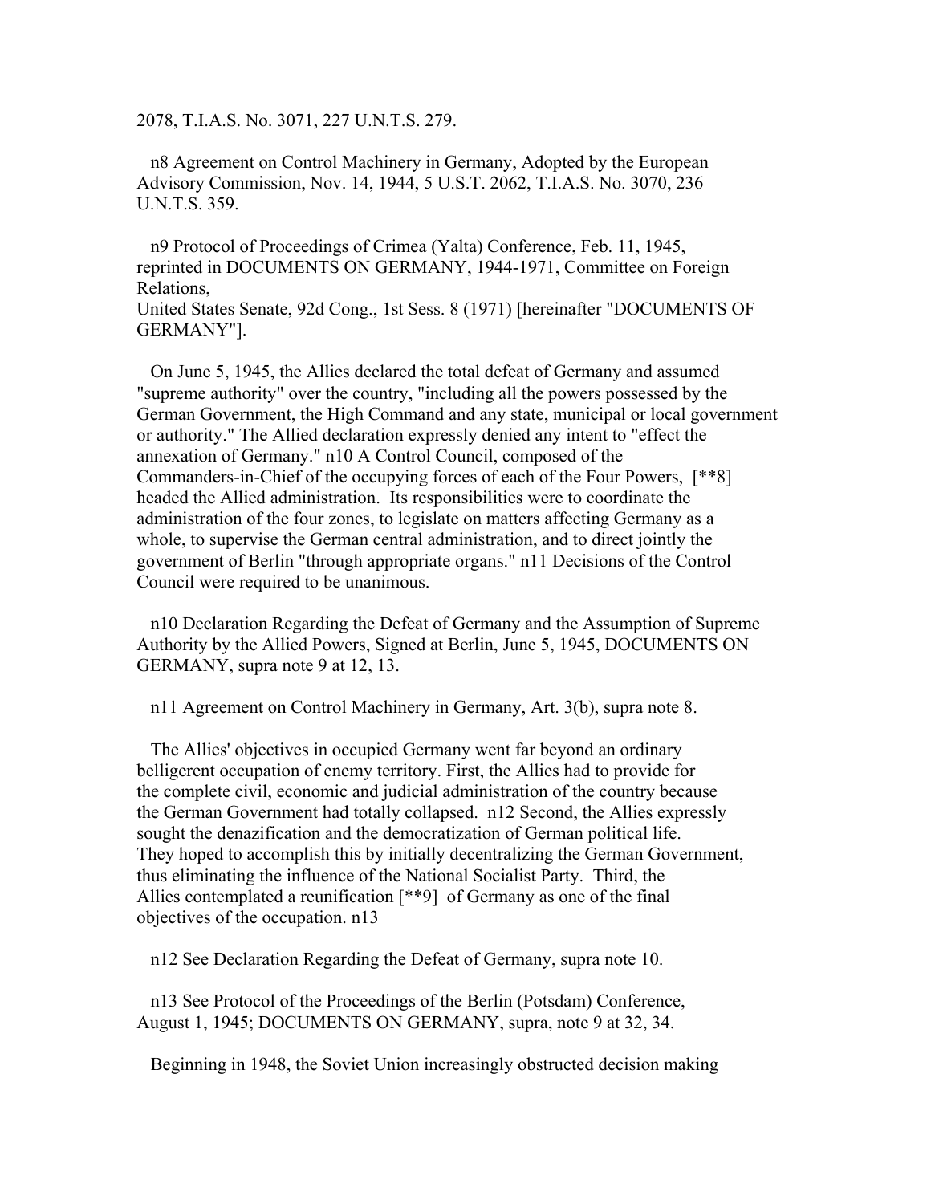2078, T.I.A.S. No. 3071, 227 U.N.T.S. 279.

n8 Agreement on Control Machinery in Germany, Adopted by the European Advisory Commission, Nov. 14, 1944, 5 U.S.T. 2062, T.I.A.S. No. 3070, 236 U.N.T.S. 359.

n9 Protocol of Proceedings of Crimea (Yalta) Conference, Feb. 11, 1945, reprinted in DOCUMENTS ON GERMANY, 1944-1971, Committee on Foreign Relations,
United States Senate, 92d Cong., 1st Sess. 8 (1971) [hereinafter "DOCUMENTS OF GERMANY"].

On June 5, 1945, the Allies declared the total defeat of Germany and assumed "supreme authority" over the country, "including all the powers possessed by the German Government, the High Command and any state, municipal or local government or authority." The Allied declaration expressly denied any intent to "effect the annexation of Germany." n10 A Control Council, composed of the Commanders-in-Chief of the occupying forces of each of the Four Powers, [**8] headed the Allied administration. Its responsibilities were to coordinate the administration of the four zones, to legislate on matters affecting Germany as a whole, to supervise the German central administration, and to direct jointly the government of Berlin "through appropriate organs." n11 Decisions of the Control Council were required to be unanimous.

n10 Declaration Regarding the Defeat of Germany and the Assumption of Supreme Authority by the Allied Powers, Signed at Berlin, June 5, 1945, DOCUMENTS ON GERMANY, supra note 9 at 12, 13.

n11 Agreement on Control Machinery in Germany, Art. 3(b), supra note 8.

The Allies' objectives in occupied Germany went far beyond an ordinary belligerent occupation of enemy territory. First, the Allies had to provide for the complete civil, economic and judicial administration of the country because the German Government had totally collapsed. n12 Second, the Allies expressly sought the denazification and the democratization of German political life. They hoped to accomplish this by initially decentralizing the German Government, thus eliminating the influence of the National Socialist Party. Third, the Allies contemplated a reunification [**9] of Germany as one of the final objectives of the occupation. n13

n12 See Declaration Regarding the Defeat of Germany, supra note 10.

n13 See Protocol of the Proceedings of the Berlin (Potsdam) Conference, August 1, 1945; DOCUMENTS ON GERMANY, supra, note 9 at 32, 34.

Beginning in 1948, the Soviet Union increasingly obstructed decision making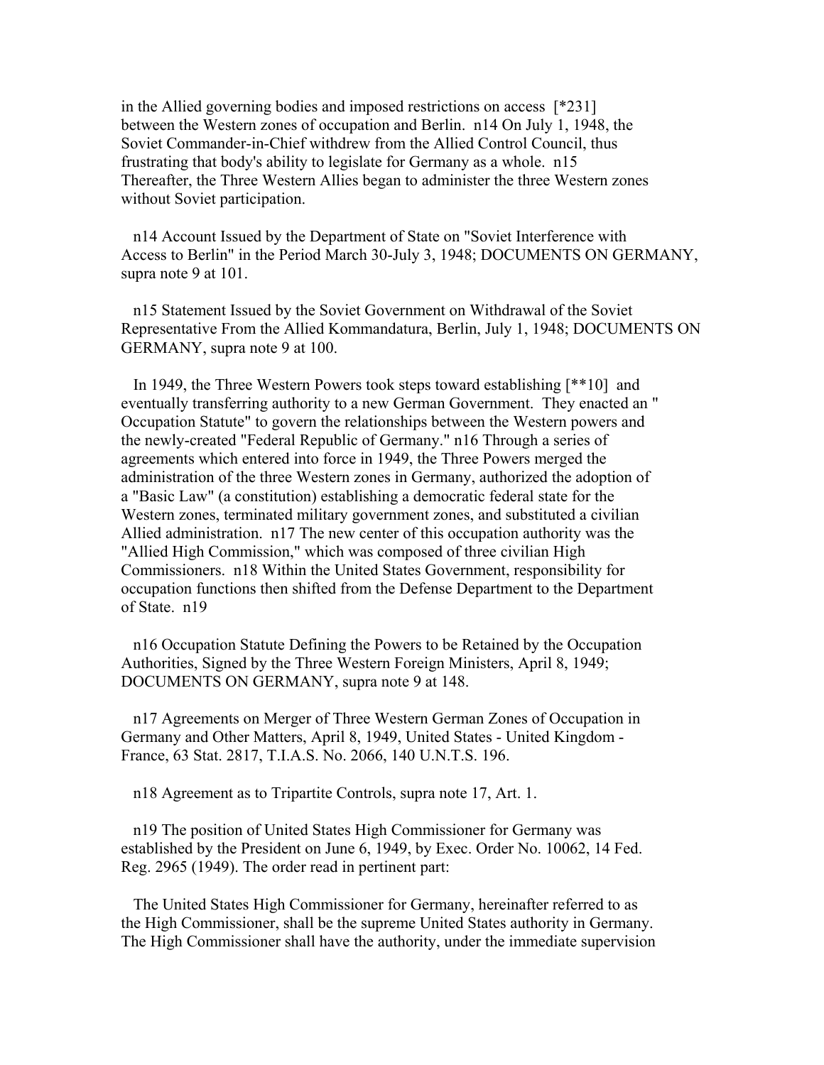in the Allied governing bodies and imposed restrictions on access [*231] between the Western zones of occupation and Berlin. n14 On July 1, 1948, the Soviet Commander-in-Chief withdrew from the Allied Control Council, thus frustrating that body's ability to legislate for Germany as a whole. n15 Thereafter, the Three Western Allies began to administer the three Western zones without Soviet participation.

n14 Account Issued by the Department of State on "Soviet Interference with Access to Berlin" in the Period March 30-July 3, 1948; DOCUMENTS ON GERMANY, supra note 9 at 101.

n15 Statement Issued by the Soviet Government on Withdrawal of the Soviet Representative From the Allied Kommandatura, Berlin, July 1, 1948; DOCUMENTS ON GERMANY, supra note 9 at 100.

In 1949, the Three Western Powers took steps toward establishing [**10] and eventually transferring authority to a new German Government. They enacted an " Occupation Statute" to govern the relationships between the Western powers and the newly-created "Federal Republic of Germany." n16 Through a series of agreements which entered into force in 1949, the Three Powers merged the administration of the three Western zones in Germany, authorized the adoption of a "Basic Law" (a constitution) establishing a democratic federal state for the Western zones, terminated military government zones, and substituted a civilian Allied administration. n17 The new center of this occupation authority was the "Allied High Commission," which was composed of three civilian High Commissioners. n18 Within the United States Government, responsibility for occupation functions then shifted from the Defense Department to the Department of State. n19

n16 Occupation Statute Defining the Powers to be Retained by the Occupation Authorities, Signed by the Three Western Foreign Ministers, April 8, 1949; DOCUMENTS ON GERMANY, supra note 9 at 148.

n17 Agreements on Merger of Three Western German Zones of Occupation in Germany and Other Matters, April 8, 1949, United States - United Kingdom - France, 63 Stat. 2817, T.I.A.S. No. 2066, 140 U.N.T.S. 196.

n18 Agreement as to Tripartite Controls, supra note 17, Art. 1.

n19 The position of United States High Commissioner for Germany was established by the President on June 6, 1949, by Exec. Order No. 10062, 14 Fed. Reg. 2965 (1949). The order read in pertinent part:

The United States High Commissioner for Germany, hereinafter referred to as the High Commissioner, shall be the supreme United States authority in Germany. The High Commissioner shall have the authority, under the immediate supervision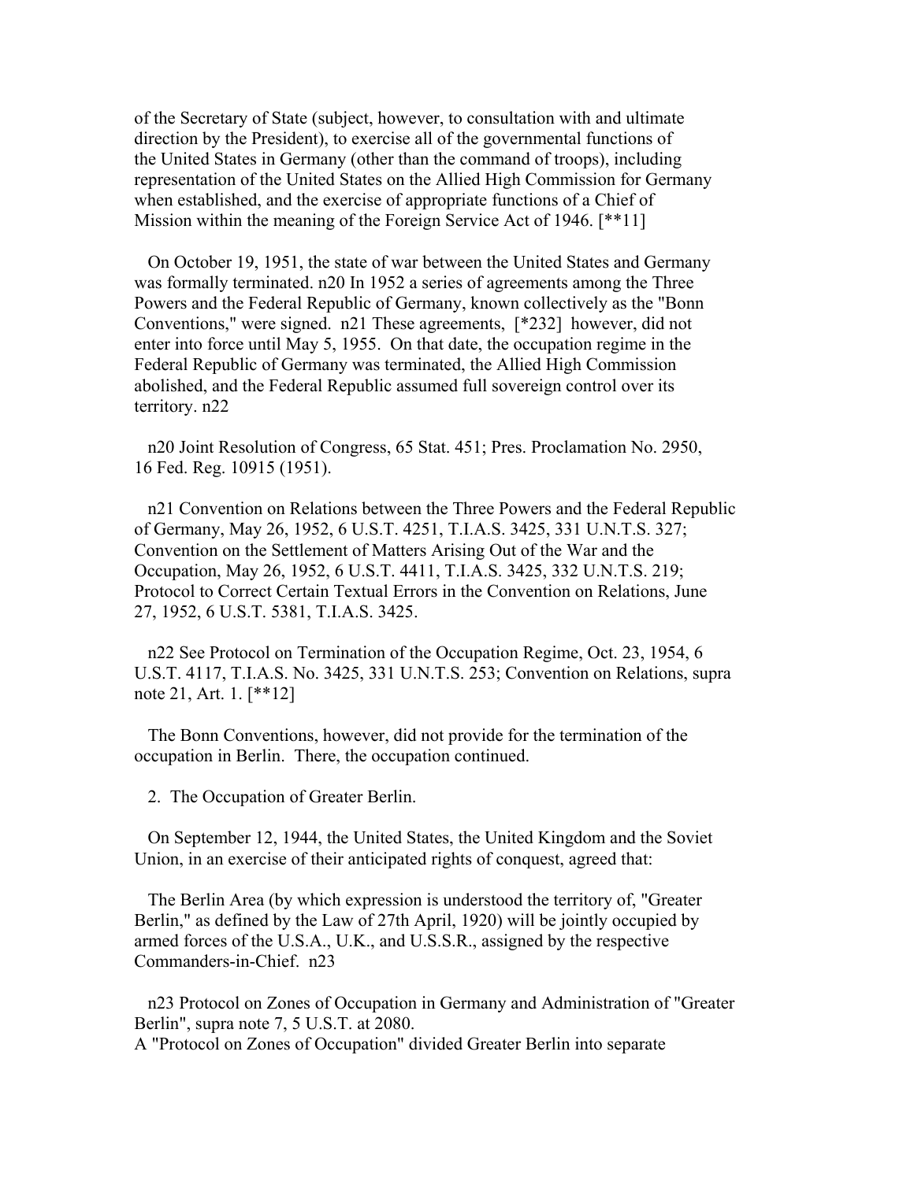of the Secretary of State (subject, however, to consultation with and ultimate direction by the President), to exercise all of the governmental functions of the United States in Germany (other than the command of troops), including representation of the United States on the Allied High Commission for Germany when established, and the exercise of appropriate functions of a Chief of Mission within the meaning of the Foreign Service Act of 1946. [**11]

On October 19, 1951, the state of war between the United States and Germany was formally terminated. n20 In 1952 a series of agreements among the Three Powers and the Federal Republic of Germany, known collectively as the "Bonn Conventions," were signed. n21 These agreements, [*232] however, did not enter into force until May 5, 1955. On that date, the occupation regime in the Federal Republic of Germany was terminated, the Allied High Commission abolished, and the Federal Republic assumed full sovereign control over its territory. n22

n20 Joint Resolution of Congress, 65 Stat. 451; Pres. Proclamation No. 2950, 16 Fed. Reg. 10915 (1951).

n21 Convention on Relations between the Three Powers and the Federal Republic of Germany, May 26, 1952, 6 U.S.T. 4251, T.I.A.S. 3425, 331 U.N.T.S. 327; Convention on the Settlement of Matters Arising Out of the War and the Occupation, May 26, 1952, 6 U.S.T. 4411, T.I.A.S. 3425, 332 U.N.T.S. 219; Protocol to Correct Certain Textual Errors in the Convention on Relations, June 27, 1952, 6 U.S.T. 5381, T.I.A.S. 3425.

n22 See Protocol on Termination of the Occupation Regime, Oct. 23, 1954, 6 U.S.T. 4117, T.I.A.S. No. 3425, 331 U.N.T.S. 253; Convention on Relations, supra note 21, Art. 1. [**12]

The Bonn Conventions, however, did not provide for the termination of the occupation in Berlin. There, the occupation continued.

2. The Occupation of Greater Berlin.

On September 12, 1944, the United States, the United Kingdom and the Soviet Union, in an exercise of their anticipated rights of conquest, agreed that:

The Berlin Area (by which expression is understood the territory of, "Greater Berlin," as defined by the Law of 27th April, 1920) will be jointly occupied by armed forces of the U.S.A., U.K., and U.S.S.R., assigned by the respective Commanders-in-Chief. n23

n23 Protocol on Zones of Occupation in Germany and Administration of "Greater Berlin", supra note 7, 5 U.S.T. at 2080.

A "Protocol on Zones of Occupation" divided Greater Berlin into separate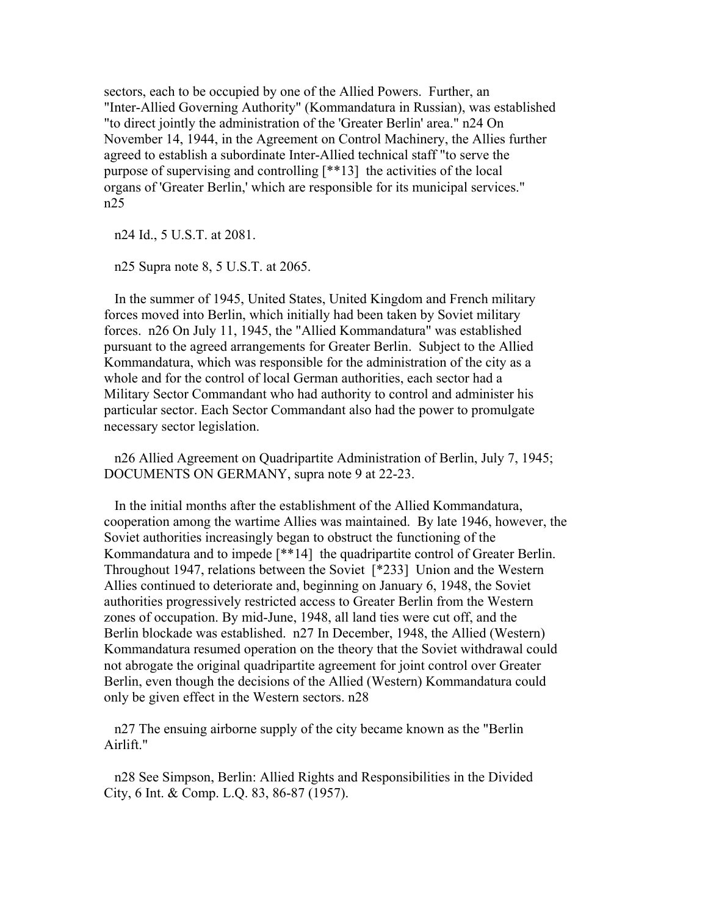sectors, each to be occupied by one of the Allied Powers. Further, an "Inter-Allied Governing Authority" (Kommandatura in Russian), was established "to direct jointly the administration of the 'Greater Berlin' area." n24 On November 14, 1944, in the Agreement on Control Machinery, the Allies further agreed to establish a subordinate Inter-Allied technical staff "to serve the purpose of supervising and controlling [**13] the activities of the local organs of 'Greater Berlin,' which are responsible for its municipal services." n25

n24 Id., 5 U.S.T. at 2081.

n25 Supra note 8, 5 U.S.T. at 2065.

In the summer of 1945, United States, United Kingdom and French military forces moved into Berlin, which initially had been taken by Soviet military forces. n26 On July 11, 1945, the "Allied Kommandatura" was established pursuant to the agreed arrangements for Greater Berlin. Subject to the Allied Kommandatura, which was responsible for the administration of the city as a whole and for the control of local German authorities, each sector had a Military Sector Commandant who had authority to control and administer his particular sector. Each Sector Commandant also had the power to promulgate necessary sector legislation.

n26 Allied Agreement on Quadripartite Administration of Berlin, July 7, 1945; DOCUMENTS ON GERMANY, supra note 9 at 22-23.

In the initial months after the establishment of the Allied Kommandatura, cooperation among the wartime Allies was maintained. By late 1946, however, the Soviet authorities increasingly began to obstruct the functioning of the Kommandatura and to impede [**14] the quadripartite control of Greater Berlin. Throughout 1947, relations between the Soviet [*233] Union and the Western Allies continued to deteriorate and, beginning on January 6, 1948, the Soviet authorities progressively restricted access to Greater Berlin from the Western zones of occupation. By mid-June, 1948, all land ties were cut off, and the Berlin blockade was established. n27 In December, 1948, the Allied (Western) Kommandatura resumed operation on the theory that the Soviet withdrawal could not abrogate the original quadripartite agreement for joint control over Greater Berlin, even though the decisions of the Allied (Western) Kommandatura could only be given effect in the Western sectors. n28

n27 The ensuing airborne supply of the city became known as the "Berlin Airlift."

n28 See Simpson, Berlin: Allied Rights and Responsibilities in the Divided City, 6 Int. & Comp. L.Q. 83, 86-87 (1957).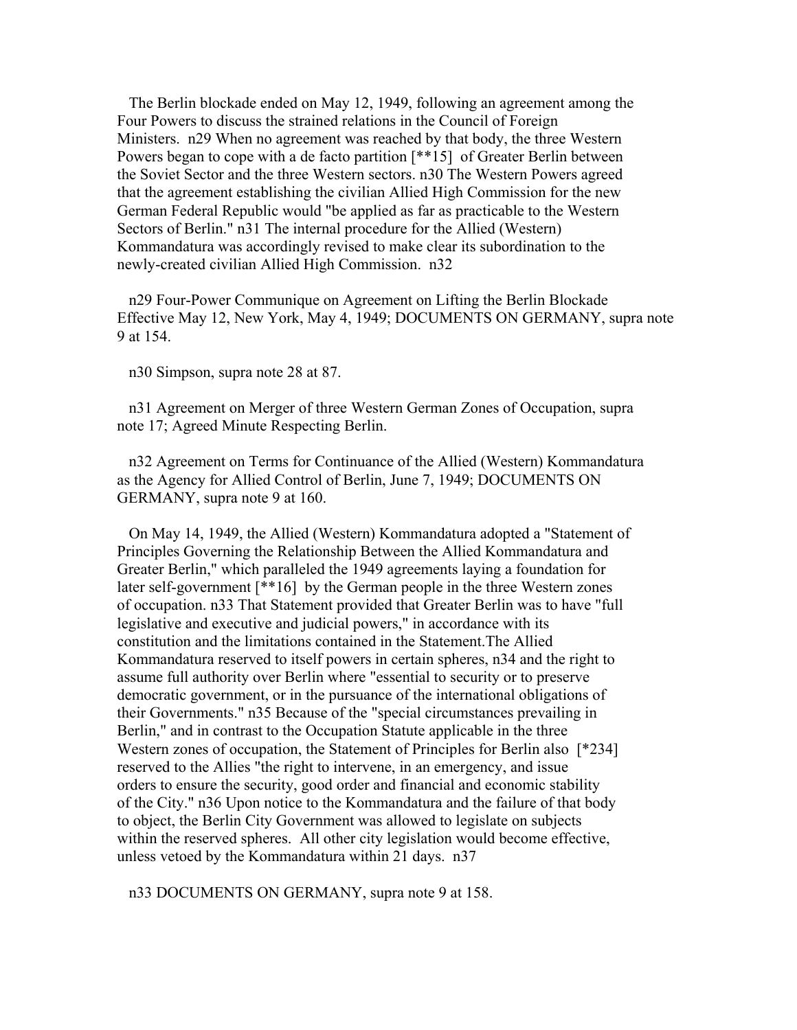The Berlin blockade ended on May 12, 1949, following an agreement among the Four Powers to discuss the strained relations in the Council of Foreign Ministers. n29 When no agreement was reached by that body, the three Western Powers began to cope with a de facto partition [**15] of Greater Berlin between the Soviet Sector and the three Western sectors. n30 The Western Powers agreed that the agreement establishing the civilian Allied High Commission for the new German Federal Republic would "be applied as far as practicable to the Western Sectors of Berlin." n31 The internal procedure for the Allied (Western) Kommandatura was accordingly revised to make clear its subordination to the newly-created civilian Allied High Commission. n32

n29 Four-Power Communique on Agreement on Lifting the Berlin Blockade Effective May 12, New York, May 4, 1949; DOCUMENTS ON GERMANY, supra note 9 at 154.

n30 Simpson, supra note 28 at 87.

n31 Agreement on Merger of three Western German Zones of Occupation, supra note 17; Agreed Minute Respecting Berlin.

n32 Agreement on Terms for Continuance of the Allied (Western) Kommandatura as the Agency for Allied Control of Berlin, June 7, 1949; DOCUMENTS ON GERMANY, supra note 9 at 160.

On May 14, 1949, the Allied (Western) Kommandatura adopted a "Statement of Principles Governing the Relationship Between the Allied Kommandatura and Greater Berlin," which paralleled the 1949 agreements laying a foundation for later self-government [**16] by the German people in the three Western zones of occupation. n33 That Statement provided that Greater Berlin was to have "full legislative and executive and judicial powers," in accordance with its constitution and the limitations contained in the Statement.The Allied Kommandatura reserved to itself powers in certain spheres, n34 and the right to assume full authority over Berlin where "essential to security or to preserve democratic government, or in the pursuance of the international obligations of their Governments." n35 Because of the "special circumstances prevailing in Berlin," and in contrast to the Occupation Statute applicable in the three Western zones of occupation, the Statement of Principles for Berlin also [*234] reserved to the Allies "the right to intervene, in an emergency, and issue orders to ensure the security, good order and financial and economic stability of the City." n36 Upon notice to the Kommandatura and the failure of that body to object, the Berlin City Government was allowed to legislate on subjects within the reserved spheres. All other city legislation would become effective, unless vetoed by the Kommandatura within 21 days. n37

n33 DOCUMENTS ON GERMANY, supra note 9 at 158.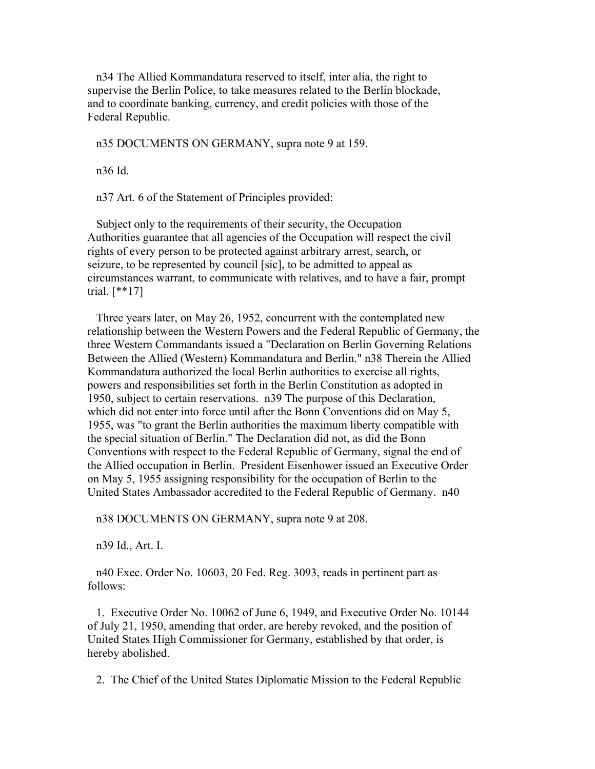n34 The Allied Kommandatura reserved to itself, inter alia, the right to supervise the Berlin Police, to take measures related to the Berlin blockade, and to coordinate banking, currency, and credit policies with those of the Federal Republic.

n35 DOCUMENTS ON GERMANY, supra note 9 at 159.

n36 Id.

n37 Art. 6 of the Statement of Principles provided:

Subject only to the requirements of their security, the Occupation Authorities guarantee that all agencies of the Occupation will respect the civil rights of every person to be protected against arbitrary arrest, search, or seizure, to be represented by council [sic], to be admitted to appeal as circumstances warrant, to communicate with relatives, and to have a fair, prompt trial. [**17]

Three years later, on May 26, 1952, concurrent with the contemplated new relationship between the Western Powers and the Federal Republic of Germany, the three Western Commandants issued a "Declaration on Berlin Governing Relations Between the Allied (Western) Kommandatura and Berlin." n38 Therein the Allied Kommandatura authorized the local Berlin authorities to exercise all rights, powers and responsibilities set forth in the Berlin Constitution as adopted in 1950, subject to certain reservations. n39 The purpose of this Declaration, which did not enter into force until after the Bonn Conventions did on May 5, 1955, was "to grant the Berlin authorities the maximum liberty compatible with the special situation of Berlin." The Declaration did not, as did the Bonn Conventions with respect to the Federal Republic of Germany, signal the end of the Allied occupation in Berlin. President Eisenhower issued an Executive Order on May 5, 1955 assigning responsibility for the occupation of Berlin to the United States Ambassador accredited to the Federal Republic of Germany. n40

n38 DOCUMENTS ON GERMANY, supra note 9 at 208.

n39 Id., Art. I.

n40 Exec. Order No. 10603, 20 Fed. Reg. 3093, reads in pertinent part as follows:

1. Executive Order No. 10062 of June 6, 1949, and Executive Order No. 10144 of July 21, 1950, amending that order, are hereby revoked, and the position of United States High Commissioner for Germany, established by that order, is hereby abolished.

2. The Chief of the United States Diplomatic Mission to the Federal Republic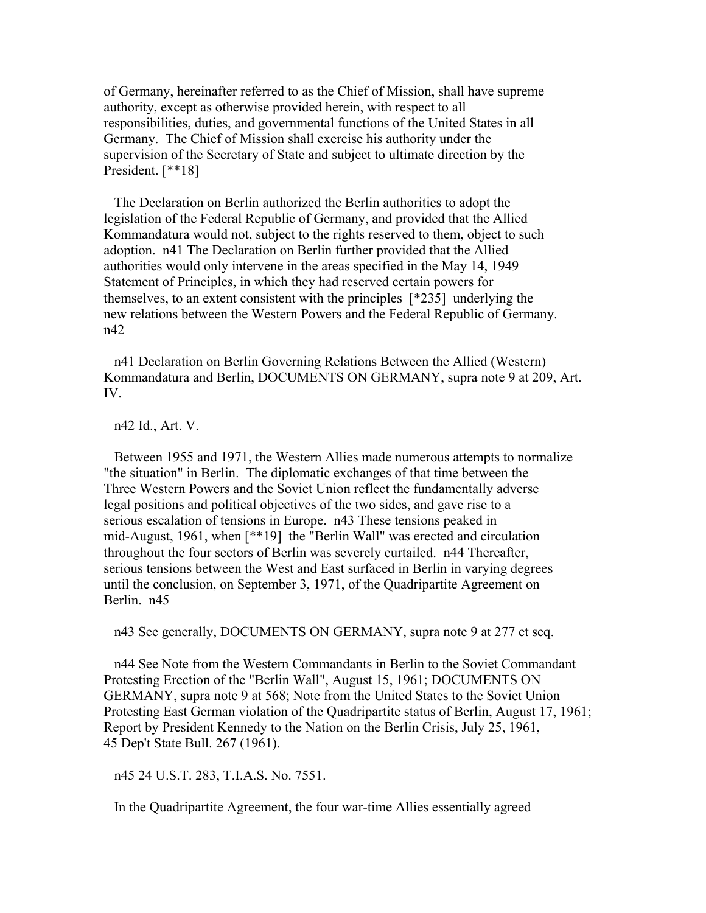of Germany, hereinafter referred to as the Chief of Mission, shall have supreme authority, except as otherwise provided herein, with respect to all responsibilities, duties, and governmental functions of the United States in all Germany. The Chief of Mission shall exercise his authority under the supervision of the Secretary of State and subject to ultimate direction by the President. [**18]

The Declaration on Berlin authorized the Berlin authorities to adopt the legislation of the Federal Republic of Germany, and provided that the Allied Kommandatura would not, subject to the rights reserved to them, object to such adoption. n41 The Declaration on Berlin further provided that the Allied authorities would only intervene in the areas specified in the May 14, 1949 Statement of Principles, in which they had reserved certain powers for themselves, to an extent consistent with the principles [*235] underlying the new relations between the Western Powers and the Federal Republic of Germany. n42

n41 Declaration on Berlin Governing Relations Between the Allied (Western) Kommandatura and Berlin, DOCUMENTS ON GERMANY, supra note 9 at 209, Art. IV.

n42 Id., Art. V.

Between 1955 and 1971, the Western Allies made numerous attempts to normalize "the situation" in Berlin. The diplomatic exchanges of that time between the Three Western Powers and the Soviet Union reflect the fundamentally adverse legal positions and political objectives of the two sides, and gave rise to a serious escalation of tensions in Europe. n43 These tensions peaked in mid-August, 1961, when [**19] the "Berlin Wall" was erected and circulation throughout the four sectors of Berlin was severely curtailed. n44 Thereafter, serious tensions between the West and East surfaced in Berlin in varying degrees until the conclusion, on September 3, 1971, of the Quadripartite Agreement on Berlin. n45

n43 See generally, DOCUMENTS ON GERMANY, supra note 9 at 277 et seq.

n44 See Note from the Western Commandants in Berlin to the Soviet Commandant Protesting Erection of the "Berlin Wall", August 15, 1961; DOCUMENTS ON GERMANY, supra note 9 at 568; Note from the United States to the Soviet Union Protesting East German violation of the Quadripartite status of Berlin, August 17, 1961; Report by President Kennedy to the Nation on the Berlin Crisis, July 25, 1961, 45 Dep't State Bull. 267 (1961).

n45 24 U.S.T. 283, T.I.A.S. No. 7551.

In the Quadripartite Agreement, the four war-time Allies essentially agreed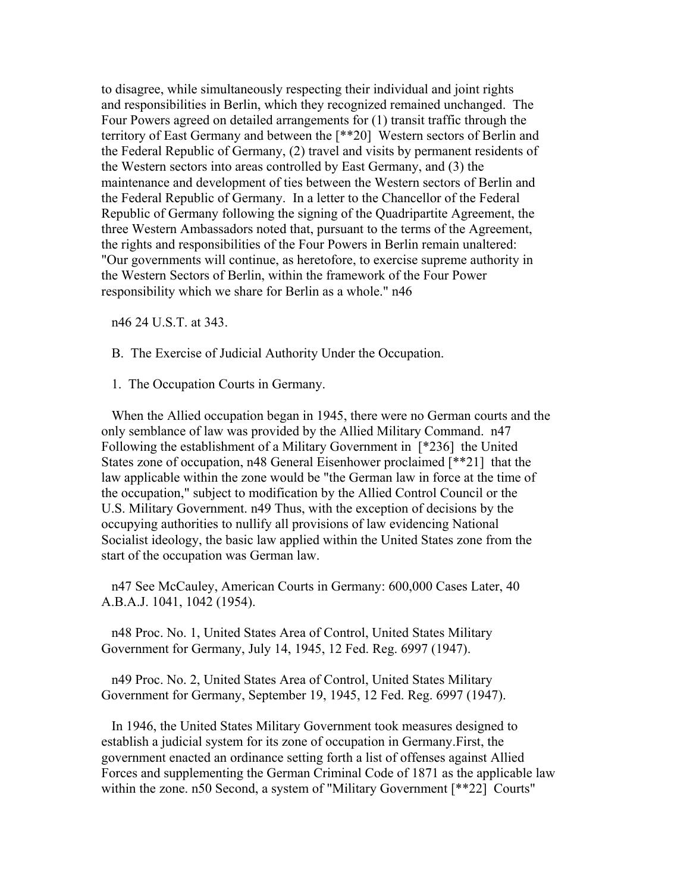to disagree, while simultaneously respecting their individual and joint rights and responsibilities in Berlin, which they recognized remained unchanged. The Four Powers agreed on detailed arrangements for (1) transit traffic through the territory of East Germany and between the [**20] Western sectors of Berlin and the Federal Republic of Germany, (2) travel and visits by permanent residents of the Western sectors into areas controlled by East Germany, and (3) the maintenance and development of ties between the Western sectors of Berlin and the Federal Republic of Germany. In a letter to the Chancellor of the Federal Republic of Germany following the signing of the Quadripartite Agreement, the three Western Ambassadors noted that, pursuant to the terms of the Agreement, the rights and responsibilities of the Four Powers in Berlin remain unaltered: "Our governments will continue, as heretofore, to exercise supreme authority in the Western Sectors of Berlin, within the framework of the Four Power responsibility which we share for Berlin as a whole." n46

n46 24 U.S.T. at 343.

B. The Exercise of Judicial Authority Under the Occupation.

1. The Occupation Courts in Germany.

When the Allied occupation began in 1945, there were no German courts and the only semblance of law was provided by the Allied Military Command. n47 Following the establishment of a Military Government in [*236] the United States zone of occupation, n48 General Eisenhower proclaimed [**21] that the law applicable within the zone would be "the German law in force at the time of the occupation," subject to modification by the Allied Control Council or the U.S. Military Government. n49 Thus, with the exception of decisions by the occupying authorities to nullify all provisions of law evidencing National Socialist ideology, the basic law applied within the United States zone from the start of the occupation was German law.

n47 See McCauley, American Courts in Germany: 600,000 Cases Later, 40 A.B.A.J. 1041, 1042 (1954).

n48 Proc. No. 1, United States Area of Control, United States Military Government for Germany, July 14, 1945, 12 Fed. Reg. 6997 (1947).

n49 Proc. No. 2, United States Area of Control, United States Military Government for Germany, September 19, 1945, 12 Fed. Reg. 6997 (1947).

In 1946, the United States Military Government took measures designed to establish a judicial system for its zone of occupation in Germany.First, the government enacted an ordinance setting forth a list of offenses against Allied Forces and supplementing the German Criminal Code of 1871 as the applicable law within the zone. n50 Second, a system of "Military Government [**22] Courts"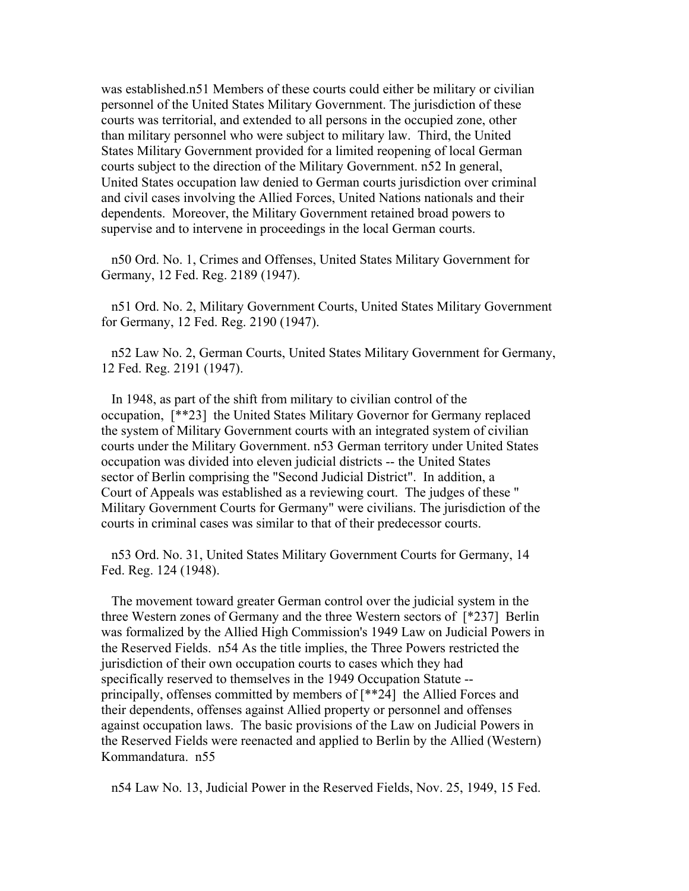was established.n51 Members of these courts could either be military or civilian personnel of the United States Military Government. The jurisdiction of these courts was territorial, and extended to all persons in the occupied zone, other than military personnel who were subject to military law. Third, the United States Military Government provided for a limited reopening of local German courts subject to the direction of the Military Government. n52 In general, United States occupation law denied to German courts jurisdiction over criminal and civil cases involving the Allied Forces, United Nations nationals and their dependents. Moreover, the Military Government retained broad powers to supervise and to intervene in proceedings in the local German courts.

n50 Ord. No. 1, Crimes and Offenses, United States Military Government for Germany, 12 Fed. Reg. 2189 (1947).

n51 Ord. No. 2, Military Government Courts, United States Military Government for Germany, 12 Fed. Reg. 2190 (1947).

n52 Law No. 2, German Courts, United States Military Government for Germany, 12 Fed. Reg. 2191 (1947).

In 1948, as part of the shift from military to civilian control of the occupation, [**23] the United States Military Governor for Germany replaced the system of Military Government courts with an integrated system of civilian courts under the Military Government. n53 German territory under United States occupation was divided into eleven judicial districts -- the United States sector of Berlin comprising the "Second Judicial District". In addition, a Court of Appeals was established as a reviewing court. The judges of these " Military Government Courts for Germany" were civilians. The jurisdiction of the courts in criminal cases was similar to that of their predecessor courts.

n53 Ord. No. 31, United States Military Government Courts for Germany, 14 Fed. Reg. 124 (1948).

The movement toward greater German control over the judicial system in the three Western zones of Germany and the three Western sectors of [*237] Berlin was formalized by the Allied High Commission's 1949 Law on Judicial Powers in the Reserved Fields. n54 As the title implies, the Three Powers restricted the jurisdiction of their own occupation courts to cases which they had specifically reserved to themselves in the 1949 Occupation Statute -- principally, offenses committed by members of [**24] the Allied Forces and their dependents, offenses against Allied property or personnel and offenses against occupation laws. The basic provisions of the Law on Judicial Powers in the Reserved Fields were reenacted and applied to Berlin by the Allied (Western) Kommandatura. n55

n54 Law No. 13, Judicial Power in the Reserved Fields, Nov. 25, 1949, 15 Fed.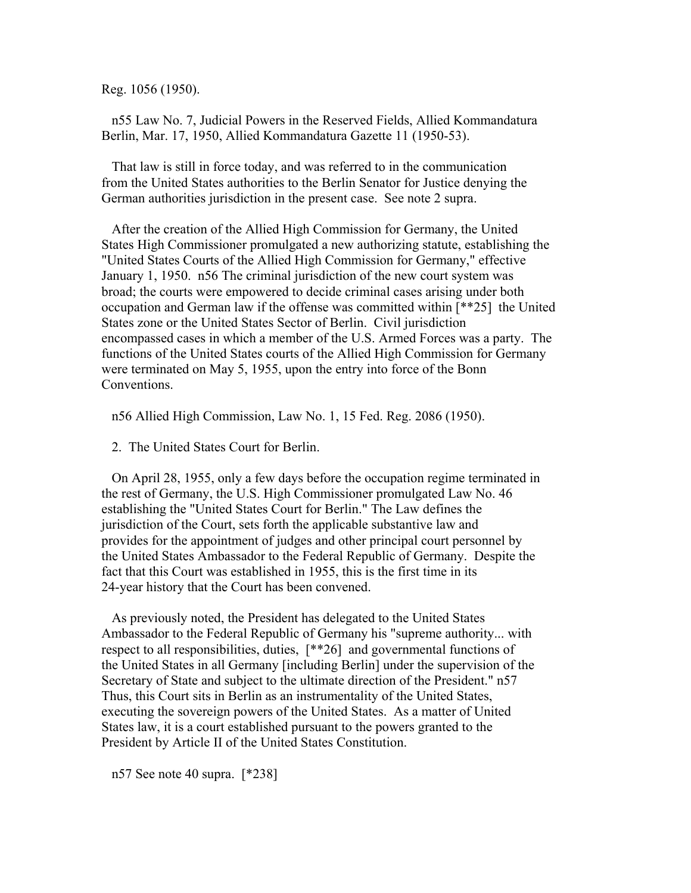Reg. 1056 (1950).

n55 Law No. 7, Judicial Powers in the Reserved Fields, Allied Kommandatura Berlin, Mar. 17, 1950, Allied Kommandatura Gazette 11 (1950-53).

That law is still in force today, and was referred to in the communication from the United States authorities to the Berlin Senator for Justice denying the German authorities jurisdiction in the present case. See note 2 supra.

After the creation of the Allied High Commission for Germany, the United States High Commissioner promulgated a new authorizing statute, establishing the "United States Courts of the Allied High Commission for Germany," effective January 1, 1950. n56 The criminal jurisdiction of the new court system was broad; the courts were empowered to decide criminal cases arising under both occupation and German law if the offense was committed within [**25] the United States zone or the United States Sector of Berlin. Civil jurisdiction encompassed cases in which a member of the U.S. Armed Forces was a party. The functions of the United States courts of the Allied High Commission for Germany were terminated on May 5, 1955, upon the entry into force of the Bonn Conventions.

n56 Allied High Commission, Law No. 1, 15 Fed. Reg. 2086 (1950).

2. The United States Court for Berlin.

On April 28, 1955, only a few days before the occupation regime terminated in the rest of Germany, the U.S. High Commissioner promulgated Law No. 46 establishing the "United States Court for Berlin." The Law defines the jurisdiction of the Court, sets forth the applicable substantive law and provides for the appointment of judges and other principal court personnel by the United States Ambassador to the Federal Republic of Germany. Despite the fact that this Court was established in 1955, this is the first time in its 24-year history that the Court has been convened.

As previously noted, the President has delegated to the United States Ambassador to the Federal Republic of Germany his "supreme authority... with respect to all responsibilities, duties, [**26] and governmental functions of the United States in all Germany [including Berlin] under the supervision of the Secretary of State and subject to the ultimate direction of the President." n57 Thus, this Court sits in Berlin as an instrumentality of the United States, executing the sovereign powers of the United States. As a matter of United States law, it is a court established pursuant to the powers granted to the President by Article II of the United States Constitution.

n57 See note 40 supra. [*238]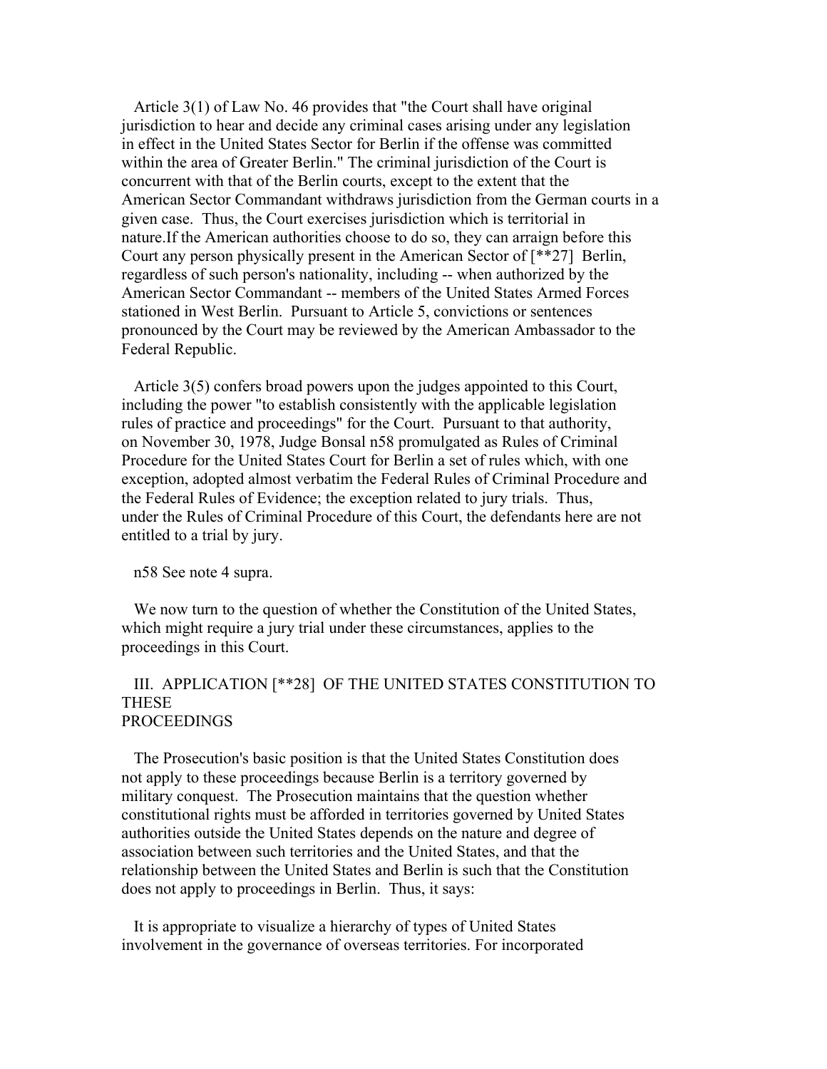Article 3(1) of Law No. 46 provides that "the Court shall have original jurisdiction to hear and decide any criminal cases arising under any legislation in effect in the United States Sector for Berlin if the offense was committed within the area of Greater Berlin." The criminal jurisdiction of the Court is concurrent with that of the Berlin courts, except to the extent that the American Sector Commandant withdraws jurisdiction from the German courts in a given case. Thus, the Court exercises jurisdiction which is territorial in nature.If the American authorities choose to do so, they can arraign before this Court any person physically present in the American Sector of [**27] Berlin, regardless of such person's nationality, including -- when authorized by the American Sector Commandant -- members of the United States Armed Forces stationed in West Berlin. Pursuant to Article 5, convictions or sentences pronounced by the Court may be reviewed by the American Ambassador to the Federal Republic.

Article 3(5) confers broad powers upon the judges appointed to this Court, including the power "to establish consistently with the applicable legislation rules of practice and proceedings" for the Court. Pursuant to that authority, on November 30, 1978, Judge Bonsal n58 promulgated as Rules of Criminal Procedure for the United States Court for Berlin a set of rules which, with one exception, adopted almost verbatim the Federal Rules of Criminal Procedure and the Federal Rules of Evidence; the exception related to jury trials. Thus, under the Rules of Criminal Procedure of this Court, the defendants here are not entitled to a trial by jury.

n58 See note 4 supra.

We now turn to the question of whether the Constitution of the United States, which might require a jury trial under these circumstances, applies to the proceedings in this Court.

## III. APPLICATION [**28] OF THE UNITED STATES CONSTITUTION TO THESE PROCEEDINGS

The Prosecution's basic position is that the United States Constitution does not apply to these proceedings because Berlin is a territory governed by military conquest. The Prosecution maintains that the question whether constitutional rights must be afforded in territories governed by United States authorities outside the United States depends on the nature and degree of association between such territories and the United States, and that the relationship between the United States and Berlin is such that the Constitution does not apply to proceedings in Berlin. Thus, it says:

It is appropriate to visualize a hierarchy of types of United States involvement in the governance of overseas territories. For incorporated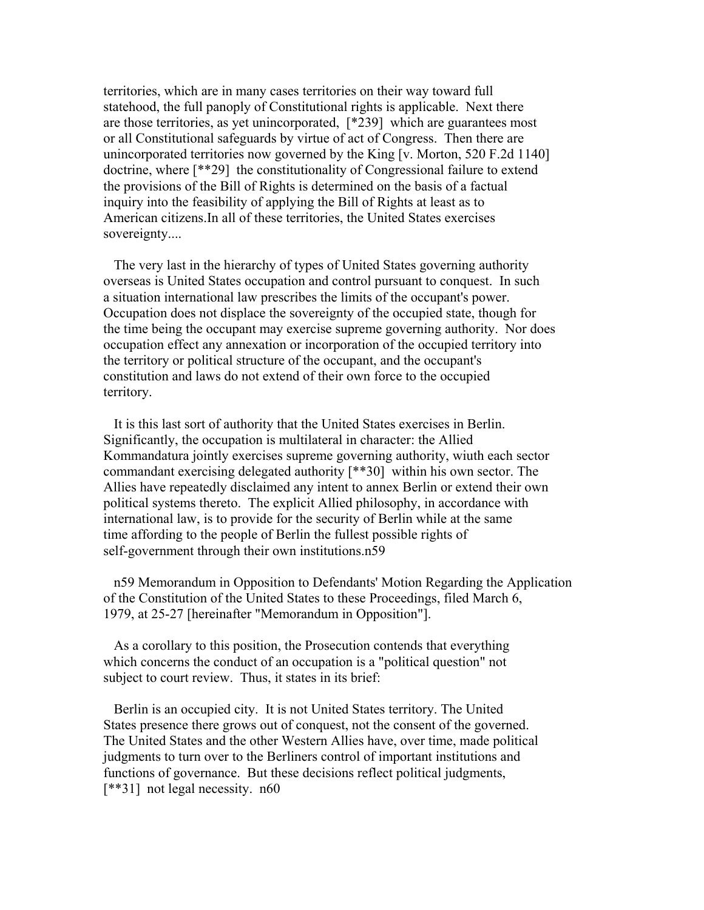territories, which are in many cases territories on their way toward full statehood, the full panoply of Constitutional rights is applicable. Next there are those territories, as yet unincorporated, [*239] which are guarantees most or all Constitutional safeguards by virtue of act of Congress. Then there are unincorporated territories now governed by the King [v. Morton, 520 F.2d 1140] doctrine, where [**29] the constitutionality of Congressional failure to extend the provisions of the Bill of Rights is determined on the basis of a factual inquiry into the feasibility of applying the Bill of Rights at least as to American citizens.In all of these territories, the United States exercises sovereignty....

The very last in the hierarchy of types of United States governing authority overseas is United States occupation and control pursuant to conquest. In such a situation international law prescribes the limits of the occupant's power. Occupation does not displace the sovereignty of the occupied state, though for the time being the occupant may exercise supreme governing authority. Nor does occupation effect any annexation or incorporation of the occupied territory into the territory or political structure of the occupant, and the occupant's constitution and laws do not extend of their own force to the occupied territory.

It is this last sort of authority that the United States exercises in Berlin. Significantly, the occupation is multilateral in character: the Allied Kommandatura jointly exercises supreme governing authority, wiuth each sector commandant exercising delegated authority [**30] within his own sector. The Allies have repeatedly disclaimed any intent to annex Berlin or extend their own political systems thereto. The explicit Allied philosophy, in accordance with international law, is to provide for the security of Berlin while at the same time affording to the people of Berlin the fullest possible rights of self-government through their own institutions.n59

n59 Memorandum in Opposition to Defendants' Motion Regarding the Application of the Constitution of the United States to these Proceedings, filed March 6, 1979, at 25-27 [hereinafter "Memorandum in Opposition"].

As a corollary to this position, the Prosecution contends that everything which concerns the conduct of an occupation is a "political question" not subject to court review. Thus, it states in its brief:

Berlin is an occupied city. It is not United States territory. The United States presence there grows out of conquest, not the consent of the governed. The United States and the other Western Allies have, over time, made political judgments to turn over to the Berliners control of important institutions and functions of governance. But these decisions reflect political judgments, [**31] not legal necessity. n60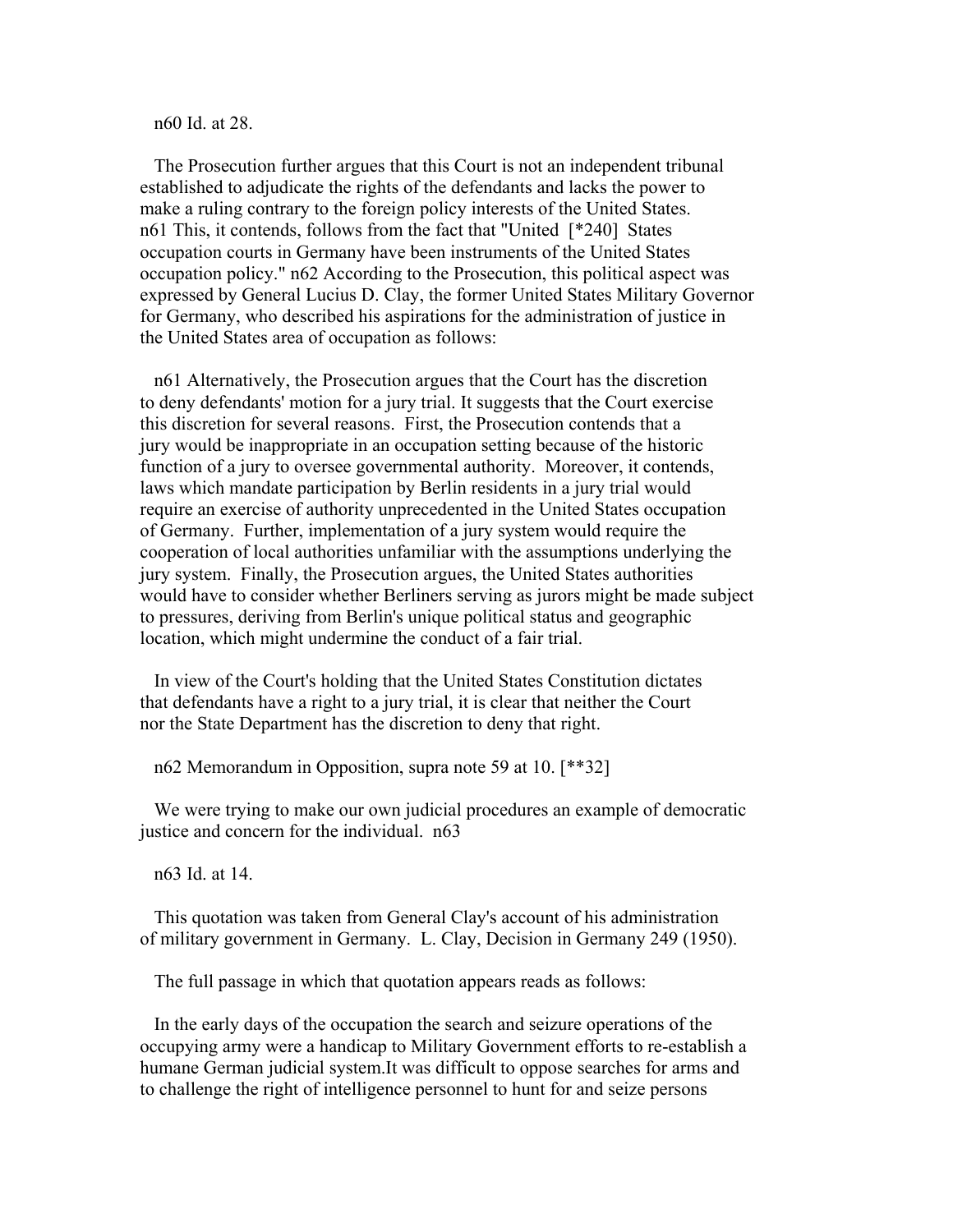n60 Id. at 28.

The Prosecution further argues that this Court is not an independent tribunal established to adjudicate the rights of the defendants and lacks the power to make a ruling contrary to the foreign policy interests of the United States. n61 This, it contends, follows from the fact that "United [*240] States occupation courts in Germany have been instruments of the United States occupation policy." n62 According to the Prosecution, this political aspect was expressed by General Lucius D. Clay, the former United States Military Governor for Germany, who described his aspirations for the administration of justice in the United States area of occupation as follows:

n61 Alternatively, the Prosecution argues that the Court has the discretion to deny defendants' motion for a jury trial. It suggests that the Court exercise this discretion for several reasons. First, the Prosecution contends that a jury would be inappropriate in an occupation setting because of the historic function of a jury to oversee governmental authority. Moreover, it contends, laws which mandate participation by Berlin residents in a jury trial would require an exercise of authority unprecedented in the United States occupation of Germany. Further, implementation of a jury system would require the cooperation of local authorities unfamiliar with the assumptions underlying the jury system. Finally, the Prosecution argues, the United States authorities would have to consider whether Berliners serving as jurors might be made subject to pressures, deriving from Berlin's unique political status and geographic location, which might undermine the conduct of a fair trial.

In view of the Court's holding that the United States Constitution dictates that defendants have a right to a jury trial, it is clear that neither the Court nor the State Department has the discretion to deny that right.

n62 Memorandum in Opposition, supra note 59 at 10. [**32]

We were trying to make our own judicial procedures an example of democratic justice and concern for the individual. n63

n63 Id. at 14.

This quotation was taken from General Clay's account of his administration of military government in Germany. L. Clay, Decision in Germany 249 (1950).

The full passage in which that quotation appears reads as follows:

In the early days of the occupation the search and seizure operations of the occupying army were a handicap to Military Government efforts to re-establish a humane German judicial system.It was difficult to oppose searches for arms and to challenge the right of intelligence personnel to hunt for and seize persons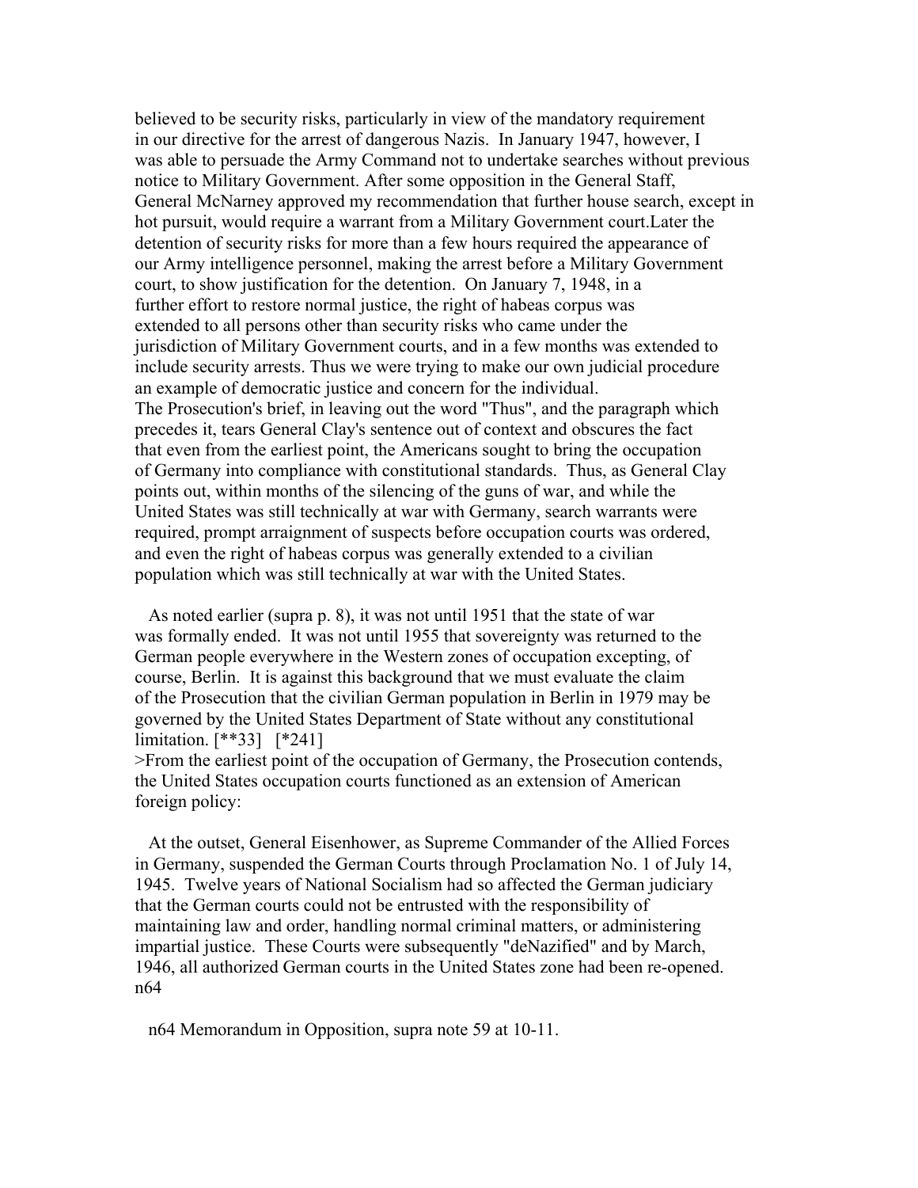believed to be security risks, particularly in view of the mandatory requirement in our directive for the arrest of dangerous Nazis. In January 1947, however, I was able to persuade the Army Command not to undertake searches without previous notice to Military Government. After some opposition in the General Staff, General McNarney approved my recommendation that further house search, except in hot pursuit, would require a warrant from a Military Government court.Later the detention of security risks for more than a few hours required the appearance of our Army intelligence personnel, making the arrest before a Military Government court, to show justification for the detention. On January 7, 1948, in a further effort to restore normal justice, the right of habeas corpus was extended to all persons other than security risks who came under the jurisdiction of Military Government courts, and in a few months was extended to include security arrests. Thus we were trying to make our own judicial procedure an example of democratic justice and concern for the individual.

The Prosecution's brief, in leaving out the word "Thus", and the paragraph which precedes it, tears General Clay's sentence out of context and obscures the fact that even from the earliest point, the Americans sought to bring the occupation of Germany into compliance with constitutional standards. Thus, as General Clay points out, within months of the silencing of the guns of war, and while the United States was still technically at war with Germany, search warrants were required, prompt arraignment of suspects before occupation courts was ordered, and even the right of habeas corpus was generally extended to a civilian population which was still technically at war with the United States.

As noted earlier (supra p. 8), it was not until 1951 that the state of war was formally ended. It was not until 1955 that sovereignty was returned to the German people everywhere in the Western zones of occupation excepting, of course, Berlin. It is against this background that we must evaluate the claim of the Prosecution that the civilian German population in Berlin in 1979 may be governed by the United States Department of State without any constitutional limitation. [**33] [*241]

>From the earliest point of the occupation of Germany, the Prosecution contends, the United States occupation courts functioned as an extension of American foreign policy:

At the outset, General Eisenhower, as Supreme Commander of the Allied Forces in Germany, suspended the German Courts through Proclamation No. 1 of July 14, 1945. Twelve years of National Socialism had so affected the German judiciary that the German courts could not be entrusted with the responsibility of maintaining law and order, handling normal criminal matters, or administering impartial justice. These Courts were subsequently "deNazified" and by March, 1946, all authorized German courts in the United States zone had been re-opened. n64

n64 Memorandum in Opposition, supra note 59 at 10-11.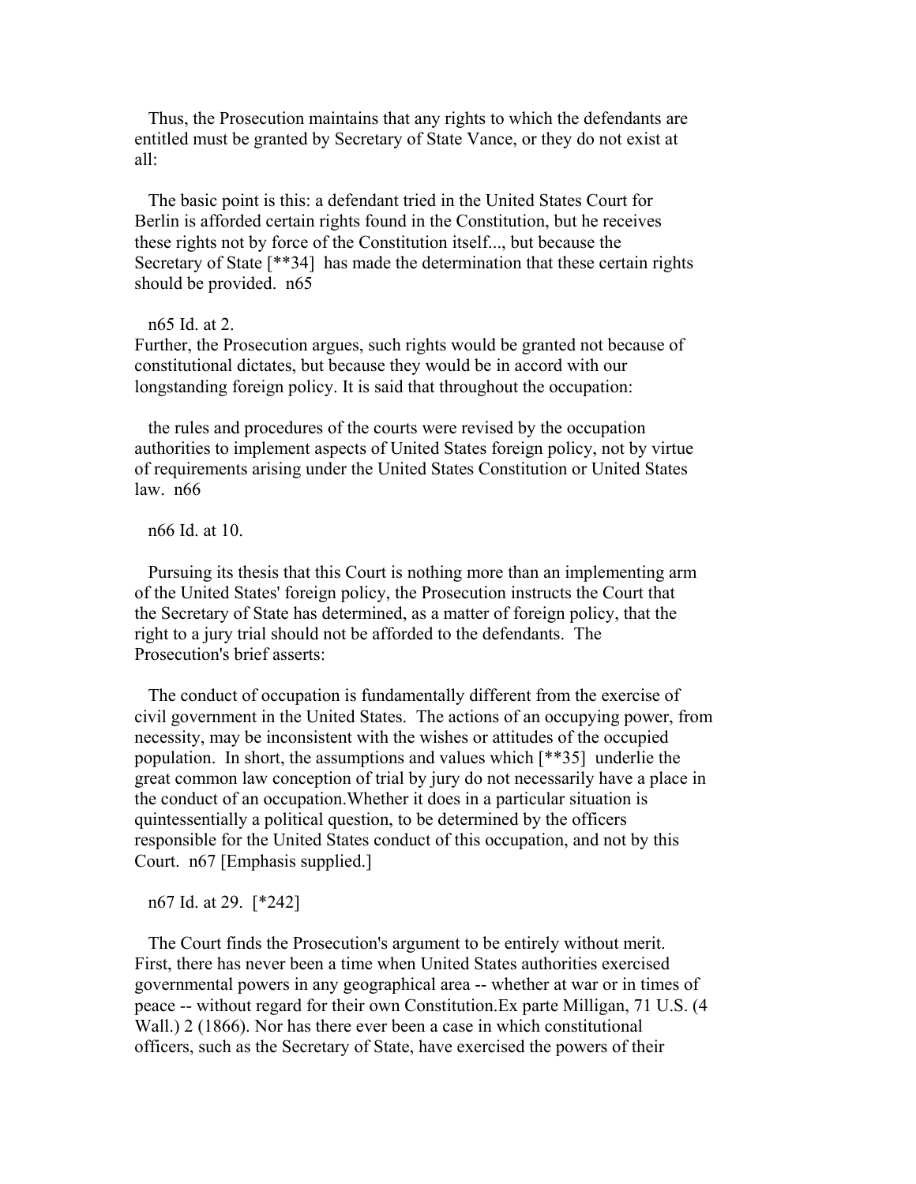Thus, the Prosecution maintains that any rights to which the defendants are entitled must be granted by Secretary of State Vance, or they do not exist at all:

> The basic point is this: a defendant tried in the United States Court for Berlin is afforded certain rights found in the Constitution, but he receives these rights not by force of the Constitution itself..., but because the Secretary of State [**34] has made the determination that these certain rights should be provided. n65

n65 Id. at 2.

Further, the Prosecution argues, such rights would be granted not because of constitutional dictates, but because they would be in accord with our longstanding foreign policy. It is said that throughout the occupation:

> the rules and procedures of the courts were revised by the occupation authorities to implement aspects of United States foreign policy, not by virtue of requirements arising under the United States Constitution or United States law. n66

n66 Id. at 10.

Pursuing its thesis that this Court is nothing more than an implementing arm of the United States' foreign policy, the Prosecution instructs the Court that the Secretary of State has determined, as a matter of foreign policy, that the right to a jury trial should not be afforded to the defendants. The Prosecution's brief asserts:

> The conduct of occupation is fundamentally different from the exercise of civil government in the United States. The actions of an occupying power, from necessity, may be inconsistent with the wishes or attitudes of the occupied population. In short, the assumptions and values which [**35] underlie the great common law conception of trial by jury do not necessarily have a place in the conduct of an occupation.Whether it does in a particular situation is quintessentially a political question, to be determined by the officers responsible for the United States conduct of this occupation, and not by this Court. n67 [Emphasis supplied.]

n67 Id. at 29. [*242]

The Court finds the Prosecution's argument to be entirely without merit. First, there has never been a time when United States authorities exercised governmental powers in any geographical area -- whether at war or in times of peace -- without regard for their own Constitution.Ex parte Milligan, 71 U.S. (4 Wall.) 2 (1866). Nor has there ever been a case in which constitutional officers, such as the Secretary of State, have exercised the powers of their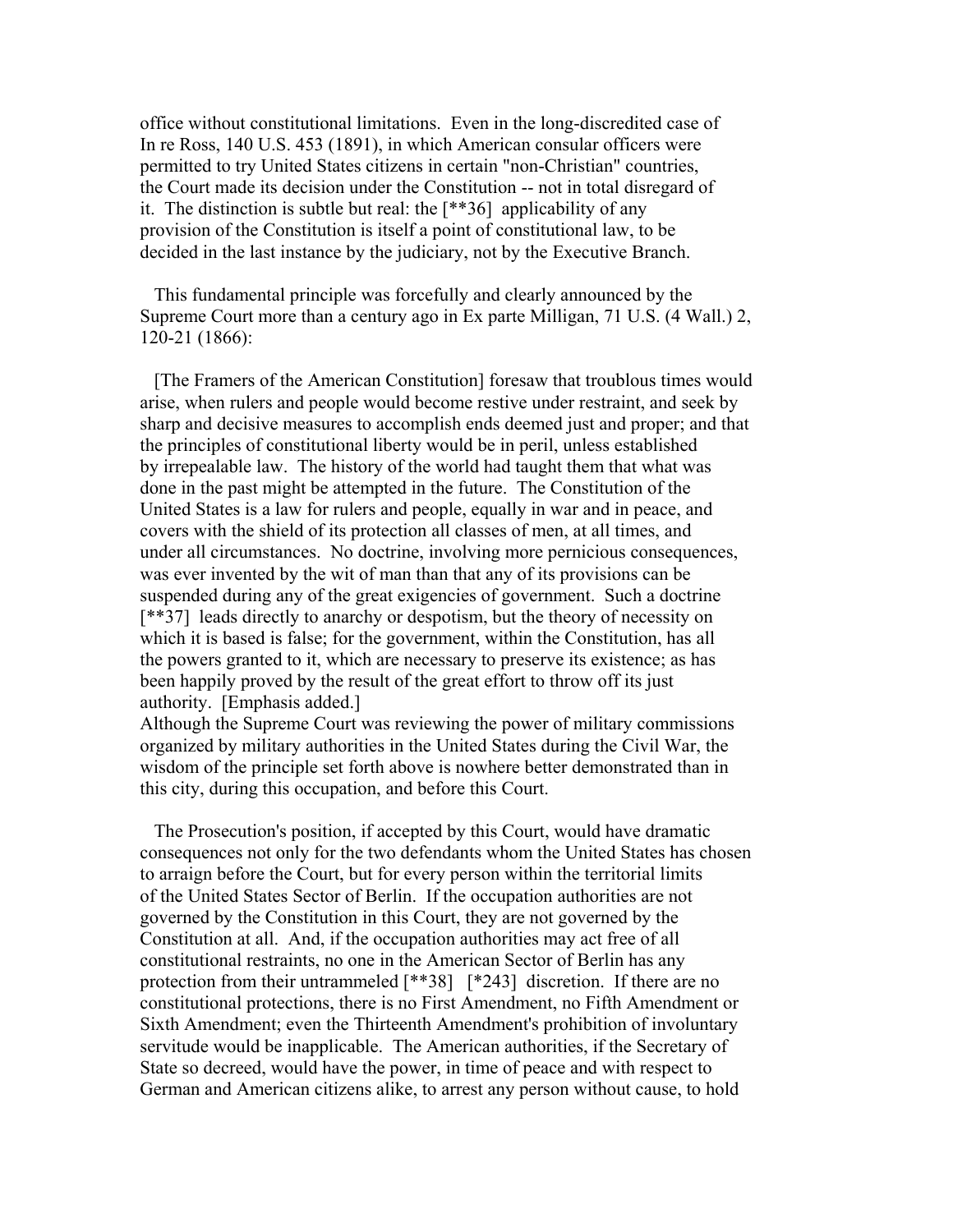office without constitutional limitations. Even in the long-discredited case of In re Ross, 140 U.S. 453 (1891), in which American consular officers were permitted to try United States citizens in certain "non-Christian" countries, the Court made its decision under the Constitution -- not in total disregard of it. The distinction is subtle but real: the [**36] applicability of any provision of the Constitution is itself a point of constitutional law, to be decided in the last instance by the judiciary, not by the Executive Branch.

This fundamental principle was forcefully and clearly announced by the Supreme Court more than a century ago in Ex parte Milligan, 71 U.S. (4 Wall.) 2, 120-21 (1866):

> [The Framers of the American Constitution] foresaw that troublous times would arise, when rulers and people would become restive under restraint, and seek by sharp and decisive measures to accomplish ends deemed just and proper; and that the principles of constitutional liberty would be in peril, unless established by irrepealable law. The history of the world had taught them that what was done in the past might be attempted in the future. The Constitution of the United States is a law for rulers and people, equally in war and in peace, and covers with the shield of its protection all classes of men, at all times, and under all circumstances. No doctrine, involving more pernicious consequences, was ever invented by the wit of man than that any of its provisions can be suspended during any of the great exigencies of government. Such a doctrine [**37] leads directly to anarchy or despotism, but the theory of necessity on which it is based is false; for the government, within the Constitution, has all the powers granted to it, which are necessary to preserve its existence; as has been happily proved by the result of the great effort to throw off its just authority. [Emphasis added.]

Although the Supreme Court was reviewing the power of military commissions organized by military authorities in the United States during the Civil War, the wisdom of the principle set forth above is nowhere better demonstrated than in this city, during this occupation, and before this Court.

The Prosecution's position, if accepted by this Court, would have dramatic consequences not only for the two defendants whom the United States has chosen to arraign before the Court, but for every person within the territorial limits of the United States Sector of Berlin. If the occupation authorities are not governed by the Constitution in this Court, they are not governed by the Constitution at all. And, if the occupation authorities may act free of all constitutional restraints, no one in the American Sector of Berlin has any protection from their untrammeled [**38] [*243] discretion. If there are no constitutional protections, there is no First Amendment, no Fifth Amendment or Sixth Amendment; even the Thirteenth Amendment's prohibition of involuntary servitude would be inapplicable. The American authorities, if the Secretary of State so decreed, would have the power, in time of peace and with respect to German and American citizens alike, to arrest any person without cause, to hold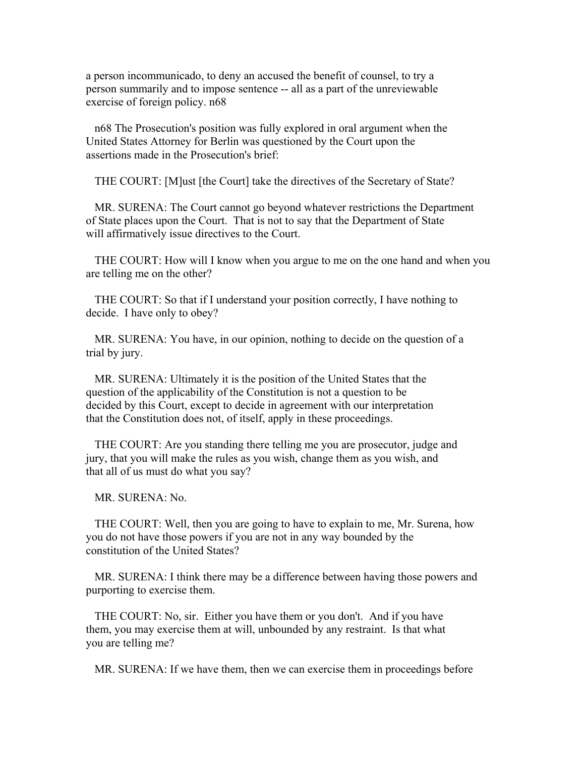a person incommunicado, to deny an accused the benefit of counsel, to try a person summarily and to impose sentence -- all as a part of the unreviewable exercise of foreign policy. n68

n68 The Prosecution's position was fully explored in oral argument when the United States Attorney for Berlin was questioned by the Court upon the assertions made in the Prosecution's brief:

THE COURT: [M]ust [the Court] take the directives of the Secretary of State?

MR. SURENA: The Court cannot go beyond whatever restrictions the Department of State places upon the Court. That is not to say that the Department of State will affirmatively issue directives to the Court.

THE COURT: How will I know when you argue to me on the one hand and when you are telling me on the other?

THE COURT: So that if I understand your position correctly, I have nothing to decide. I have only to obey?

MR. SURENA: You have, in our opinion, nothing to decide on the question of a trial by jury.

MR. SURENA: Ultimately it is the position of the United States that the question of the applicability of the Constitution is not a question to be decided by this Court, except to decide in agreement with our interpretation that the Constitution does not, of itself, apply in these proceedings.

THE COURT: Are you standing there telling me you are prosecutor, judge and jury, that you will make the rules as you wish, change them as you wish, and that all of us must do what you say?

MR. SURENA: No.

THE COURT: Well, then you are going to have to explain to me, Mr. Surena, how you do not have those powers if you are not in any way bounded by the constitution of the United States?

MR. SURENA: I think there may be a difference between having those powers and purporting to exercise them.

THE COURT: No, sir. Either you have them or you don't. And if you have them, you may exercise them at will, unbounded by any restraint. Is that what you are telling me?

MR. SURENA: If we have them, then we can exercise them in proceedings before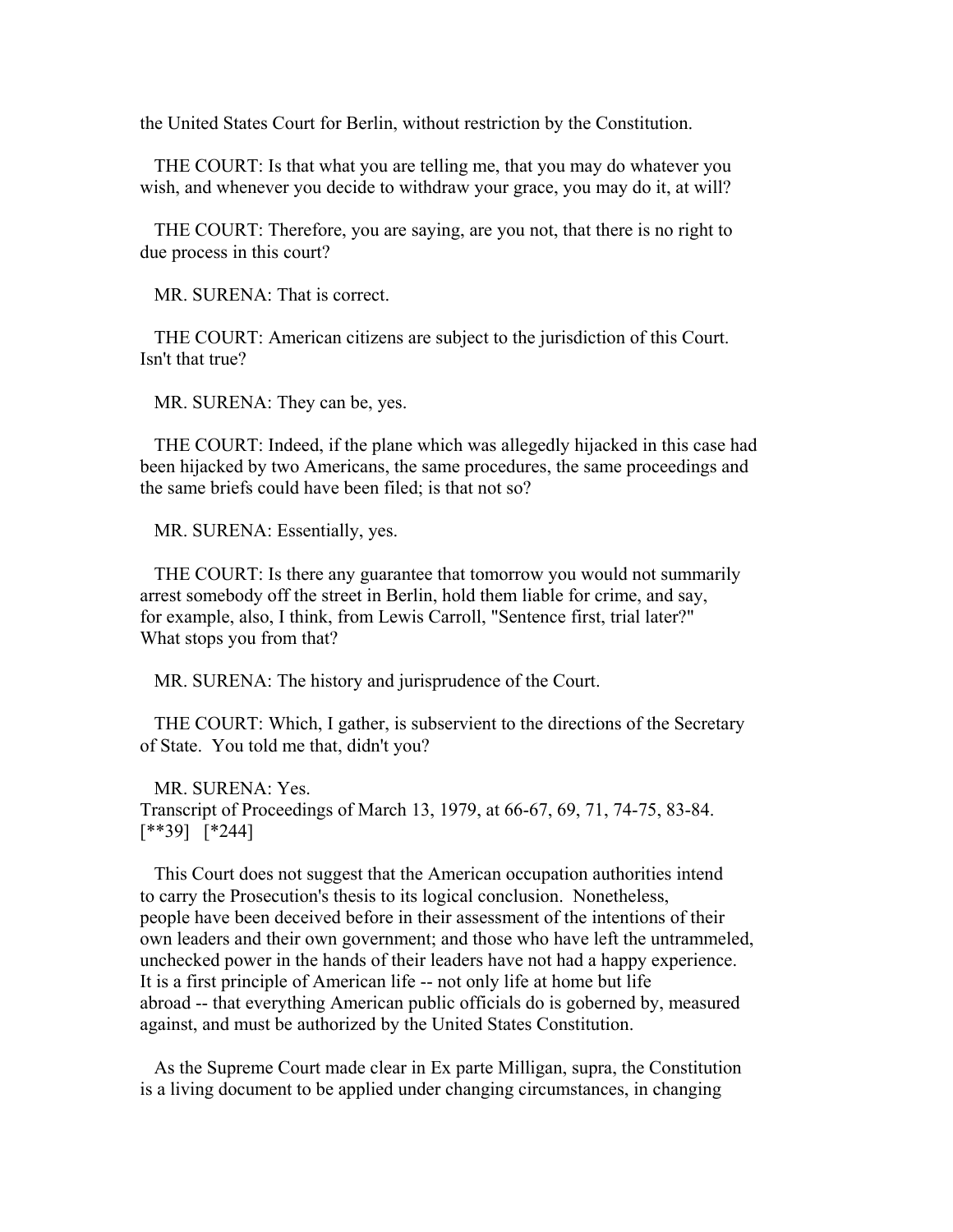the United States Court for Berlin, without restriction by the Constitution.

THE COURT: Is that what you are telling me, that you may do whatever you wish, and whenever you decide to withdraw your grace, you may do it, at will?

THE COURT: Therefore, you are saying, are you not, that there is no right to due process in this court?

MR. SURENA: That is correct.

THE COURT: American citizens are subject to the jurisdiction of this Court. Isn't that true?

MR. SURENA: They can be, yes.

THE COURT: Indeed, if the plane which was allegedly hijacked in this case had been hijacked by two Americans, the same procedures, the same proceedings and the same briefs could have been filed; is that not so?

MR. SURENA: Essentially, yes.

THE COURT: Is there any guarantee that tomorrow you would not summarily arrest somebody off the street in Berlin, hold them liable for crime, and say, for example, also, I think, from Lewis Carroll, "Sentence first, trial later?" What stops you from that?

MR. SURENA: The history and jurisprudence of the Court.

THE COURT: Which, I gather, is subservient to the directions of the Secretary of State. You told me that, didn't you?

MR. SURENA: Yes.
Transcript of Proceedings of March 13, 1979, at 66-67, 69, 71, 74-75, 83-84.
[**39] [*244]

This Court does not suggest that the American occupation authorities intend to carry the Prosecution's thesis to its logical conclusion. Nonetheless, people have been deceived before in their assessment of the intentions of their own leaders and their own government; and those who have left the untrammeled, unchecked power in the hands of their leaders have not had a happy experience. It is a first principle of American life -- not only life at home but life abroad -- that everything American public officials do is goberned by, measured against, and must be authorized by the United States Constitution.

As the Supreme Court made clear in Ex parte Milligan, supra, the Constitution is a living document to be applied under changing circumstances, in changing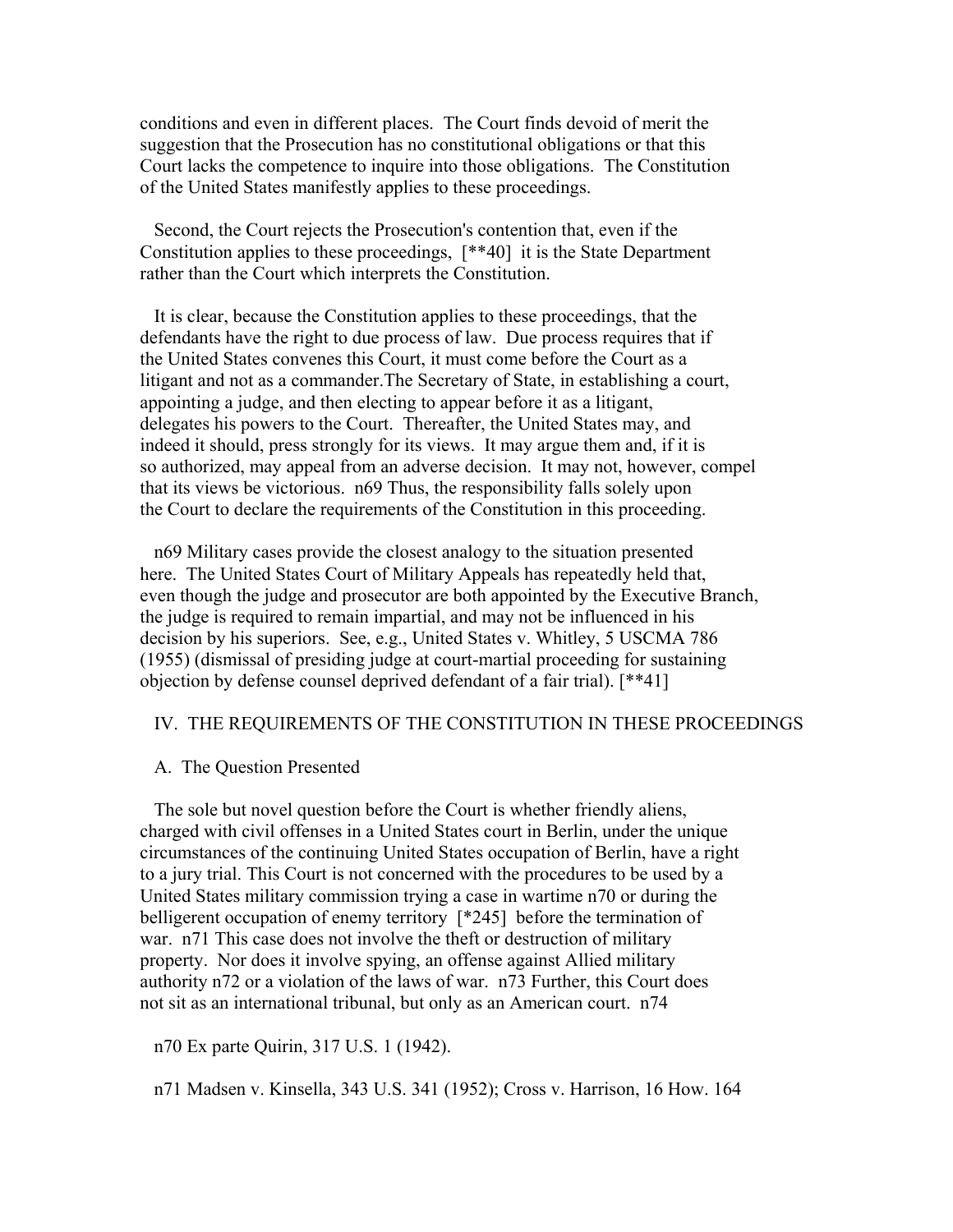conditions and even in different places. The Court finds devoid of merit the suggestion that the Prosecution has no constitutional obligations or that this Court lacks the competence to inquire into those obligations. The Constitution of the United States manifestly applies to these proceedings.

Second, the Court rejects the Prosecution's contention that, even if the Constitution applies to these proceedings, [**40] it is the State Department rather than the Court which interprets the Constitution.

It is clear, because the Constitution applies to these proceedings, that the defendants have the right to due process of law. Due process requires that if the United States convenes this Court, it must come before the Court as a litigant and not as a commander.The Secretary of State, in establishing a court, appointing a judge, and then electing to appear before it as a litigant, delegates his powers to the Court. Thereafter, the United States may, and indeed it should, press strongly for its views. It may argue them and, if it is so authorized, may appeal from an adverse decision. It may not, however, compel that its views be victorious. n69 Thus, the responsibility falls solely upon the Court to declare the requirements of the Constitution in this proceeding.

n69 Military cases provide the closest analogy to the situation presented here. The United States Court of Military Appeals has repeatedly held that, even though the judge and prosecutor are both appointed by the Executive Branch, the judge is required to remain impartial, and may not be influenced in his decision by his superiors. See, e.g., United States v. Whitley, 5 USCMA 786 (1955) (dismissal of presiding judge at court-martial proceeding for sustaining objection by defense counsel deprived defendant of a fair trial). [**41]

## IV. THE REQUIREMENTS OF THE CONSTITUTION IN THESE PROCEEDINGS

### A. The Question Presented

The sole but novel question before the Court is whether friendly aliens, charged with civil offenses in a United States court in Berlin, under the unique circumstances of the continuing United States occupation of Berlin, have a right to a jury trial. This Court is not concerned with the procedures to be used by a United States military commission trying a case in wartime n70 or during the belligerent occupation of enemy territory [*245] before the termination of war. n71 This case does not involve the theft or destruction of military property. Nor does it involve spying, an offense against Allied military authority n72 or a violation of the laws of war. n73 Further, this Court does not sit as an international tribunal, but only as an American court. n74

n70 Ex parte Quirin, 317 U.S. 1 (1942).

n71 Madsen v. Kinsella, 343 U.S. 341 (1952); Cross v. Harrison, 16 How. 164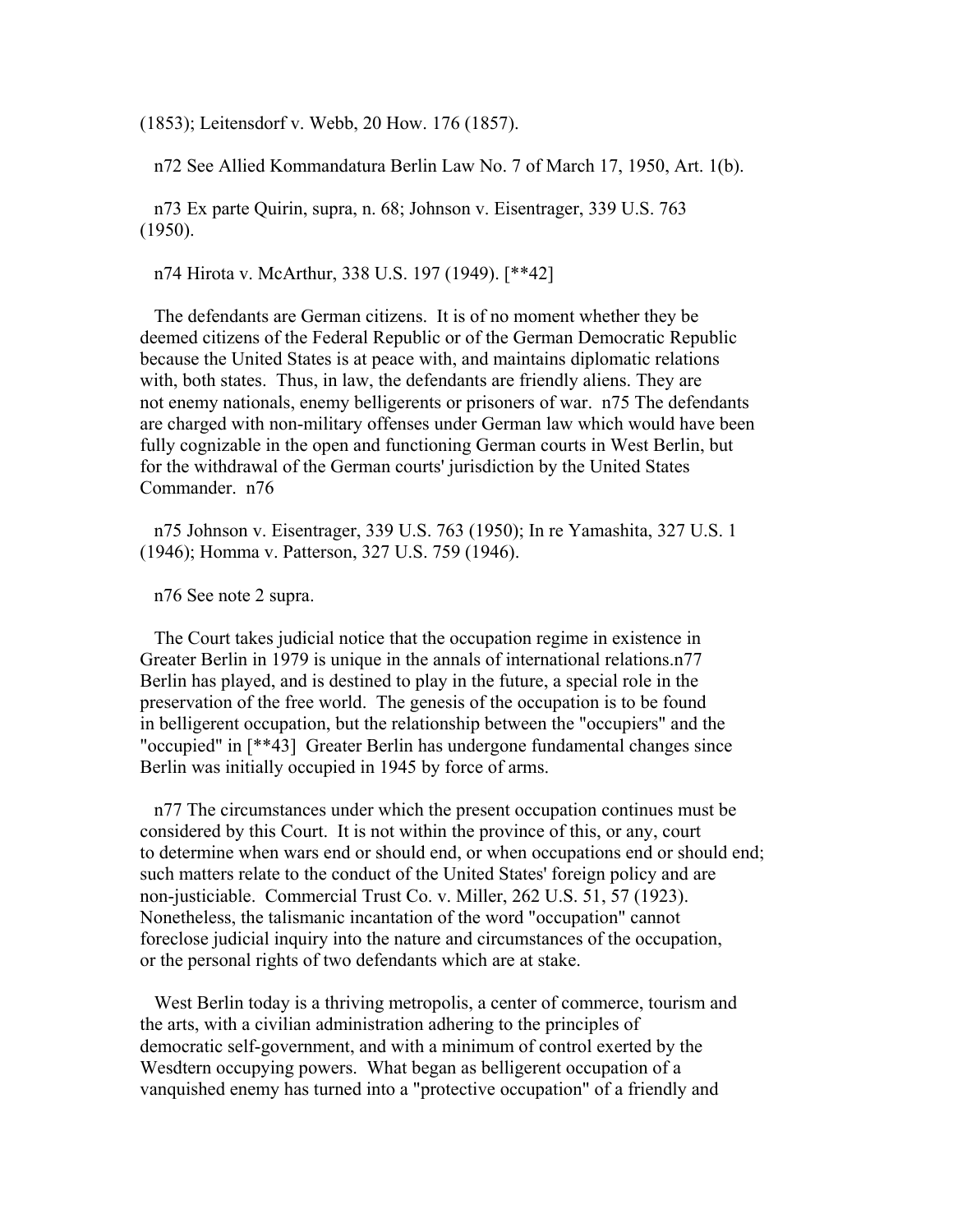(1853); Leitensdorf v. Webb, 20 How. 176 (1857).

n72 See Allied Kommandatura Berlin Law No. 7 of March 17, 1950, Art. 1(b).

n73 Ex parte Quirin, supra, n. 68; Johnson v. Eisentrager, 339 U.S. 763 (1950).

n74 Hirota v. McArthur, 338 U.S. 197 (1949). [**42]

The defendants are German citizens. It is of no moment whether they be deemed citizens of the Federal Republic or of the German Democratic Republic because the United States is at peace with, and maintains diplomatic relations with, both states. Thus, in law, the defendants are friendly aliens. They are not enemy nationals, enemy belligerents or prisoners of war. n75 The defendants are charged with non-military offenses under German law which would have been fully cognizable in the open and functioning German courts in West Berlin, but for the withdrawal of the German courts' jurisdiction by the United States Commander. n76

n75 Johnson v. Eisentrager, 339 U.S. 763 (1950); In re Yamashita, 327 U.S. 1 (1946); Homma v. Patterson, 327 U.S. 759 (1946).

n76 See note 2 supra.

The Court takes judicial notice that the occupation regime in existence in Greater Berlin in 1979 is unique in the annals of international relations.n77 Berlin has played, and is destined to play in the future, a special role in the preservation of the free world. The genesis of the occupation is to be found in belligerent occupation, but the relationship between the "occupiers" and the "occupied" in [**43] Greater Berlin has undergone fundamental changes since Berlin was initially occupied in 1945 by force of arms.

n77 The circumstances under which the present occupation continues must be considered by this Court. It is not within the province of this, or any, court to determine when wars end or should end, or when occupations end or should end; such matters relate to the conduct of the United States' foreign policy and are non-justiciable. Commercial Trust Co. v. Miller, 262 U.S. 51, 57 (1923). Nonetheless, the talismanic incantation of the word "occupation" cannot foreclose judicial inquiry into the nature and circumstances of the occupation, or the personal rights of two defendants which are at stake.

West Berlin today is a thriving metropolis, a center of commerce, tourism and the arts, with a civilian administration adhering to the principles of democratic self-government, and with a minimum of control exerted by the Wesdtern occupying powers. What began as belligerent occupation of a vanquished enemy has turned into a "protective occupation" of a friendly and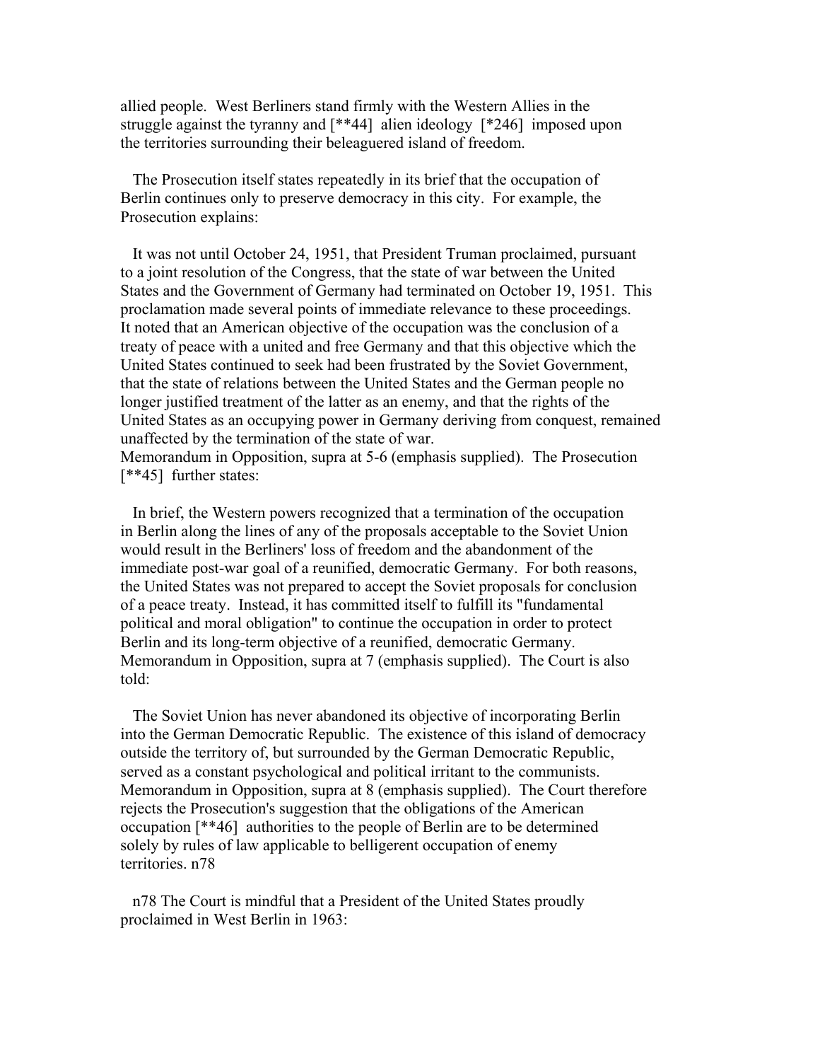allied people. West Berliners stand firmly with the Western Allies in the struggle against the tyranny and [**44] alien ideology [*246] imposed upon the territories surrounding their beleaguered island of freedom.

The Prosecution itself states repeatedly in its brief that the occupation of Berlin continues only to preserve democracy in this city. For example, the Prosecution explains:

> It was not until October 24, 1951, that President Truman proclaimed, pursuant to a joint resolution of the Congress, that the state of war between the United States and the Government of Germany had terminated on October 19, 1951. This proclamation made several points of immediate relevance to these proceedings. It noted that an American objective of the occupation was the conclusion of a treaty of peace with a united and free Germany and that this objective which the United States continued to seek had been frustrated by the Soviet Government, that the state of relations between the United States and the German people no longer justified treatment of the latter as an enemy, and that the rights of the United States as an occupying power in Germany deriving from conquest, remained unaffected by the termination of the state of war.

Memorandum in Opposition, supra at 5-6 (emphasis supplied). The Prosecution [**45] further states:

> In brief, the Western powers recognized that a termination of the occupation in Berlin along the lines of any of the proposals acceptable to the Soviet Union would result in the Berliners' loss of freedom and the abandonment of the immediate post-war goal of a reunified, democratic Germany. For both reasons, the United States was not prepared to accept the Soviet proposals for conclusion of a peace treaty. Instead, it has committed itself to fulfill its "fundamental political and moral obligation" to continue the occupation in order to protect Berlin and its long-term objective of a reunified, democratic Germany.

Memorandum in Opposition, supra at 7 (emphasis supplied). The Court is also told:

> The Soviet Union has never abandoned its objective of incorporating Berlin into the German Democratic Republic. The existence of this island of democracy outside the territory of, but surrounded by the German Democratic Republic, served as a constant psychological and political irritant to the communists.

Memorandum in Opposition, supra at 8 (emphasis supplied). The Court therefore rejects the Prosecution's suggestion that the obligations of the American occupation [**46] authorities to the people of Berlin are to be determined solely by rules of law applicable to belligerent occupation of enemy territories. n78

n78 The Court is mindful that a President of the United States proudly proclaimed in West Berlin in 1963: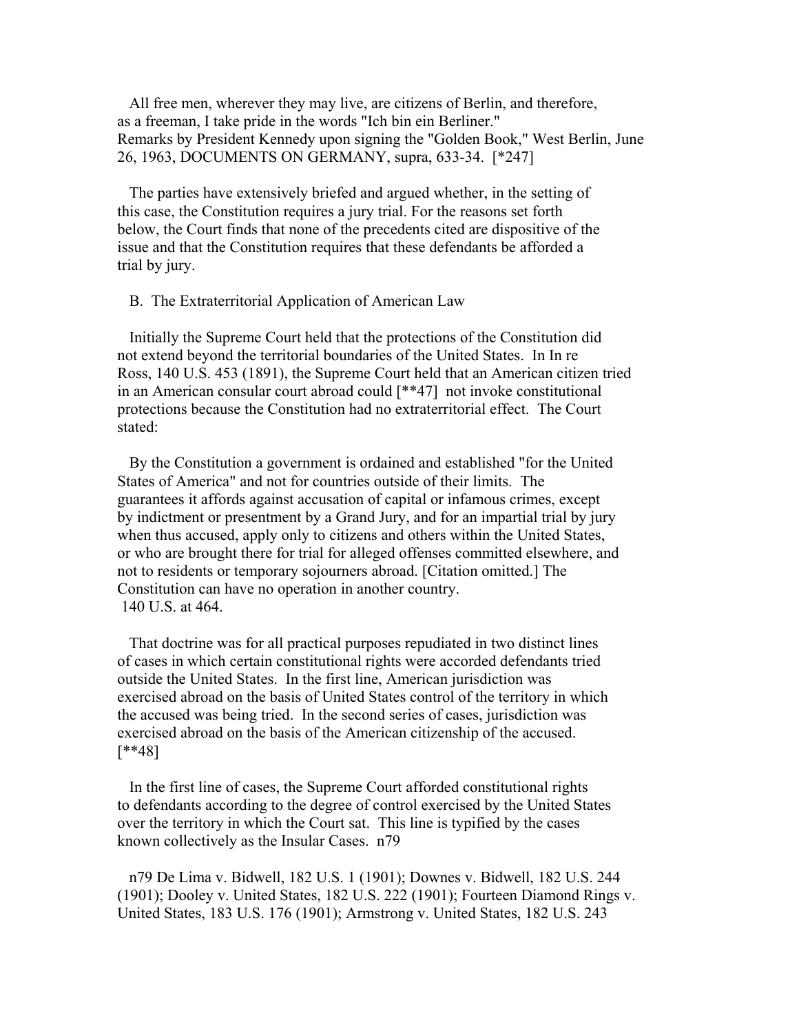All free men, wherever they may live, are citizens of Berlin, and therefore, as a freeman, I take pride in the words "Ich bin ein Berliner."
Remarks by President Kennedy upon signing the "Golden Book," West Berlin, June 26, 1963, DOCUMENTS ON GERMANY, supra, 633-34. [*247]

The parties have extensively briefed and argued whether, in the setting of this case, the Constitution requires a jury trial. For the reasons set forth below, the Court finds that none of the precedents cited are dispositive of the issue and that the Constitution requires that these defendants be afforded a trial by jury.

B. The Extraterritorial Application of American Law

Initially the Supreme Court held that the protections of the Constitution did not extend beyond the territorial boundaries of the United States. In In re Ross, 140 U.S. 453 (1891), the Supreme Court held that an American citizen tried in an American consular court abroad could [**47] not invoke constitutional protections because the Constitution had no extraterritorial effect. The Court stated:

By the Constitution a government is ordained and established "for the United States of America" and not for countries outside of their limits. The guarantees it affords against accusation of capital or infamous crimes, except by indictment or presentment by a Grand Jury, and for an impartial trial by jury when thus accused, apply only to citizens and others within the United States, or who are brought there for trial for alleged offenses committed elsewhere, and not to residents or temporary sojourners abroad. [Citation omitted.] The Constitution can have no operation in another country.
140 U.S. at 464.

That doctrine was for all practical purposes repudiated in two distinct lines of cases in which certain constitutional rights were accorded defendants tried outside the United States. In the first line, American jurisdiction was exercised abroad on the basis of United States control of the territory in which the accused was being tried. In the second series of cases, jurisdiction was exercised abroad on the basis of the American citizenship of the accused. [**48]

In the first line of cases, the Supreme Court afforded constitutional rights to defendants according to the degree of control exercised by the United States over the territory in which the Court sat. This line is typified by the cases known collectively as the Insular Cases. n79

n79 De Lima v. Bidwell, 182 U.S. 1 (1901); Downes v. Bidwell, 182 U.S. 244 (1901); Dooley v. United States, 182 U.S. 222 (1901); Fourteen Diamond Rings v. United States, 183 U.S. 176 (1901); Armstrong v. United States, 182 U.S. 243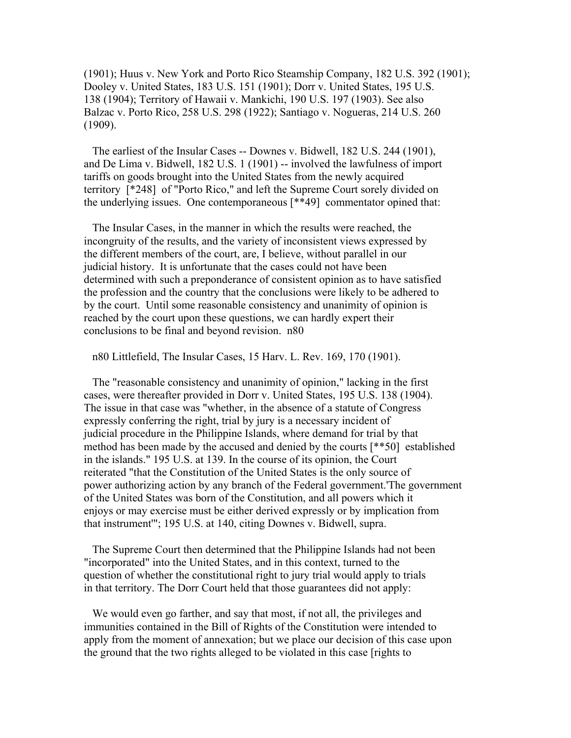(1901); Huus v. New York and Porto Rico Steamship Company, 182 U.S. 392 (1901); Dooley v. United States, 183 U.S. 151 (1901); Dorr v. United States, 195 U.S. 138 (1904); Territory of Hawaii v. Mankichi, 190 U.S. 197 (1903). See also Balzac v. Porto Rico, 258 U.S. 298 (1922); Santiago v. Nogueras, 214 U.S. 260 (1909).

The earliest of the Insular Cases -- Downes v. Bidwell, 182 U.S. 244 (1901), and De Lima v. Bidwell, 182 U.S. 1 (1901) -- involved the lawfulness of import tariffs on goods brought into the United States from the newly acquired territory [*248] of "Porto Rico," and left the Supreme Court sorely divided on the underlying issues. One contemporaneous [**49] commentator opined that:

> The Insular Cases, in the manner in which the results were reached, the incongruity of the results, and the variety of inconsistent views expressed by the different members of the court, are, I believe, without parallel in our judicial history. It is unfortunate that the cases could not have been determined with such a preponderance of consistent opinion as to have satisfied the profession and the country that the conclusions were likely to be adhered to by the court. Until some reasonable consistency and unanimity of opinion is reached by the court upon these questions, we can hardly expert their conclusions to be final and beyond revision. n80

n80 Littlefield, The Insular Cases, 15 Harv. L. Rev. 169, 170 (1901).

The "reasonable consistency and unanimity of opinion," lacking in the first cases, were thereafter provided in Dorr v. United States, 195 U.S. 138 (1904). The issue in that case was "whether, in the absence of a statute of Congress expressly conferring the right, trial by jury is a necessary incident of judicial procedure in the Philippine Islands, where demand for trial by that method has been made by the accused and denied by the courts [**50] established in the islands." 195 U.S. at 139. In the course of its opinion, the Court reiterated "that the Constitution of the United States is the only source of power authorizing action by any branch of the Federal government.'The government of the United States was born of the Constitution, and all powers which it enjoys or may exercise must be either derived expressly or by implication from that instrument'"; 195 U.S. at 140, citing Downes v. Bidwell, supra.

The Supreme Court then determined that the Philippine Islands had not been "incorporated" into the United States, and in this context, turned to the question of whether the constitutional right to jury trial would apply to trials in that territory. The Dorr Court held that those guarantees did not apply:

> We would even go farther, and say that most, if not all, the privileges and immunities contained in the Bill of Rights of the Constitution were intended to apply from the moment of annexation; but we place our decision of this case upon the ground that the two rights alleged to be violated in this case [rights to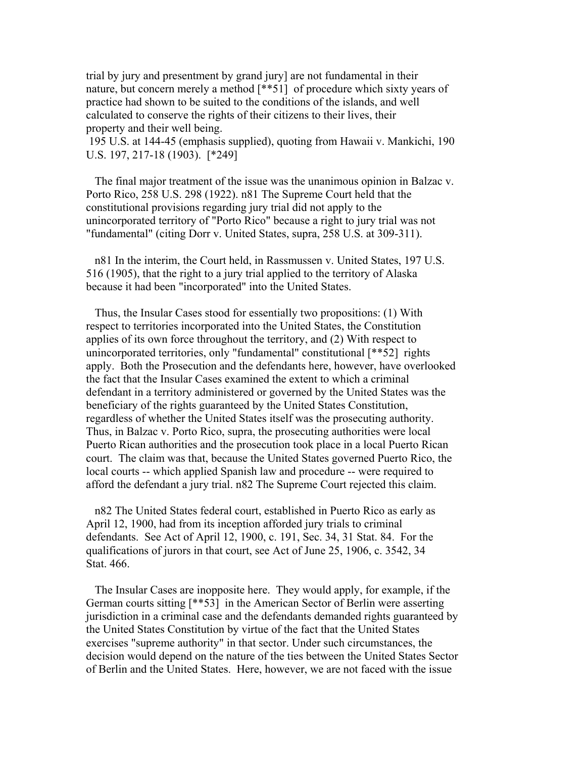trial by jury and presentment by grand jury] are not fundamental in their nature, but concern merely a method [**51] of procedure which sixty years of practice had shown to be suited to the conditions of the islands, and well calculated to conserve the rights of their citizens to their lives, their property and their well being.

195 U.S. at 144-45 (emphasis supplied), quoting from Hawaii v. Mankichi, 190 U.S. 197, 217-18 (1903). [*249]

The final major treatment of the issue was the unanimous opinion in Balzac v. Porto Rico, 258 U.S. 298 (1922). n81 The Supreme Court held that the constitutional provisions regarding jury trial did not apply to the unincorporated territory of "Porto Rico" because a right to jury trial was not "fundamental" (citing Dorr v. United States, supra, 258 U.S. at 309-311).

n81 In the interim, the Court held, in Rassmussen v. United States, 197 U.S. 516 (1905), that the right to a jury trial applied to the territory of Alaska because it had been "incorporated" into the United States.

Thus, the Insular Cases stood for essentially two propositions: (1) With respect to territories incorporated into the United States, the Constitution applies of its own force throughout the territory, and (2) With respect to unincorporated territories, only "fundamental" constitutional [**52] rights apply. Both the Prosecution and the defendants here, however, have overlooked the fact that the Insular Cases examined the extent to which a criminal defendant in a territory administered or governed by the United States was the beneficiary of the rights guaranteed by the United States Constitution, regardless of whether the United States itself was the prosecuting authority. Thus, in Balzac v. Porto Rico, supra, the prosecuting authorities were local Puerto Rican authorities and the prosecution took place in a local Puerto Rican court. The claim was that, because the United States governed Puerto Rico, the local courts -- which applied Spanish law and procedure -- were required to afford the defendant a jury trial. n82 The Supreme Court rejected this claim.

n82 The United States federal court, established in Puerto Rico as early as April 12, 1900, had from its inception afforded jury trials to criminal defendants. See Act of April 12, 1900, c. 191, Sec. 34, 31 Stat. 84. For the qualifications of jurors in that court, see Act of June 25, 1906, c. 3542, 34 Stat. 466.

The Insular Cases are inopposite here. They would apply, for example, if the German courts sitting [**53] in the American Sector of Berlin were asserting jurisdiction in a criminal case and the defendants demanded rights guaranteed by the United States Constitution by virtue of the fact that the United States exercises "supreme authority" in that sector. Under such circumstances, the decision would depend on the nature of the ties between the United States Sector of Berlin and the United States. Here, however, we are not faced with the issue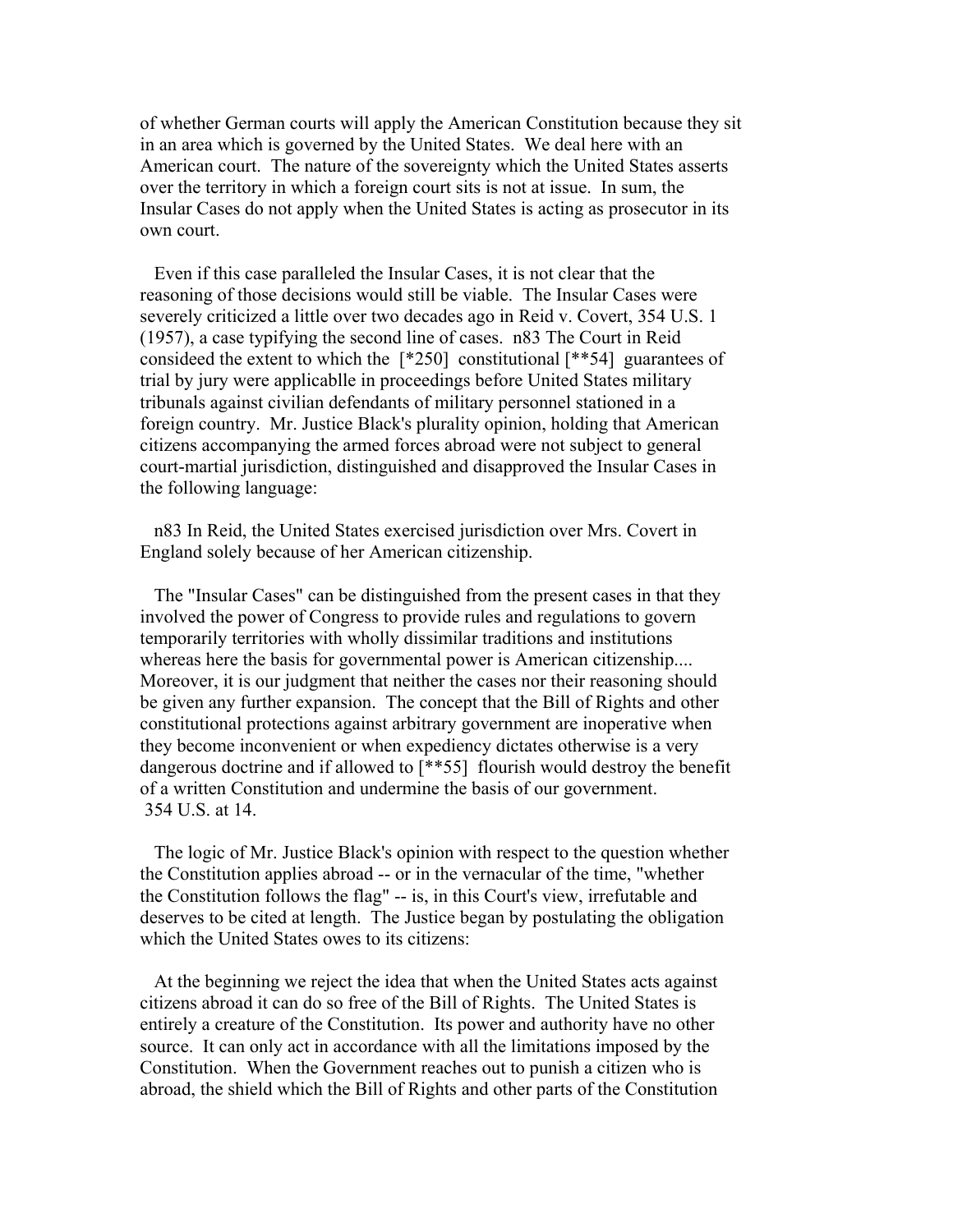of whether German courts will apply the American Constitution because they sit in an area which is governed by the United States. We deal here with an American court. The nature of the sovereignty which the United States asserts over the territory in which a foreign court sits is not at issue. In sum, the Insular Cases do not apply when the United States is acting as prosecutor in its own court.

Even if this case paralleled the Insular Cases, it is not clear that the reasoning of those decisions would still be viable. The Insular Cases were severely criticized a little over two decades ago in Reid v. Covert, 354 U.S. 1 (1957), a case typifying the second line of cases. n83 The Court in Reid consideed the extent to which the [*250] constitutional [**54] guarantees of trial by jury were applicablle in proceedings before United States military tribunals against civilian defendants of military personnel stationed in a foreign country. Mr. Justice Black's plurality opinion, holding that American citizens accompanying the armed forces abroad were not subject to general court-martial jurisdiction, distinguished and disapproved the Insular Cases in the following language:

n83 In Reid, the United States exercised jurisdiction over Mrs. Covert in England solely because of her American citizenship.

> The "Insular Cases" can be distinguished from the present cases in that they involved the power of Congress to provide rules and regulations to govern temporarily territories with wholly dissimilar traditions and institutions whereas here the basis for governmental power is American citizenship.... Moreover, it is our judgment that neither the cases nor their reasoning should be given any further expansion. The concept that the Bill of Rights and other constitutional protections against arbitrary government are inoperative when they become inconvenient or when expediency dictates otherwise is a very dangerous doctrine and if allowed to [**55] flourish would destroy the benefit of a written Constitution and undermine the basis of our government.
> 354 U.S. at 14.

The logic of Mr. Justice Black's opinion with respect to the question whether the Constitution applies abroad -- or in the vernacular of the time, "whether the Constitution follows the flag" -- is, in this Court's view, irrefutable and deserves to be cited at length. The Justice began by postulating the obligation which the United States owes to its citizens:

> At the beginning we reject the idea that when the United States acts against citizens abroad it can do so free of the Bill of Rights. The United States is entirely a creature of the Constitution. Its power and authority have no other source. It can only act in accordance with all the limitations imposed by the Constitution. When the Government reaches out to punish a citizen who is abroad, the shield which the Bill of Rights and other parts of the Constitution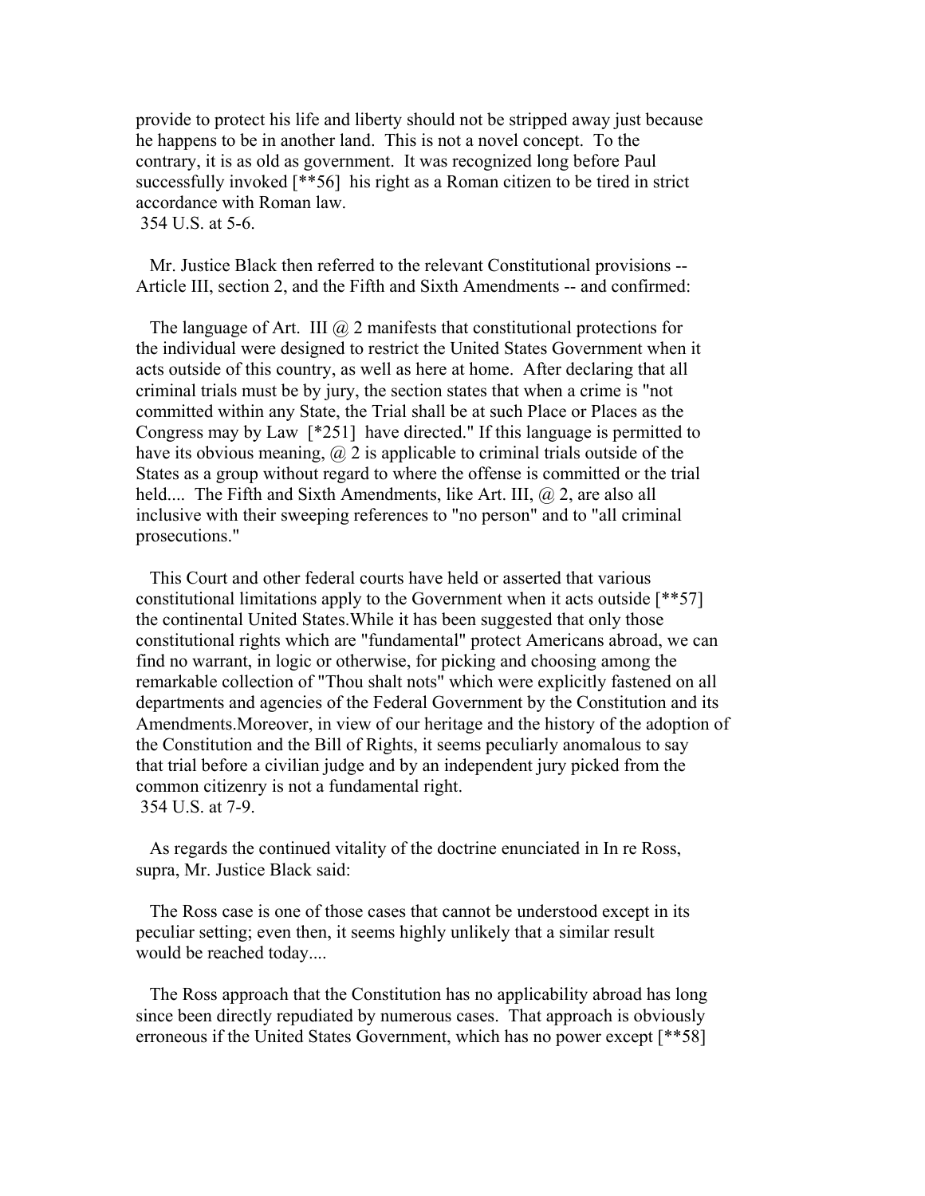provide to protect his life and liberty should not be stripped away just because he happens to be in another land. This is not a novel concept. To the contrary, it is as old as government. It was recognized long before Paul successfully invoked [**56] his right as a Roman citizen to be tired in strict accordance with Roman law.
354 U.S. at 5-6.

Mr. Justice Black then referred to the relevant Constitutional provisions -- Article III, section 2, and the Fifth and Sixth Amendments -- and confirmed:

The language of Art. III @ 2 manifests that constitutional protections for the individual were designed to restrict the United States Government when it acts outside of this country, as well as here at home. After declaring that all criminal trials must be by jury, the section states that when a crime is "not committed within any State, the Trial shall be at such Place or Places as the Congress may by Law [*251] have directed." If this language is permitted to have its obvious meaning, @ 2 is applicable to criminal trials outside of the States as a group without regard to where the offense is committed or the trial held.... The Fifth and Sixth Amendments, like Art. III, @ 2, are also all inclusive with their sweeping references to "no person" and to "all criminal prosecutions."

This Court and other federal courts have held or asserted that various constitutional limitations apply to the Government when it acts outside [**57] the continental United States.While it has been suggested that only those constitutional rights which are "fundamental" protect Americans abroad, we can find no warrant, in logic or otherwise, for picking and choosing among the remarkable collection of "Thou shalt nots" which were explicitly fastened on all departments and agencies of the Federal Government by the Constitution and its Amendments.Moreover, in view of our heritage and the history of the adoption of the Constitution and the Bill of Rights, it seems peculiarly anomalous to say that trial before a civilian judge and by an independent jury picked from the common citizenry is not a fundamental right.
354 U.S. at 7-9.

As regards the continued vitality of the doctrine enunciated in In re Ross, supra, Mr. Justice Black said:

The Ross case is one of those cases that cannot be understood except in its peculiar setting; even then, it seems highly unlikely that a similar result would be reached today....

The Ross approach that the Constitution has no applicability abroad has long since been directly repudiated by numerous cases. That approach is obviously erroneous if the United States Government, which has no power except [**58]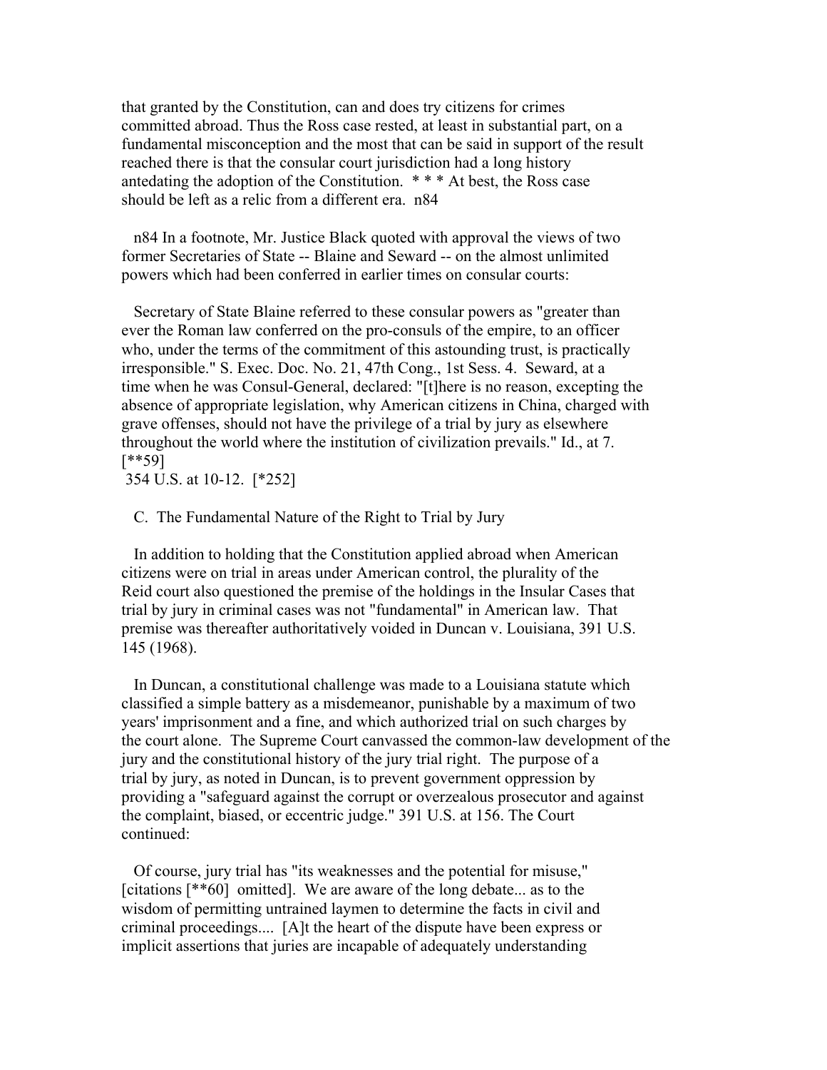that granted by the Constitution, can and does try citizens for crimes committed abroad. Thus the Ross case rested, at least in substantial part, on a fundamental misconception and the most that can be said in support of the result reached there is that the consular court jurisdiction had a long history antedating the adoption of the Constitution. * * * At best, the Ross case should be left as a relic from a different era. n84

n84 In a footnote, Mr. Justice Black quoted with approval the views of two former Secretaries of State -- Blaine and Seward -- on the almost unlimited powers which had been conferred in earlier times on consular courts:

Secretary of State Blaine referred to these consular powers as "greater than ever the Roman law conferred on the pro-consuls of the empire, to an officer who, under the terms of the commitment of this astounding trust, is practically irresponsible." S. Exec. Doc. No. 21, 47th Cong., 1st Sess. 4. Seward, at a time when he was Consul-General, declared: "[t]here is no reason, excepting the absence of appropriate legislation, why American citizens in China, charged with grave offenses, should not have the privilege of a trial by jury as elsewhere throughout the world where the institution of civilization prevails." Id., at 7. [**59]

354 U.S. at 10-12. [*252]

C. The Fundamental Nature of the Right to Trial by Jury

In addition to holding that the Constitution applied abroad when American citizens were on trial in areas under American control, the plurality of the Reid court also questioned the premise of the holdings in the Insular Cases that trial by jury in criminal cases was not "fundamental" in American law. That premise was thereafter authoritatively voided in Duncan v. Louisiana, 391 U.S. 145 (1968).

In Duncan, a constitutional challenge was made to a Louisiana statute which classified a simple battery as a misdemeanor, punishable by a maximum of two years' imprisonment and a fine, and which authorized trial on such charges by the court alone. The Supreme Court canvassed the common-law development of the jury and the constitutional history of the jury trial right. The purpose of a trial by jury, as noted in Duncan, is to prevent government oppression by providing a "safeguard against the corrupt or overzealous prosecutor and against the complaint, biased, or eccentric judge." 391 U.S. at 156. The Court continued:

Of course, jury trial has "its weaknesses and the potential for misuse," [citations [**60] omitted]. We are aware of the long debate... as to the wisdom of permitting untrained laymen to determine the facts in civil and criminal proceedings.... [A]t the heart of the dispute have been express or implicit assertions that juries are incapable of adequately understanding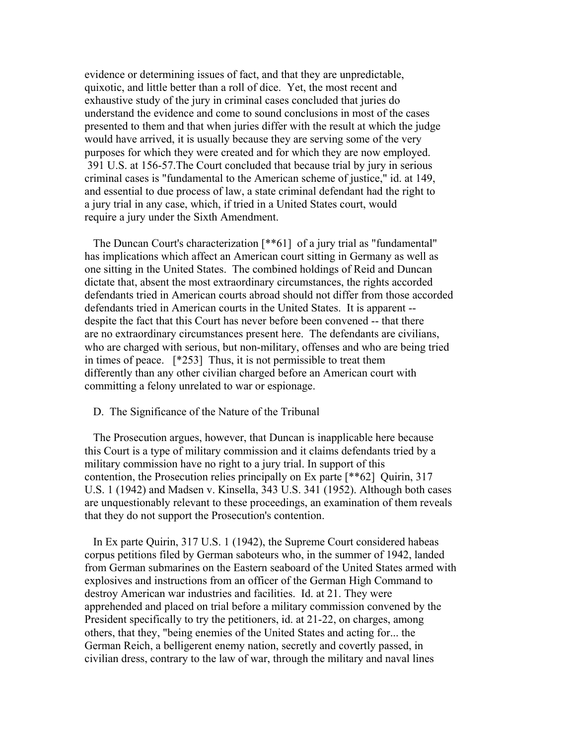evidence or determining issues of fact, and that they are unpredictable, quixotic, and little better than a roll of dice. Yet, the most recent and exhaustive study of the jury in criminal cases concluded that juries do understand the evidence and come to sound conclusions in most of the cases presented to them and that when juries differ with the result at which the judge would have arrived, it is usually because they are serving some of the very purposes for which they were created and for which they are now employed.

391 U.S. at 156-57.The Court concluded that because trial by jury in serious criminal cases is "fundamental to the American scheme of justice," id. at 149, and essential to due process of law, a state criminal defendant had the right to a jury trial in any case, which, if tried in a United States court, would require a jury under the Sixth Amendment.

The Duncan Court's characterization [**61] of a jury trial as "fundamental" has implications which affect an American court sitting in Germany as well as one sitting in the United States. The combined holdings of Reid and Duncan dictate that, absent the most extraordinary circumstances, the rights accorded defendants tried in American courts abroad should not differ from those accorded defendants tried in American courts in the United States. It is apparent -- despite the fact that this Court has never before been convened -- that there are no extraordinary circumstances present here. The defendants are civilians, who are charged with serious, but non-military, offenses and who are being tried in times of peace. [*253] Thus, it is not permissible to treat them differently than any other civilian charged before an American court with committing a felony unrelated to war or espionage.

D. The Significance of the Nature of the Tribunal

The Prosecution argues, however, that Duncan is inapplicable here because this Court is a type of military commission and it claims defendants tried by a military commission have no right to a jury trial. In support of this contention, the Prosecution relies principally on Ex parte [**62] Quirin, 317 U.S. 1 (1942) and Madsen v. Kinsella, 343 U.S. 341 (1952). Although both cases are unquestionably relevant to these proceedings, an examination of them reveals that they do not support the Prosecution's contention.

In Ex parte Quirin, 317 U.S. 1 (1942), the Supreme Court considered habeas corpus petitions filed by German saboteurs who, in the summer of 1942, landed from German submarines on the Eastern seaboard of the United States armed with explosives and instructions from an officer of the German High Command to destroy American war industries and facilities. Id. at 21. They were apprehended and placed on trial before a military commission convened by the President specifically to try the petitioners, id. at 21-22, on charges, among others, that they, "being enemies of the United States and acting for... the German Reich, a belligerent enemy nation, secretly and covertly passed, in civilian dress, contrary to the law of war, through the military and naval lines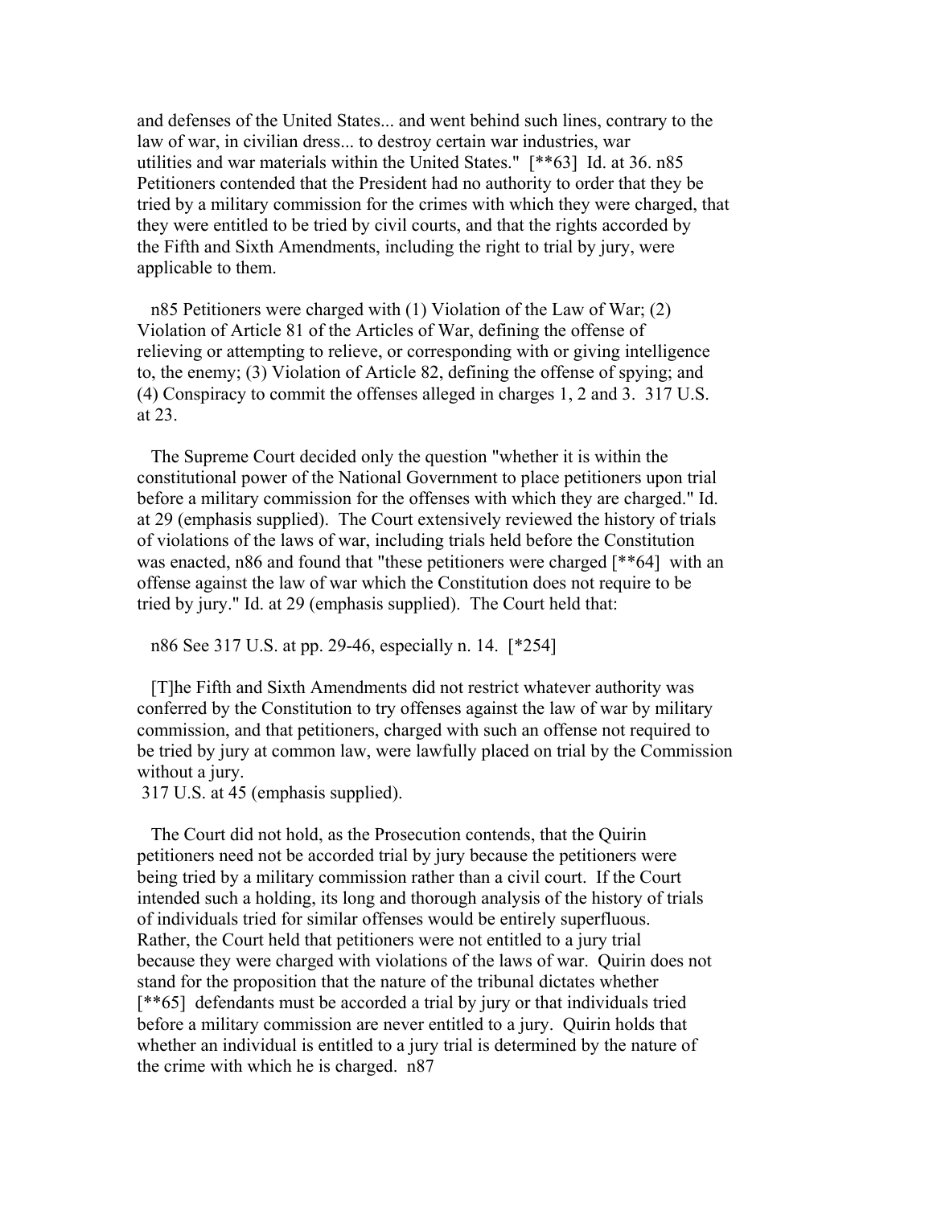and defenses of the United States... and went behind such lines, contrary to the law of war, in civilian dress... to destroy certain war industries, war utilities and war materials within the United States." [**63] Id. at 36. n85 Petitioners contended that the President had no authority to order that they be tried by a military commission for the crimes with which they were charged, that they were entitled to be tried by civil courts, and that the rights accorded by the Fifth and Sixth Amendments, including the right to trial by jury, were applicable to them.

n85 Petitioners were charged with (1) Violation of the Law of War; (2) Violation of Article 81 of the Articles of War, defining the offense of relieving or attempting to relieve, or corresponding with or giving intelligence to, the enemy; (3) Violation of Article 82, defining the offense of spying; and (4) Conspiracy to commit the offenses alleged in charges 1, 2 and 3. 317 U.S. at 23.

The Supreme Court decided only the question "whether it is within the constitutional power of the National Government to place petitioners upon trial before a military commission for the offenses with which they are charged." Id. at 29 (emphasis supplied). The Court extensively reviewed the history of trials of violations of the laws of war, including trials held before the Constitution was enacted, n86 and found that "these petitioners were charged [**64] with an offense against the law of war which the Constitution does not require to be tried by jury." Id. at 29 (emphasis supplied). The Court held that:

n86 See 317 U.S. at pp. 29-46, especially n. 14. [*254]

> [T]he Fifth and Sixth Amendments did not restrict whatever authority was conferred by the Constitution to try offenses against the law of war by military commission, and that petitioners, charged with such an offense not required to be tried by jury at common law, were lawfully placed on trial by the Commission without a jury.

317 U.S. at 45 (emphasis supplied).

The Court did not hold, as the Prosecution contends, that the Quirin petitioners need not be accorded trial by jury because the petitioners were being tried by a military commission rather than a civil court. If the Court intended such a holding, its long and thorough analysis of the history of trials of individuals tried for similar offenses would be entirely superfluous. Rather, the Court held that petitioners were not entitled to a jury trial because they were charged with violations of the laws of war. Quirin does not stand for the proposition that the nature of the tribunal dictates whether [**65] defendants must be accorded a trial by jury or that individuals tried before a military commission are never entitled to a jury. Quirin holds that whether an individual is entitled to a jury trial is determined by the nature of the crime with which he is charged. n87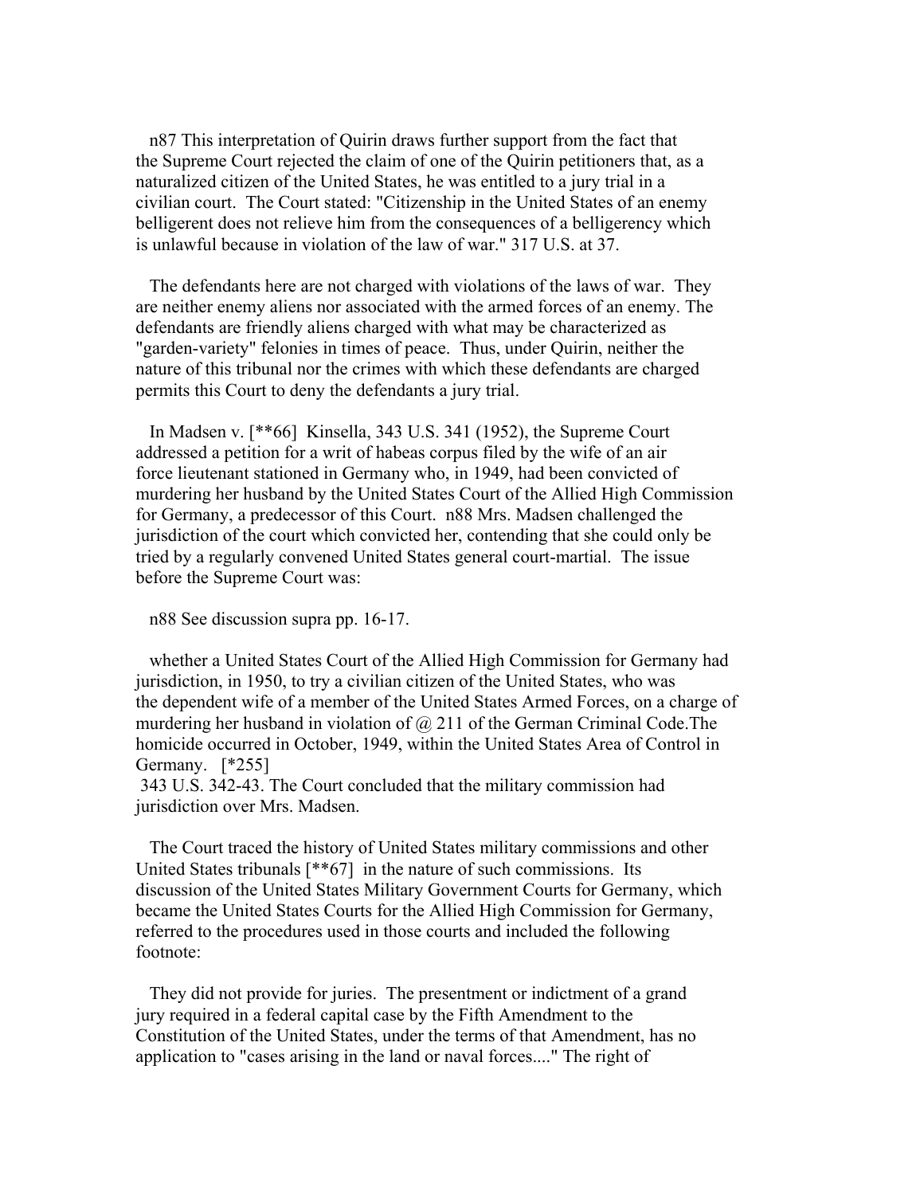n87 This interpretation of Quirin draws further support from the fact that the Supreme Court rejected the claim of one of the Quirin petitioners that, as a naturalized citizen of the United States, he was entitled to a jury trial in a civilian court. The Court stated: "Citizenship in the United States of an enemy belligerent does not relieve him from the consequences of a belligerency which is unlawful because in violation of the law of war." 317 U.S. at 37.

The defendants here are not charged with violations of the laws of war. They are neither enemy aliens nor associated with the armed forces of an enemy. The defendants are friendly aliens charged with what may be characterized as "garden-variety" felonies in times of peace. Thus, under Quirin, neither the nature of this tribunal nor the crimes with which these defendants are charged permits this Court to deny the defendants a jury trial.

In Madsen v. [**66] Kinsella, 343 U.S. 341 (1952), the Supreme Court addressed a petition for a writ of habeas corpus filed by the wife of an air force lieutenant stationed in Germany who, in 1949, had been convicted of murdering her husband by the United States Court of the Allied High Commission for Germany, a predecessor of this Court. n88 Mrs. Madsen challenged the jurisdiction of the court which convicted her, contending that she could only be tried by a regularly convened United States general court-martial. The issue before the Supreme Court was:

n88 See discussion supra pp. 16-17.

whether a United States Court of the Allied High Commission for Germany had jurisdiction, in 1950, to try a civilian citizen of the United States, who was the dependent wife of a member of the United States Armed Forces, on a charge of murdering her husband in violation of @ 211 of the German Criminal Code.The homicide occurred in October, 1949, within the United States Area of Control in Germany. [*255]
343 U.S. 342-43. The Court concluded that the military commission had jurisdiction over Mrs. Madsen.

The Court traced the history of United States military commissions and other United States tribunals [**67] in the nature of such commissions. Its discussion of the United States Military Government Courts for Germany, which became the United States Courts for the Allied High Commission for Germany, referred to the procedures used in those courts and included the following footnote:

They did not provide for juries. The presentment or indictment of a grand jury required in a federal capital case by the Fifth Amendment to the Constitution of the United States, under the terms of that Amendment, has no application to "cases arising in the land or naval forces...." The right of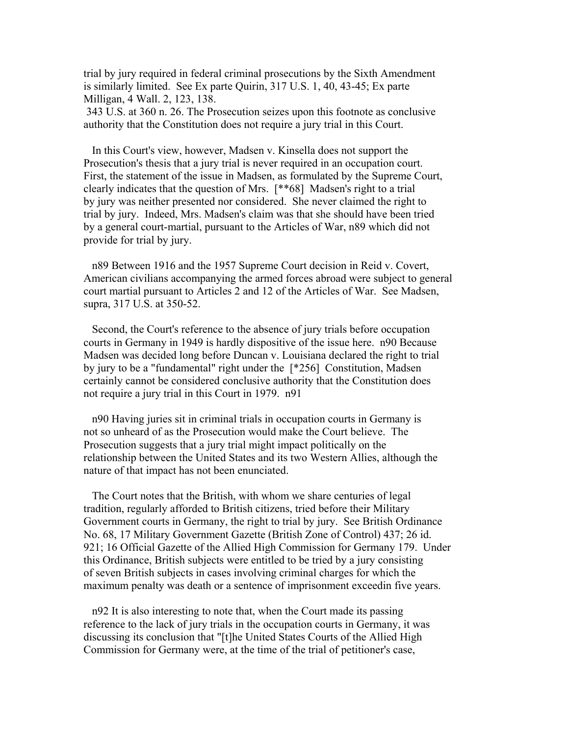trial by jury required in federal criminal prosecutions by the Sixth Amendment is similarly limited. See Ex parte Quirin, 317 U.S. 1, 40, 43-45; Ex parte Milligan, 4 Wall. 2, 123, 138.

343 U.S. at 360 n. 26. The Prosecution seizes upon this footnote as conclusive authority that the Constitution does not require a jury trial in this Court.

In this Court's view, however, Madsen v. Kinsella does not support the Prosecution's thesis that a jury trial is never required in an occupation court. First, the statement of the issue in Madsen, as formulated by the Supreme Court, clearly indicates that the question of Mrs. [**68] Madsen's right to a trial by jury was neither presented nor considered. She never claimed the right to trial by jury. Indeed, Mrs. Madsen's claim was that she should have been tried by a general court-martial, pursuant to the Articles of War, n89 which did not provide for trial by jury.

n89 Between 1916 and the 1957 Supreme Court decision in Reid v. Covert, American civilians accompanying the armed forces abroad were subject to general court martial pursuant to Articles 2 and 12 of the Articles of War. See Madsen, supra, 317 U.S. at 350-52.

Second, the Court's reference to the absence of jury trials before occupation courts in Germany in 1949 is hardly dispositive of the issue here. n90 Because Madsen was decided long before Duncan v. Louisiana declared the right to trial by jury to be a "fundamental" right under the [*256] Constitution, Madsen certainly cannot be considered conclusive authority that the Constitution does not require a jury trial in this Court in 1979. n91

n90 Having juries sit in criminal trials in occupation courts in Germany is not so unheard of as the Prosecution would make the Court believe. The Prosecution suggests that a jury trial might impact politically on the relationship between the United States and its two Western Allies, although the nature of that impact has not been enunciated.

The Court notes that the British, with whom we share centuries of legal tradition, regularly afforded to British citizens, tried before their Military Government courts in Germany, the right to trial by jury. See British Ordinance No. 68, 17 Military Government Gazette (British Zone of Control) 437; 26 id. 921; 16 Official Gazette of the Allied High Commission for Germany 179. Under this Ordinance, British subjects were entitled to be tried by a jury consisting of seven British subjects in cases involving criminal charges for which the maximum penalty was death or a sentence of imprisonment exceedin five years.

n92 It is also interesting to note that, when the Court made its passing reference to the lack of jury trials in the occupation courts in Germany, it was discussing its conclusion that "[t]he United States Courts of the Allied High Commission for Germany were, at the time of the trial of petitioner's case,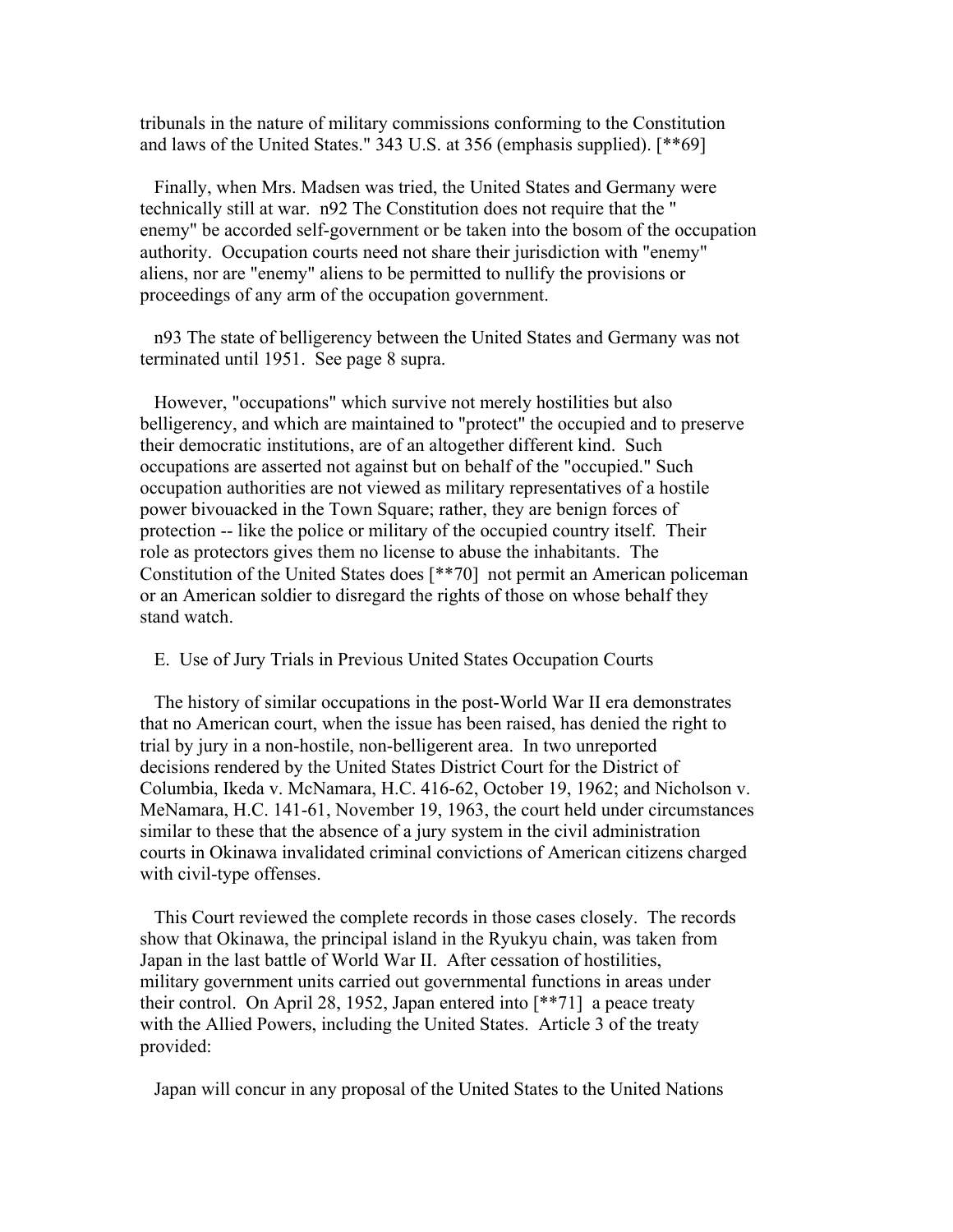tribunals in the nature of military commissions conforming to the Constitution and laws of the United States." 343 U.S. at 356 (emphasis supplied). [**69]

Finally, when Mrs. Madsen was tried, the United States and Germany were technically still at war. n92 The Constitution does not require that the " enemy" be accorded self-government or be taken into the bosom of the occupation authority. Occupation courts need not share their jurisdiction with "enemy" aliens, nor are "enemy" aliens to be permitted to nullify the provisions or proceedings of any arm of the occupation government.

n93 The state of belligerency between the United States and Germany was not terminated until 1951. See page 8 supra.

However, "occupations" which survive not merely hostilities but also belligerency, and which are maintained to "protect" the occupied and to preserve their democratic institutions, are of an altogether different kind. Such occupations are asserted not against but on behalf of the "occupied." Such occupation authorities are not viewed as military representatives of a hostile power bivouacked in the Town Square; rather, they are benign forces of protection -- like the police or military of the occupied country itself. Their role as protectors gives them no license to abuse the inhabitants. The Constitution of the United States does [**70] not permit an American policeman or an American soldier to disregard the rights of those on whose behalf they stand watch.

E. Use of Jury Trials in Previous United States Occupation Courts

The history of similar occupations in the post-World War II era demonstrates that no American court, when the issue has been raised, has denied the right to trial by jury in a non-hostile, non-belligerent area. In two unreported decisions rendered by the United States District Court for the District of Columbia, Ikeda v. McNamara, H.C. 416-62, October 19, 1962; and Nicholson v. MeNamara, H.C. 141-61, November 19, 1963, the court held under circumstances similar to these that the absence of a jury system in the civil administration courts in Okinawa invalidated criminal convictions of American citizens charged with civil-type offenses.

This Court reviewed the complete records in those cases closely. The records show that Okinawa, the principal island in the Ryukyu chain, was taken from Japan in the last battle of World War II. After cessation of hostilities, military government units carried out governmental functions in areas under their control. On April 28, 1952, Japan entered into [**71] a peace treaty with the Allied Powers, including the United States. Article 3 of the treaty provided:

Japan will concur in any proposal of the United States to the United Nations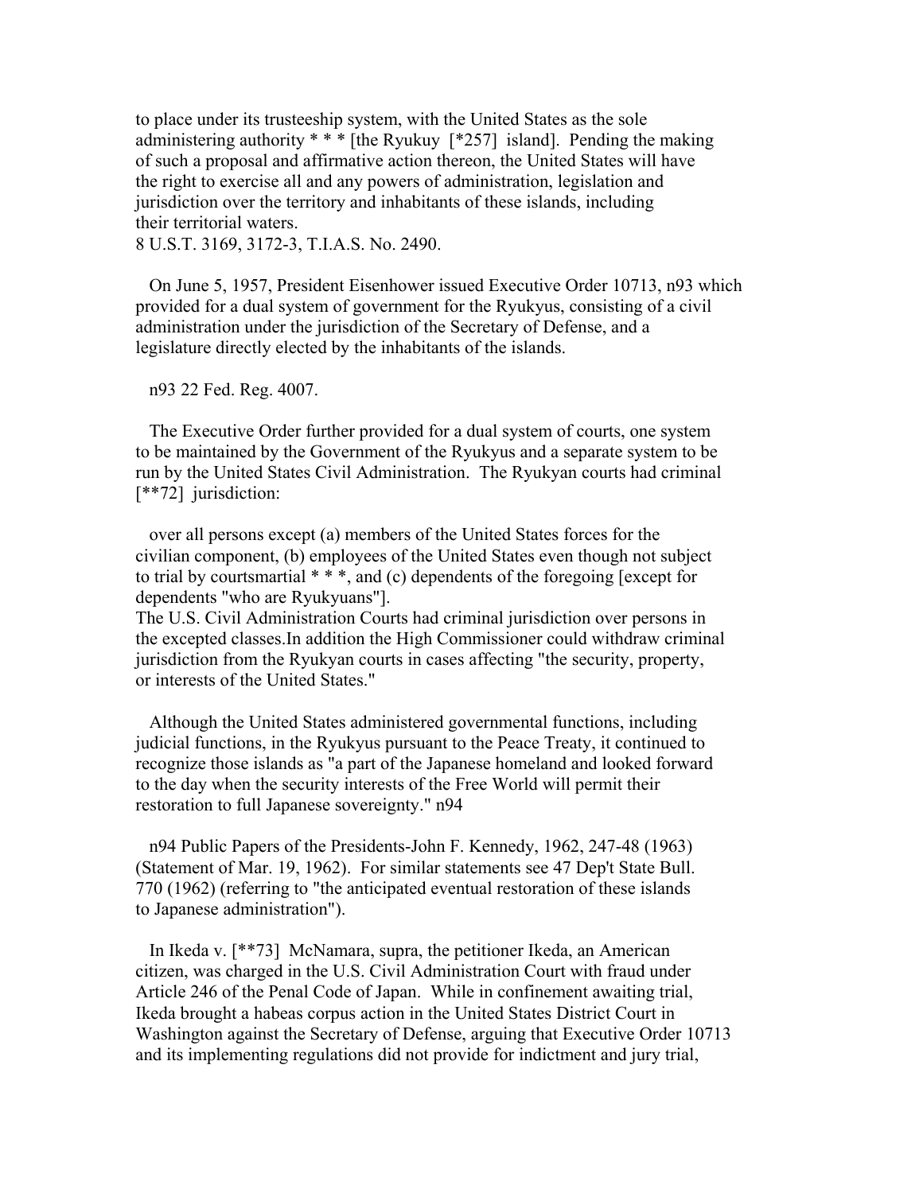to place under its trusteeship system, with the United States as the sole administering authority * * * [the Ryukuy [*257] island]. Pending the making of such a proposal and affirmative action thereon, the United States will have the right to exercise all and any powers of administration, legislation and jurisdiction over the territory and inhabitants of these islands, including their territorial waters.
8 U.S.T. 3169, 3172-3, T.I.A.S. No. 2490.

On June 5, 1957, President Eisenhower issued Executive Order 10713, n93 which provided for a dual system of government for the Ryukyus, consisting of a civil administration under the jurisdiction of the Secretary of Defense, and a legislature directly elected by the inhabitants of the islands.

n93 22 Fed. Reg. 4007.

The Executive Order further provided for a dual system of courts, one system to be maintained by the Government of the Ryukyus and a separate system to be run by the United States Civil Administration. The Ryukyan courts had criminal [**72] jurisdiction:

over all persons except (a) members of the United States forces for the civilian component, (b) employees of the United States even though not subject to trial by courtsmartial * * *, and (c) dependents of the foregoing [except for dependents "who are Ryukyuans"].
The U.S. Civil Administration Courts had criminal jurisdiction over persons in the excepted classes.In addition the High Commissioner could withdraw criminal jurisdiction from the Ryukyan courts in cases affecting "the security, property, or interests of the United States."

Although the United States administered governmental functions, including judicial functions, in the Ryukyus pursuant to the Peace Treaty, it continued to recognize those islands as "a part of the Japanese homeland and looked forward to the day when the security interests of the Free World will permit their restoration to full Japanese sovereignty." n94

n94 Public Papers of the Presidents-John F. Kennedy, 1962, 247-48 (1963) (Statement of Mar. 19, 1962). For similar statements see 47 Dep't State Bull. 770 (1962) (referring to "the anticipated eventual restoration of these islands to Japanese administration").

In Ikeda v. [**73] McNamara, supra, the petitioner Ikeda, an American citizen, was charged in the U.S. Civil Administration Court with fraud under Article 246 of the Penal Code of Japan. While in confinement awaiting trial, Ikeda brought a habeas corpus action in the United States District Court in Washington against the Secretary of Defense, arguing that Executive Order 10713 and its implementing regulations did not provide for indictment and jury trial,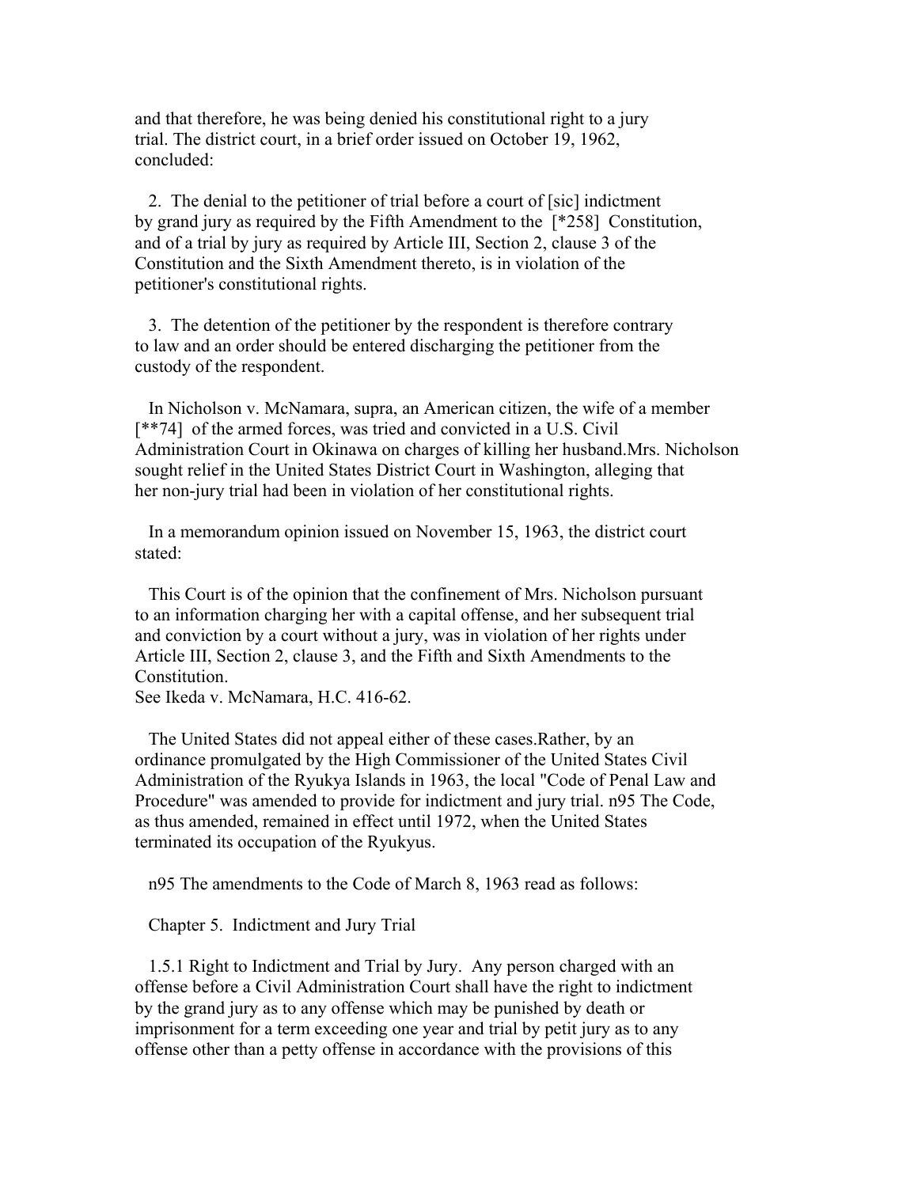and that therefore, he was being denied his constitutional right to a jury trial. The district court, in a brief order issued on October 19, 1962, concluded:

2. The denial to the petitioner of trial before a court of [sic] indictment by grand jury as required by the Fifth Amendment to the [*258] Constitution, and of a trial by jury as required by Article III, Section 2, clause 3 of the Constitution and the Sixth Amendment thereto, is in violation of the petitioner's constitutional rights.

3. The detention of the petitioner by the respondent is therefore contrary to law and an order should be entered discharging the petitioner from the custody of the respondent.

In Nicholson v. McNamara, supra, an American citizen, the wife of a member [**74] of the armed forces, was tried and convicted in a U.S. Civil Administration Court in Okinawa on charges of killing her husband.Mrs. Nicholson sought relief in the United States District Court in Washington, alleging that her non-jury trial had been in violation of her constitutional rights.

In a memorandum opinion issued on November 15, 1963, the district court stated:

This Court is of the opinion that the confinement of Mrs. Nicholson pursuant to an information charging her with a capital offense, and her subsequent trial and conviction by a court without a jury, was in violation of her rights under Article III, Section 2, clause 3, and the Fifth and Sixth Amendments to the Constitution.
See Ikeda v. McNamara, H.C. 416-62.

The United States did not appeal either of these cases.Rather, by an ordinance promulgated by the High Commissioner of the United States Civil Administration of the Ryukya Islands in 1963, the local "Code of Penal Law and Procedure" was amended to provide for indictment and jury trial. n95 The Code, as thus amended, remained in effect until 1972, when the United States terminated its occupation of the Ryukyus.

n95 The amendments to the Code of March 8, 1963 read as follows:

Chapter 5. Indictment and Jury Trial

1.5.1 Right to Indictment and Trial by Jury. Any person charged with an offense before a Civil Administration Court shall have the right to indictment by the grand jury as to any offense which may be punished by death or imprisonment for a term exceeding one year and trial by petit jury as to any offense other than a petty offense in accordance with the provisions of this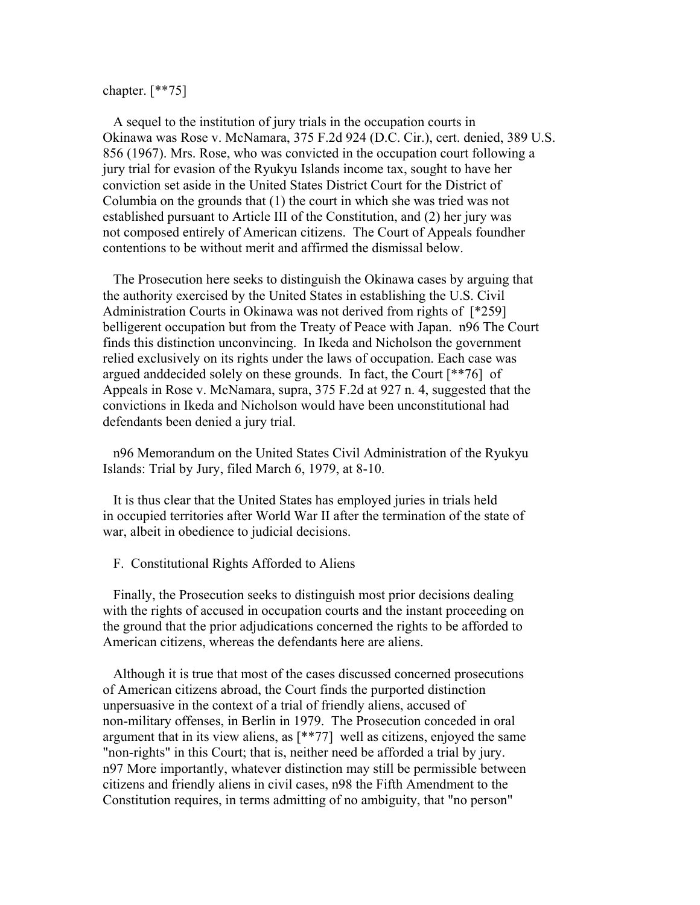chapter. [**75]

A sequel to the institution of jury trials in the occupation courts in Okinawa was Rose v. McNamara, 375 F.2d 924 (D.C. Cir.), cert. denied, 389 U.S. 856 (1967). Mrs. Rose, who was convicted in the occupation court following a jury trial for evasion of the Ryukyu Islands income tax, sought to have her conviction set aside in the United States District Court for the District of Columbia on the grounds that (1) the court in which she was tried was not established pursuant to Article III of the Constitution, and (2) her jury was not composed entirely of American citizens. The Court of Appeals foundher contentions to be without merit and affirmed the dismissal below.

The Prosecution here seeks to distinguish the Okinawa cases by arguing that the authority exercised by the United States in establishing the U.S. Civil Administration Courts in Okinawa was not derived from rights of [*259] belligerent occupation but from the Treaty of Peace with Japan. n96 The Court finds this distinction unconvincing. In Ikeda and Nicholson the government relied exclusively on its rights under the laws of occupation. Each case was argued anddecided solely on these grounds. In fact, the Court [**76] of Appeals in Rose v. McNamara, supra, 375 F.2d at 927 n. 4, suggested that the convictions in Ikeda and Nicholson would have been unconstitutional had defendants been denied a jury trial.

n96 Memorandum on the United States Civil Administration of the Ryukyu Islands: Trial by Jury, filed March 6, 1979, at 8-10.

It is thus clear that the United States has employed juries in trials held in occupied territories after World War II after the termination of the state of war, albeit in obedience to judicial decisions.

F. Constitutional Rights Afforded to Aliens

Finally, the Prosecution seeks to distinguish most prior decisions dealing with the rights of accused in occupation courts and the instant proceeding on the ground that the prior adjudications concerned the rights to be afforded to American citizens, whereas the defendants here are aliens.

Although it is true that most of the cases discussed concerned prosecutions of American citizens abroad, the Court finds the purported distinction unpersuasive in the context of a trial of friendly aliens, accused of non-military offenses, in Berlin in 1979. The Prosecution conceded in oral argument that in its view aliens, as [**77] well as citizens, enjoyed the same "non-rights" in this Court; that is, neither need be afforded a trial by jury. n97 More importantly, whatever distinction may still be permissible between citizens and friendly aliens in civil cases, n98 the Fifth Amendment to the Constitution requires, in terms admitting of no ambiguity, that "no person"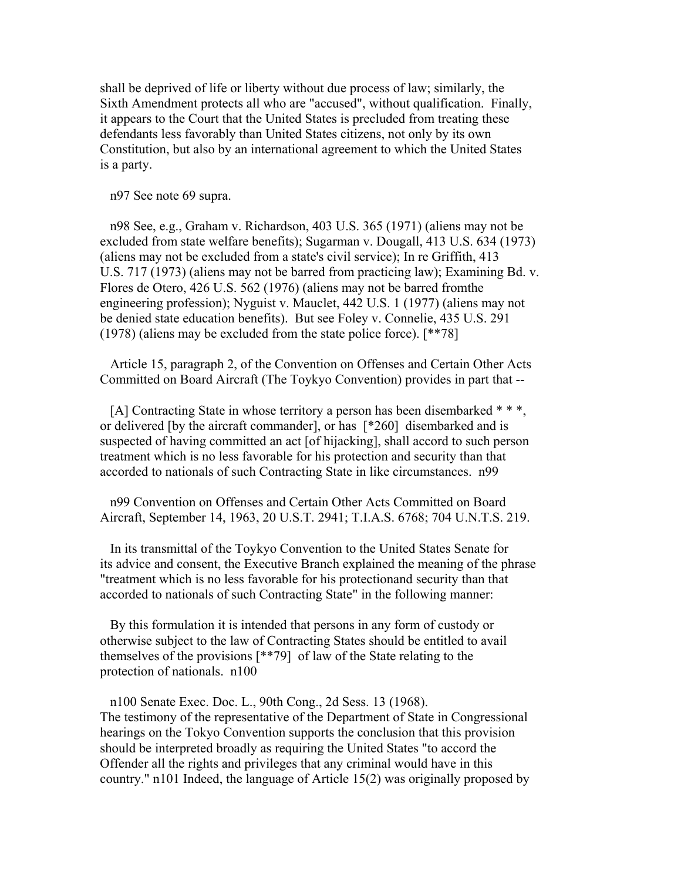shall be deprived of life or liberty without due process of law; similarly, the Sixth Amendment protects all who are "accused", without qualification. Finally, it appears to the Court that the United States is precluded from treating these defendants less favorably than United States citizens, not only by its own Constitution, but also by an international agreement to which the United States is a party.

n97 See note 69 supra.

n98 See, e.g., Graham v. Richardson, 403 U.S. 365 (1971) (aliens may not be excluded from state welfare benefits); Sugarman v. Dougall, 413 U.S. 634 (1973) (aliens may not be excluded from a state's civil service); In re Griffith, 413 U.S. 717 (1973) (aliens may not be barred from practicing law); Examining Bd. v. Flores de Otero, 426 U.S. 562 (1976) (aliens may not be barred fromthe engineering profession); Nyguist v. Mauclet, 442 U.S. 1 (1977) (aliens may not be denied state education benefits). But see Foley v. Connelie, 435 U.S. 291 (1978) (aliens may be excluded from the state police force). [**78]

Article 15, paragraph 2, of the Convention on Offenses and Certain Other Acts Committed on Board Aircraft (The Toykyo Convention) provides in part that --

> [A] Contracting State in whose territory a person has been disembarked * * *, or delivered [by the aircraft commander], or has [*260] disembarked and is suspected of having committed an act [of hijacking], shall accord to such person treatment which is no less favorable for his protection and security than that accorded to nationals of such Contracting State in like circumstances. n99

n99 Convention on Offenses and Certain Other Acts Committed on Board Aircraft, September 14, 1963, 20 U.S.T. 2941; T.I.A.S. 6768; 704 U.N.T.S. 219.

In its transmittal of the Toykyo Convention to the United States Senate for its advice and consent, the Executive Branch explained the meaning of the phrase "treatment which is no less favorable for his protectionand security than that accorded to nationals of such Contracting State" in the following manner:

> By this formulation it is intended that persons in any form of custody or otherwise subject to the law of Contracting States should be entitled to avail themselves of the provisions [**79] of law of the State relating to the protection of nationals. n100

n100 Senate Exec. Doc. L., 90th Cong., 2d Sess. 13 (1968).
The testimony of the representative of the Department of State in Congressional hearings on the Tokyo Convention supports the conclusion that this provision should be interpreted broadly as requiring the United States "to accord the Offender all the rights and privileges that any criminal would have in this country." n101 Indeed, the language of Article 15(2) was originally proposed by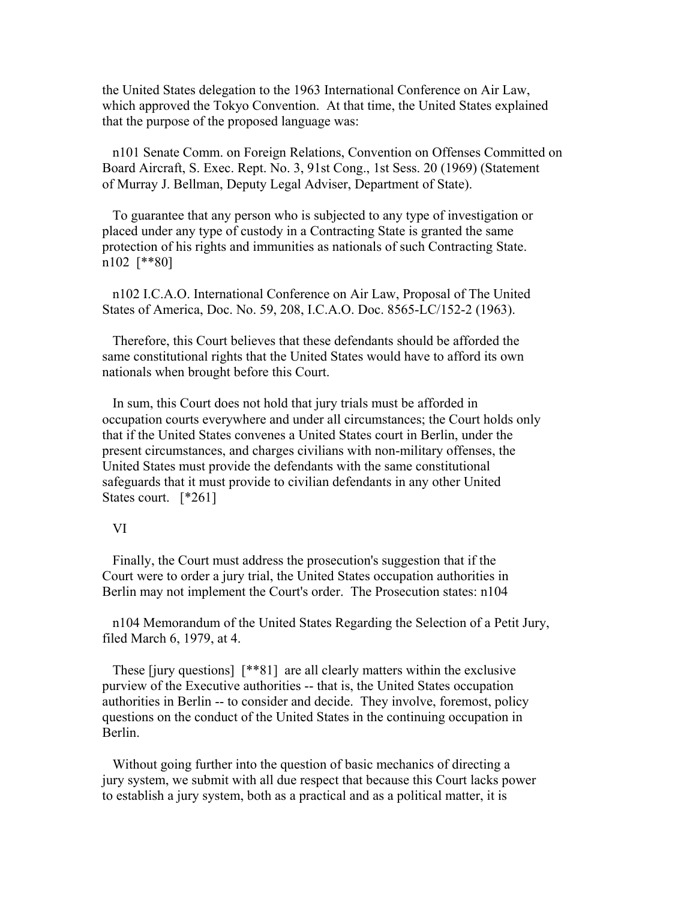the United States delegation to the 1963 International Conference on Air Law, which approved the Tokyo Convention. At that time, the United States explained that the purpose of the proposed language was:

n101 Senate Comm. on Foreign Relations, Convention on Offenses Committed on Board Aircraft, S. Exec. Rept. No. 3, 91st Cong., 1st Sess. 20 (1969) (Statement of Murray J. Bellman, Deputy Legal Adviser, Department of State).

To guarantee that any person who is subjected to any type of investigation or placed under any type of custody in a Contracting State is granted the same protection of his rights and immunities as nationals of such Contracting State. n102 [**80]

n102 I.C.A.O. International Conference on Air Law, Proposal of The United States of America, Doc. No. 59, 208, I.C.A.O. Doc. 8565-LC/152-2 (1963).

Therefore, this Court believes that these defendants should be afforded the same constitutional rights that the United States would have to afford its own nationals when brought before this Court.

In sum, this Court does not hold that jury trials must be afforded in occupation courts everywhere and under all circumstances; the Court holds only that if the United States convenes a United States court in Berlin, under the present circumstances, and charges civilians with non-military offenses, the United States must provide the defendants with the same constitutional safeguards that it must provide to civilian defendants in any other United States court. [*261]

VI

Finally, the Court must address the prosecution's suggestion that if the Court were to order a jury trial, the United States occupation authorities in Berlin may not implement the Court's order. The Prosecution states: n104

n104 Memorandum of the United States Regarding the Selection of a Petit Jury, filed March 6, 1979, at 4.

These [jury questions] [**81] are all clearly matters within the exclusive purview of the Executive authorities -- that is, the United States occupation authorities in Berlin -- to consider and decide. They involve, foremost, policy questions on the conduct of the United States in the continuing occupation in Berlin.

Without going further into the question of basic mechanics of directing a jury system, we submit with all due respect that because this Court lacks power to establish a jury system, both as a practical and as a political matter, it is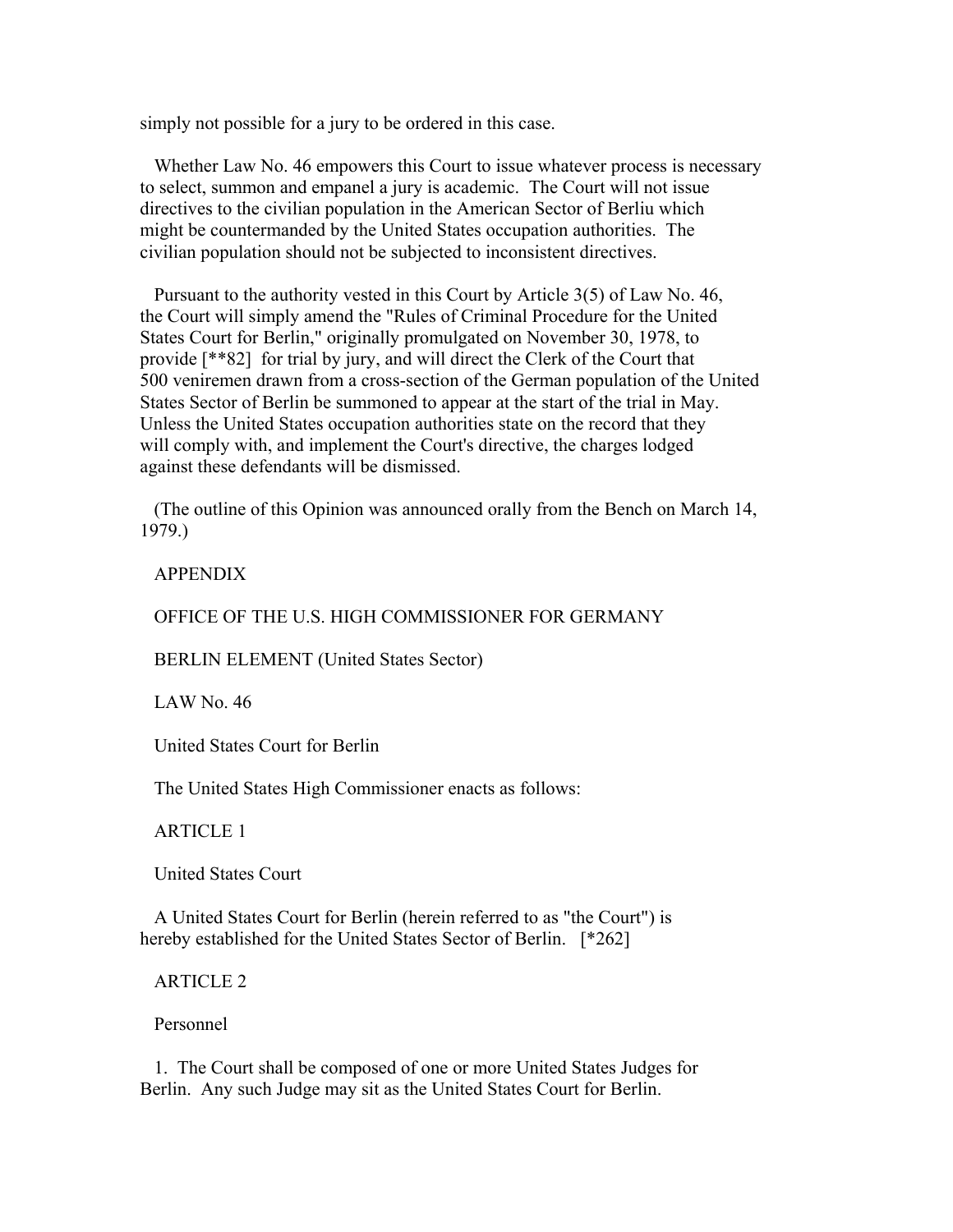simply not possible for a jury to be ordered in this case.

Whether Law No. 46 empowers this Court to issue whatever process is necessary to select, summon and empanel a jury is academic. The Court will not issue directives to the civilian population in the American Sector of Berliu which might be countermanded by the United States occupation authorities. The civilian population should not be subjected to inconsistent directives.

Pursuant to the authority vested in this Court by Article 3(5) of Law No. 46, the Court will simply amend the "Rules of Criminal Procedure for the United States Court for Berlin," originally promulgated on November 30, 1978, to provide [**82] for trial by jury, and will direct the Clerk of the Court that 500 veniremen drawn from a cross-section of the German population of the United States Sector of Berlin be summoned to appear at the start of the trial in May. Unless the United States occupation authorities state on the record that they will comply with, and implement the Court's directive, the charges lodged against these defendants will be dismissed.

(The outline of this Opinion was announced orally from the Bench on March 14, 1979.)

APPENDIX

OFFICE OF THE U.S. HIGH COMMISSIONER FOR GERMANY

BERLIN ELEMENT (United States Sector)

LAW No. 46

United States Court for Berlin

The United States High Commissioner enacts as follows:

ARTICLE 1

United States Court

A United States Court for Berlin (herein referred to as "the Court") is hereby established for the United States Sector of Berlin. [*262]

ARTICLE 2

Personnel

1. The Court shall be composed of one or more United States Judges for Berlin. Any such Judge may sit as the United States Court for Berlin.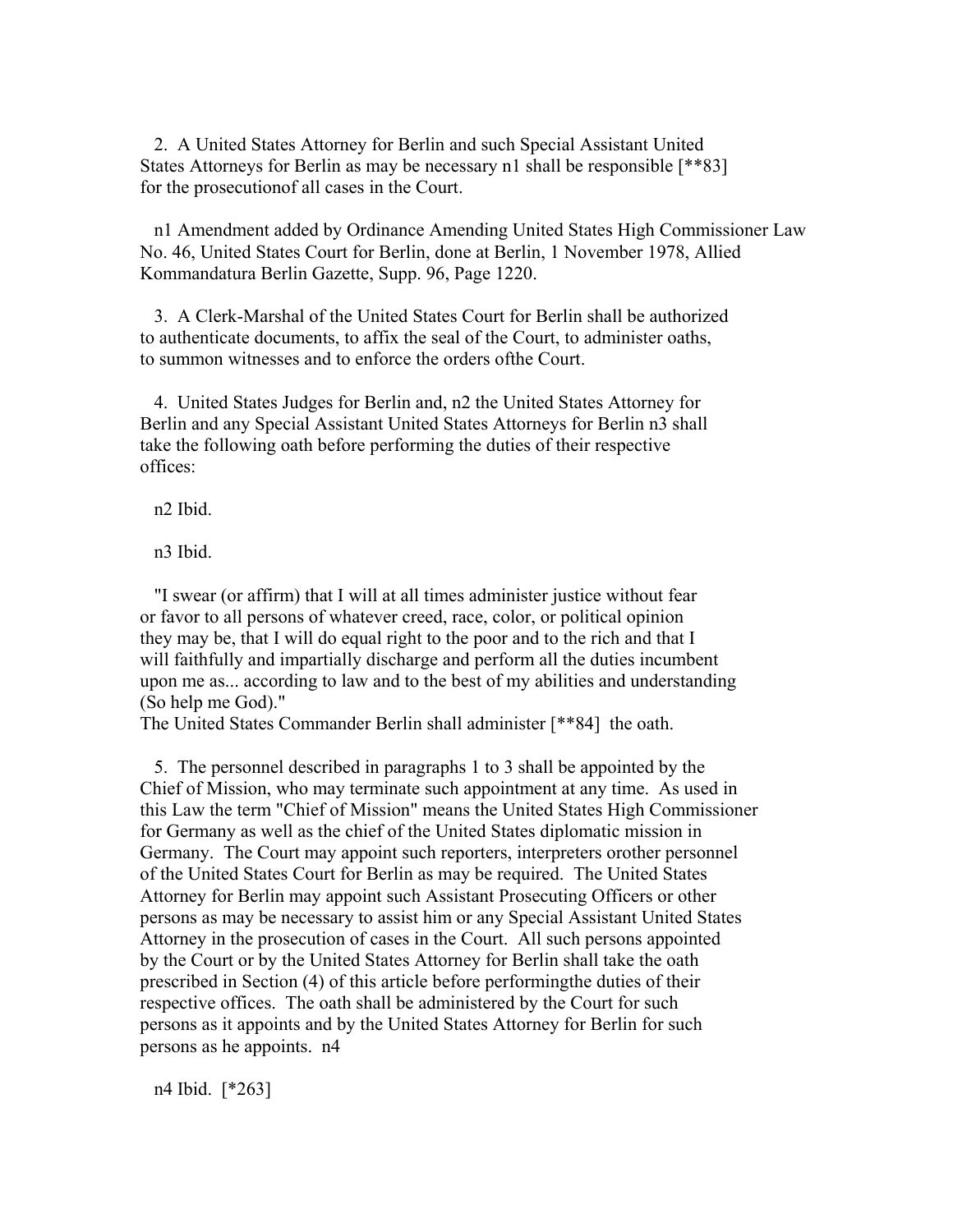2. A United States Attorney for Berlin and such Special Assistant United States Attorneys for Berlin as may be necessary n1 shall be responsible [**83] for the prosecutionof all cases in the Court.

n1 Amendment added by Ordinance Amending United States High Commissioner Law No. 46, United States Court for Berlin, done at Berlin, 1 November 1978, Allied Kommandatura Berlin Gazette, Supp. 96, Page 1220.

3. A Clerk-Marshal of the United States Court for Berlin shall be authorized to authenticate documents, to affix the seal of the Court, to administer oaths, to summon witnesses and to enforce the orders ofthe Court.

4. United States Judges for Berlin and, n2 the United States Attorney for Berlin and any Special Assistant United States Attorneys for Berlin n3 shall take the following oath before performing the duties of their respective offices:

n2 Ibid.

n3 Ibid.

"I swear (or affirm) that I will at all times administer justice without fear or favor to all persons of whatever creed, race, color, or political opinion they may be, that I will do equal right to the poor and to the rich and that I will faithfully and impartially discharge and perform all the duties incumbent upon me as... according to law and to the best of my abilities and understanding (So help me God)."
The United States Commander Berlin shall administer [**84] the oath.

5. The personnel described in paragraphs 1 to 3 shall be appointed by the Chief of Mission, who may terminate such appointment at any time. As used in this Law the term "Chief of Mission" means the United States High Commissioner for Germany as well as the chief of the United States diplomatic mission in Germany. The Court may appoint such reporters, interpreters orother personnel of the United States Court for Berlin as may be required. The United States Attorney for Berlin may appoint such Assistant Prosecuting Officers or other persons as may be necessary to assist him or any Special Assistant United States Attorney in the prosecution of cases in the Court. All such persons appointed by the Court or by the United States Attorney for Berlin shall take the oath prescribed in Section (4) of this article before performingthe duties of their respective offices. The oath shall be administered by the Court for such persons as it appoints and by the United States Attorney for Berlin for such persons as he appoints. n4

n4 Ibid. [*263]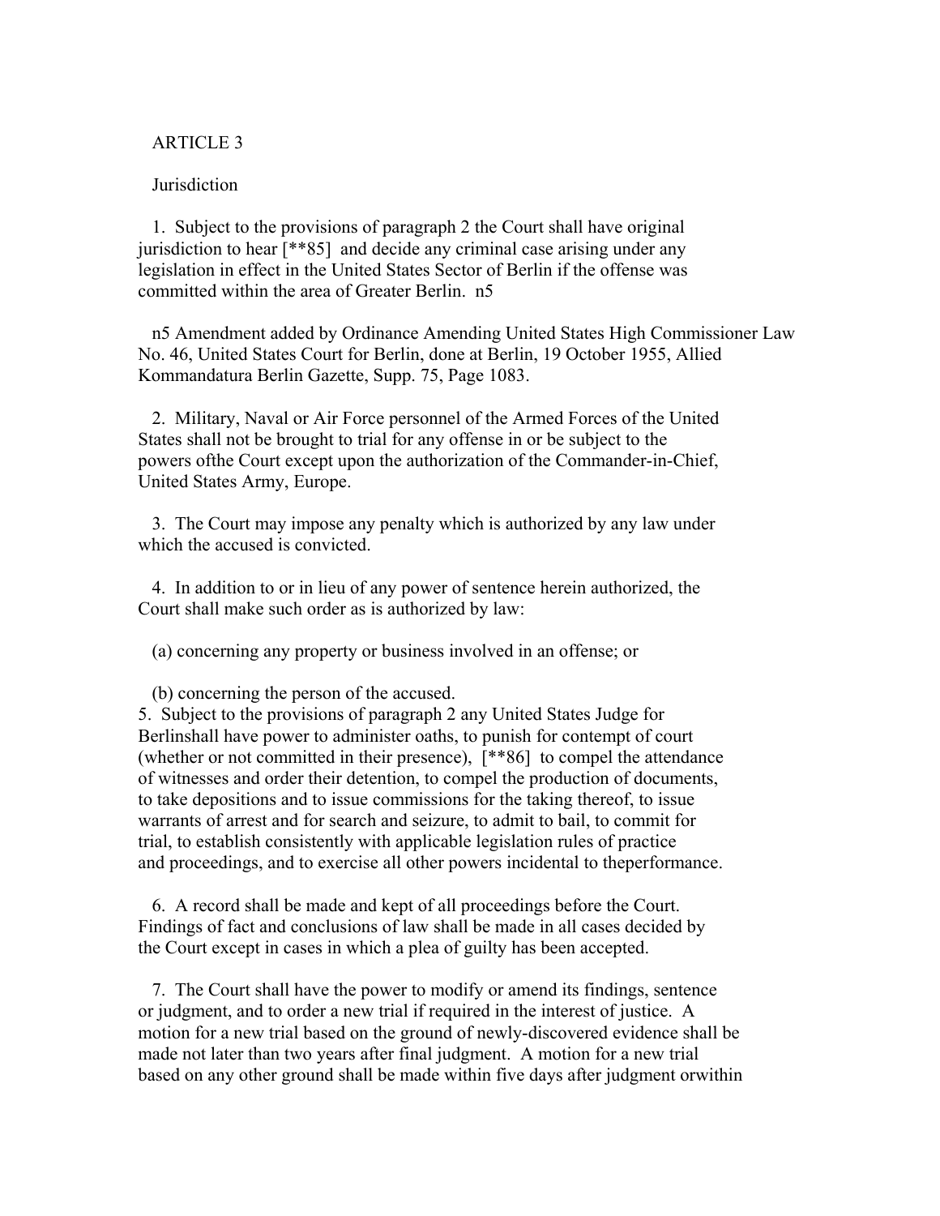ARTICLE 3

Jurisdiction

1. Subject to the provisions of paragraph 2 the Court shall have original jurisdiction to hear [**85] and decide any criminal case arising under any legislation in effect in the United States Sector of Berlin if the offense was committed within the area of Greater Berlin. n5

n5 Amendment added by Ordinance Amending United States High Commissioner Law No. 46, United States Court for Berlin, done at Berlin, 19 October 1955, Allied Kommandatura Berlin Gazette, Supp. 75, Page 1083.

2. Military, Naval or Air Force personnel of the Armed Forces of the United States shall not be brought to trial for any offense in or be subject to the powers ofthe Court except upon the authorization of the Commander-in-Chief, United States Army, Europe.

3. The Court may impose any penalty which is authorized by any law under which the accused is convicted.

4. In addition to or in lieu of any power of sentence herein authorized, the Court shall make such order as is authorized by law:

(a) concerning any property or business involved in an offense; or

(b) concerning the person of the accused.

5. Subject to the provisions of paragraph 2 any United States Judge for Berlinshall have power to administer oaths, to punish for contempt of court (whether or not committed in their presence), [**86] to compel the attendance of witnesses and order their detention, to compel the production of documents, to take depositions and to issue commissions for the taking thereof, to issue warrants of arrest and for search and seizure, to admit to bail, to commit for trial, to establish consistently with applicable legislation rules of practice and proceedings, and to exercise all other powers incidental to theperformance.

6. A record shall be made and kept of all proceedings before the Court. Findings of fact and conclusions of law shall be made in all cases decided by the Court except in cases in which a plea of guilty has been accepted.

7. The Court shall have the power to modify or amend its findings, sentence or judgment, and to order a new trial if required in the interest of justice. A motion for a new trial based on the ground of newly-discovered evidence shall be made not later than two years after final judgment. A motion for a new trial based on any other ground shall be made within five days after judgment orwithin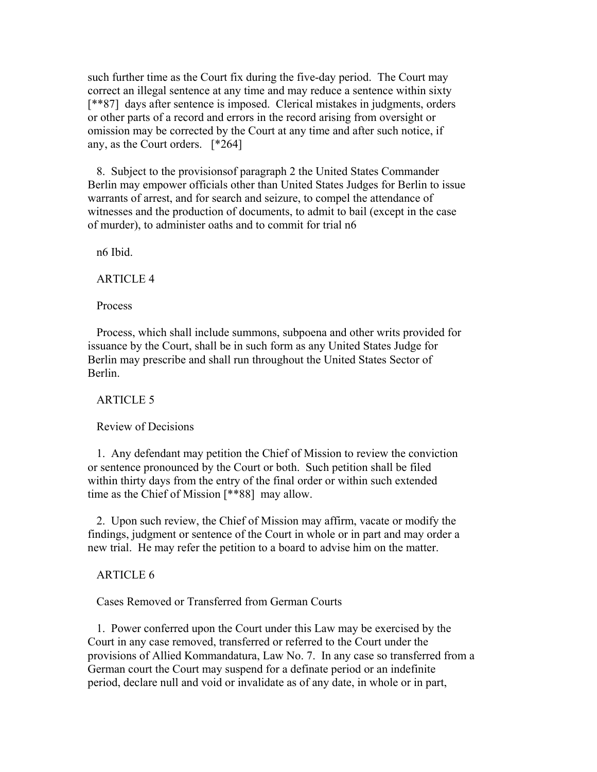such further time as the Court fix during the five-day period. The Court may correct an illegal sentence at any time and may reduce a sentence within sixty [**87] days after sentence is imposed. Clerical mistakes in judgments, orders or other parts of a record and errors in the record arising from oversight or omission may be corrected by the Court at any time and after such notice, if any, as the Court orders. [*264]

8. Subject to the provisionsof paragraph 2 the United States Commander Berlin may empower officials other than United States Judges for Berlin to issue warrants of arrest, and for search and seizure, to compel the attendance of witnesses and the production of documents, to admit to bail (except in the case of murder), to administer oaths and to commit for trial n6

n6 Ibid.

ARTICLE 4

Process

Process, which shall include summons, subpoena and other writs provided for issuance by the Court, shall be in such form as any United States Judge for Berlin may prescribe and shall run throughout the United States Sector of Berlin.

ARTICLE 5

Review of Decisions

1. Any defendant may petition the Chief of Mission to review the conviction or sentence pronounced by the Court or both. Such petition shall be filed within thirty days from the entry of the final order or within such extended time as the Chief of Mission [**88] may allow.

2. Upon such review, the Chief of Mission may affirm, vacate or modify the findings, judgment or sentence of the Court in whole or in part and may order a new trial. He may refer the petition to a board to advise him on the matter.

ARTICLE 6

Cases Removed or Transferred from German Courts

1. Power conferred upon the Court under this Law may be exercised by the Court in any case removed, transferred or referred to the Court under the provisions of Allied Kommandatura, Law No. 7. In any case so transferred from a German court the Court may suspend for a definate period or an indefinite period, declare null and void or invalidate as of any date, in whole or in part,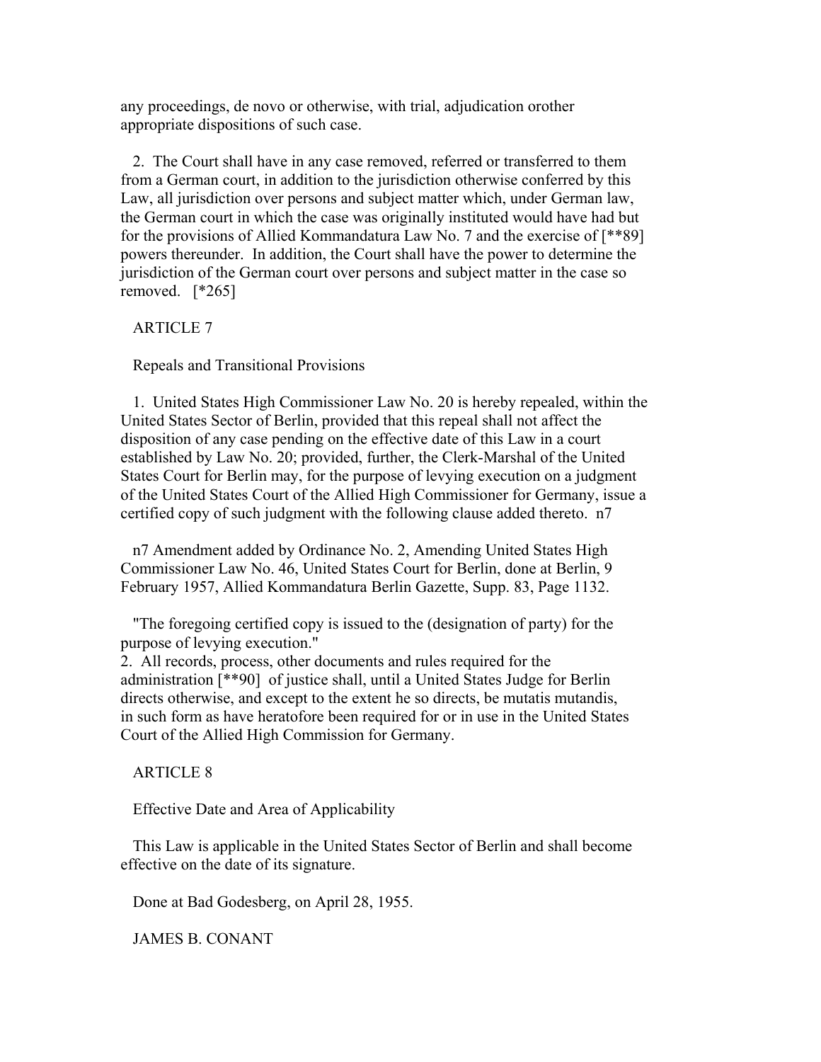any proceedings, de novo or otherwise, with trial, adjudication orother appropriate dispositions of such case.

2. The Court shall have in any case removed, referred or transferred to them from a German court, in addition to the jurisdiction otherwise conferred by this Law, all jurisdiction over persons and subject matter which, under German law, the German court in which the case was originally instituted would have had but for the provisions of Allied Kommandatura Law No. 7 and the exercise of [**89] powers thereunder. In addition, the Court shall have the power to determine the jurisdiction of the German court over persons and subject matter in the case so removed. [*265]

ARTICLE 7

Repeals and Transitional Provisions

1. United States High Commissioner Law No. 20 is hereby repealed, within the United States Sector of Berlin, provided that this repeal shall not affect the disposition of any case pending on the effective date of this Law in a court established by Law No. 20; provided, further, the Clerk-Marshal of the United States Court for Berlin may, for the purpose of levying execution on a judgment of the United States Court of the Allied High Commissioner for Germany, issue a certified copy of such judgment with the following clause added thereto. n7

n7 Amendment added by Ordinance No. 2, Amending United States High Commissioner Law No. 46, United States Court for Berlin, done at Berlin, 9 February 1957, Allied Kommandatura Berlin Gazette, Supp. 83, Page 1132.

"The foregoing certified copy is issued to the (designation of party) for the purpose of levying execution."

2. All records, process, other documents and rules required for the administration [**90] of justice shall, until a United States Judge for Berlin directs otherwise, and except to the extent he so directs, be mutatis mutandis, in such form as have heratofore been required for or in use in the United States Court of the Allied High Commission for Germany.

ARTICLE 8

Effective Date and Area of Applicability

This Law is applicable in the United States Sector of Berlin and shall become effective on the date of its signature.

Done at Bad Godesberg, on April 28, 1955.

JAMES B. CONANT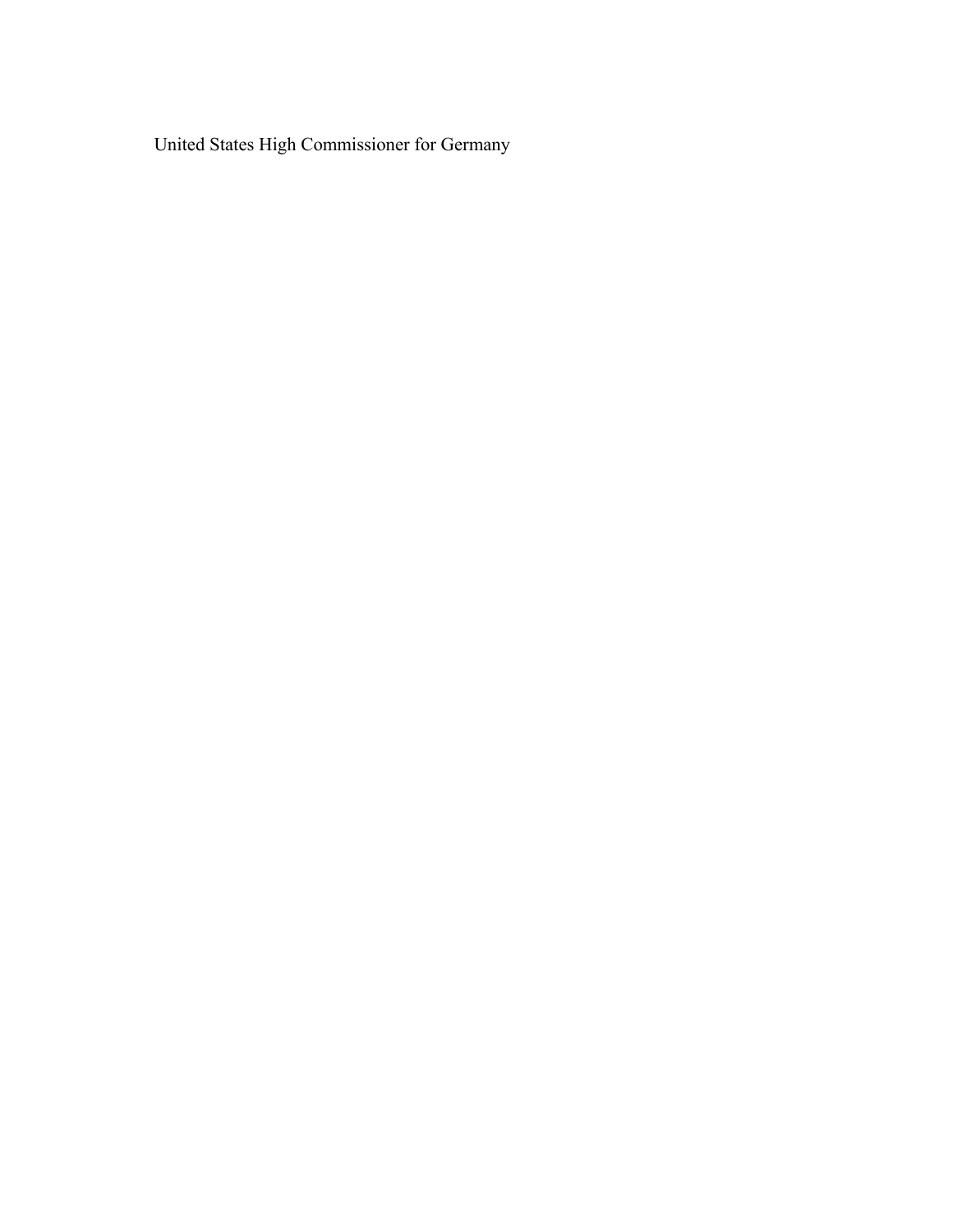United States High Commissioner for Germany